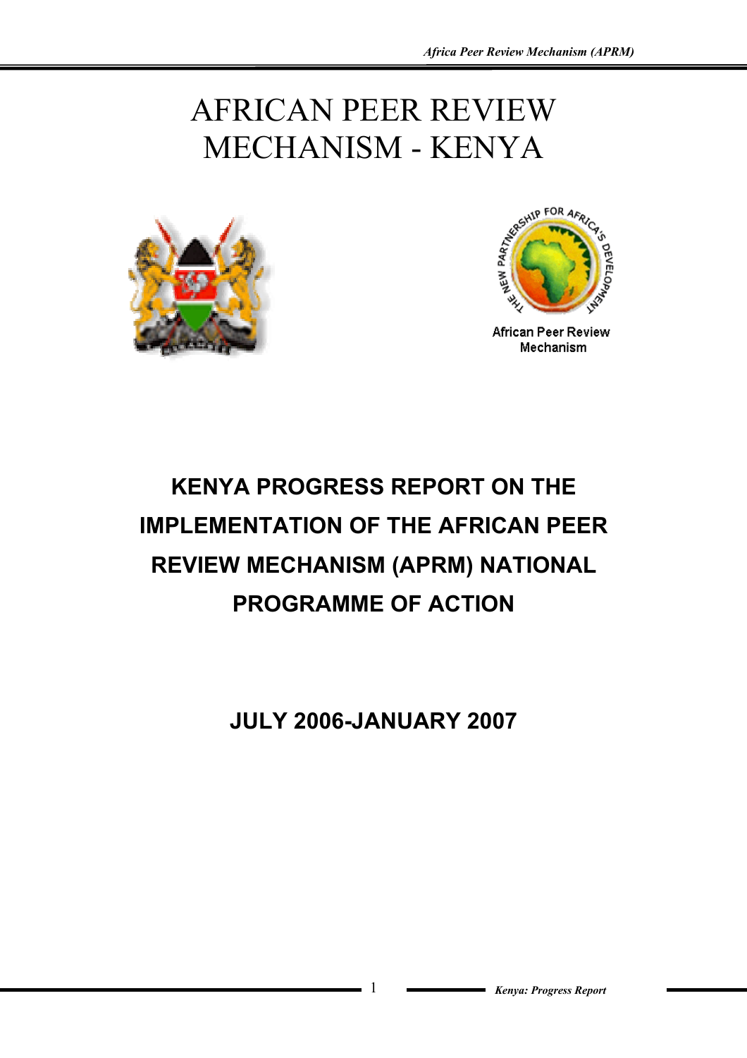# AFRICAN PEER REVIEW MECHANISM - KENYA

THE NEW PARTNERSHIP FOR AFRICA'S DEVELOPMENT

African Peer Review Mechanism

## KENYA PROGRESS REPORT ON THE IMPLEMENTATION OF THE AFRICAN PEER REVIEW MECHANISM (APRM) NATIONAL PROGRAMME OF ACTION

## JULY 2006-JANUARY 2007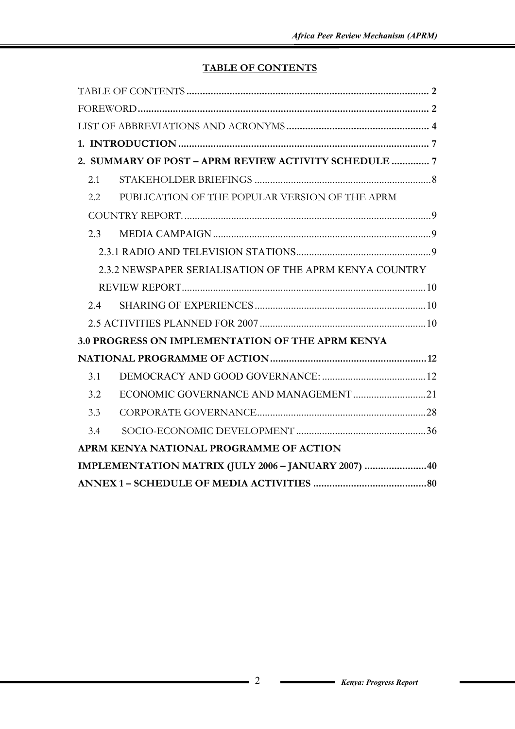**TABLE OF CONTENTS**

TABLE OF CONTENTS .......................................................................................... 2

FOREWORD .......................................................................................................... 2

LIST OF ABBREVIATIONS AND ACRONYMS ..................................................... 4

**1. INTRODUCTION ............................................................................................ 7**

**2. SUMMARY OF POST – APRM REVIEW ACTIVITY SCHEDULE .............. 7**

2.1 STAKEHOLDER BRIEFINGS ................................................................... 8

2.2 PUBLICATION OF THE POPULAR VERSION OF THE APRM COUNTRY REPORT. ............................................................................................ 9

2.3 MEDIA CAMPAIGN ................................................................................... 9

2.3.1 RADIO AND TELEVISION STATIONS ................................................... 9

2.3.2 NEWSPAPER SERIALISATION OF THE APRM KENYA COUNTRY REVIEW REPORT ............................................................................................ 10

2.4 SHARING OF EXPERIENCES ................................................................. 10

2.5 ACTIVITIES PLANNED FOR 2007 ............................................................... 10

**3.0 PROGRESS ON IMPLEMENTATION OF THE APRM KENYA NATIONAL PROGRAMME OF ACTION .......................................................... 12**

3.1 DEMOCRACY AND GOOD GOVERNANCE: ........................................ 12

3.2 ECONOMIC GOVERNANCE AND MANAGEMENT ............................ 21

3.3 CORPORATE GOVERNANCE ................................................................. 28

3.4 SOCIO-ECONOMIC DEVELOPMENT .................................................. 36

**APRM KENYA NATIONAL PROGRAMME OF ACTION IMPLEMENTATION MATRIX (JULY 2006 – JANUARY 2007) ....................... 40**

**ANNEX 1 – SCHEDULE OF MEDIA ACTIVITIES .......................................... 80**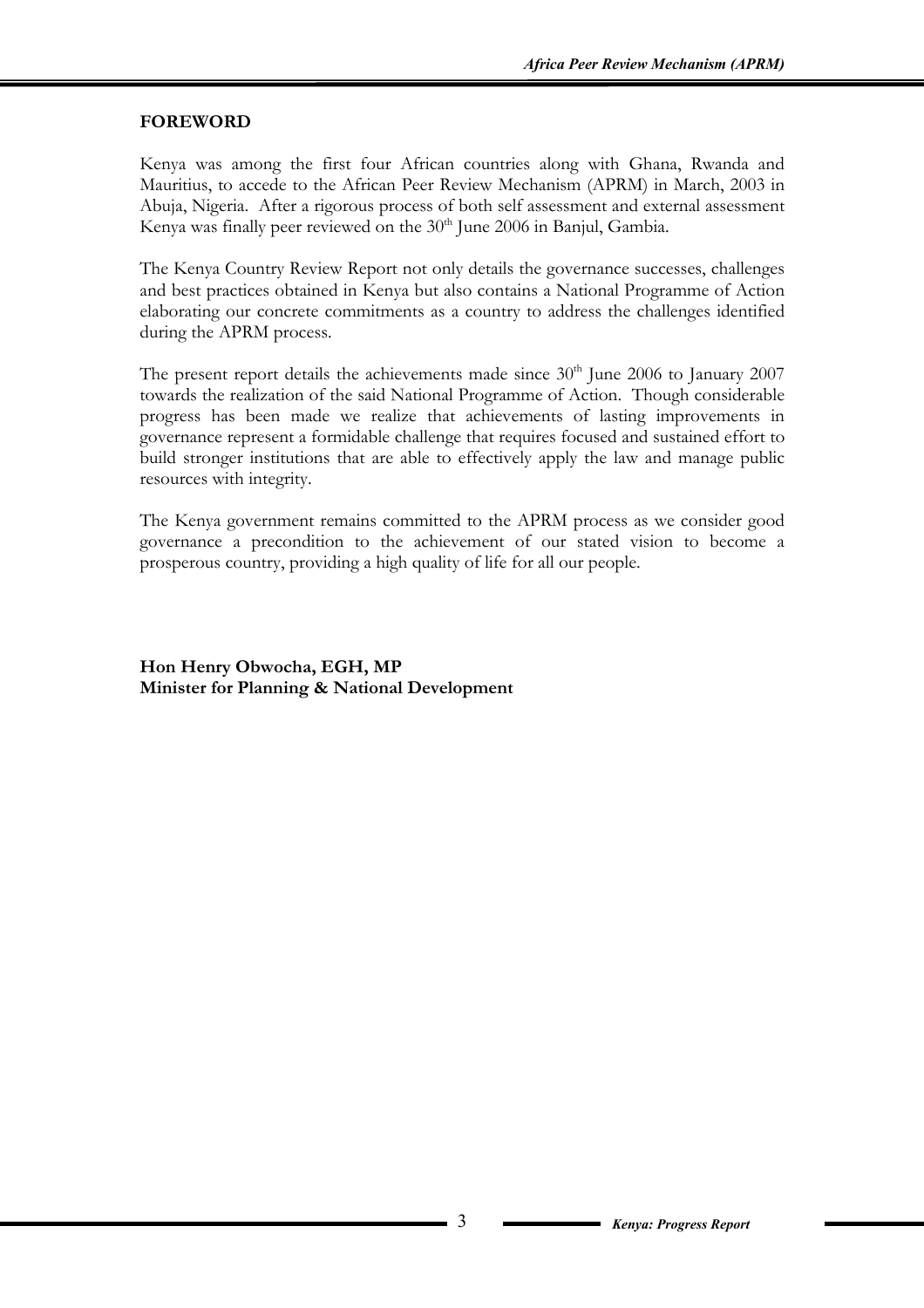# FOREWORD

Kenya was among the first four African countries along with Ghana, Rwanda and Mauritius, to accede to the African Peer Review Mechanism (APRM) in March, 2003 in Abuja, Nigeria. After a rigorous process of both self assessment and external assessment Kenya was finally peer reviewed on the 30th June 2006 in Banjul, Gambia.

The Kenya Country Review Report not only details the governance successes, challenges and best practices obtained in Kenya but also contains a National Programme of Action elaborating our concrete commitments as a country to address the challenges identified during the APRM process.

The present report details the achievements made since 30th June 2006 to January 2007 towards the realization of the said National Programme of Action. Though considerable progress has been made we realize that achievements of lasting improvements in governance represent a formidable challenge that requires focused and sustained effort to build stronger institutions that are able to effectively apply the law and manage public resources with integrity.

The Kenya government remains committed to the APRM process as we consider good governance a precondition to the achievement of our stated vision to become a prosperous country, providing a high quality of life for all our people.

**Hon Henry Obwocha, EGH, MP**
**Minister for Planning & National Development**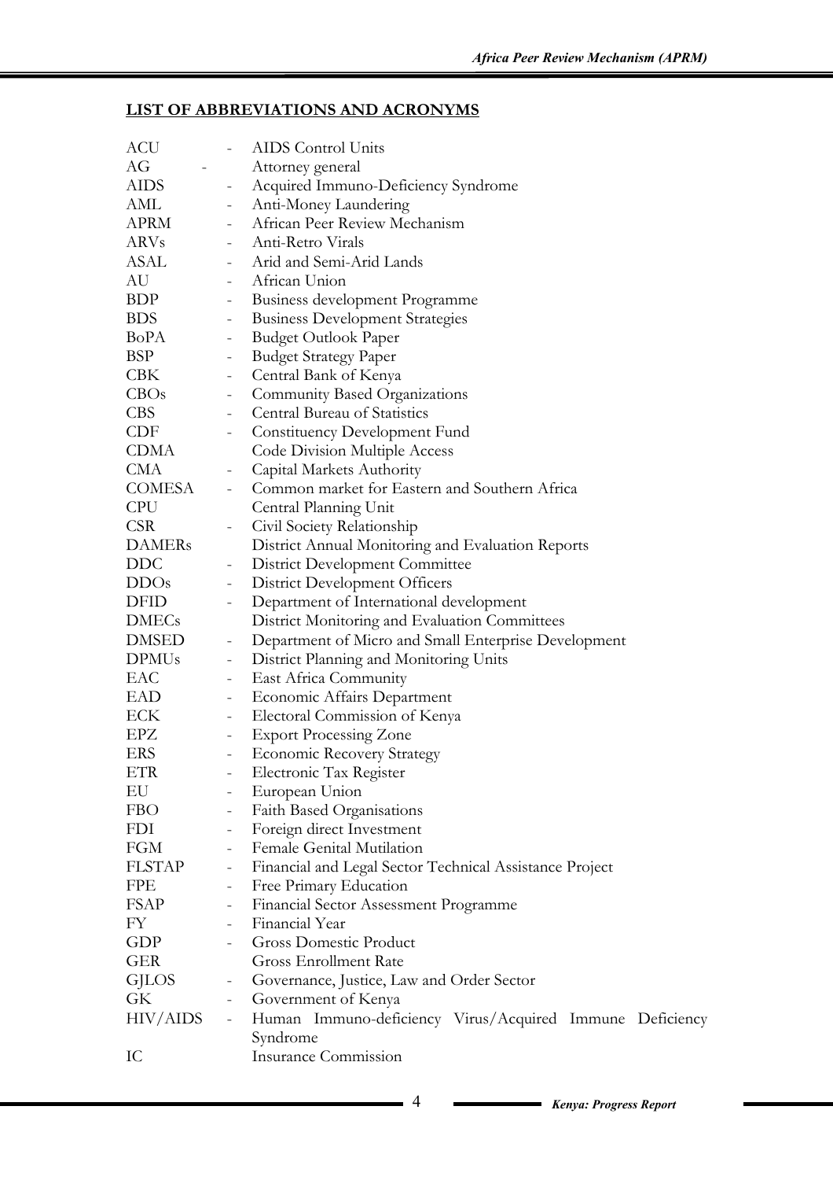## LIST OF ABBREVIATIONS AND ACRONYMS

| | | |
|---|---|---|
| ACU | - | AIDS Control Units |
| AG | - | Attorney general |
| AIDS | - | Acquired Immuno-Deficiency Syndrome |
| AML | - | Anti-Money Laundering |
| APRM | - | African Peer Review Mechanism |
| ARVs | - | Anti-Retro Virals |
| ASAL | - | Arid and Semi-Arid Lands |
| AU | - | African Union |
| BDP | - | Business development Programme |
| BDS | - | Business Development Strategies |
| BoPA | - | Budget Outlook Paper |
| BSP | - | Budget Strategy Paper |
| CBK | - | Central Bank of Kenya |
| CBOs | - | Community Based Organizations |
| CBS | - | Central Bureau of Statistics |
| CDF | - | Constituency Development Fund |
| CDMA | | Code Division Multiple Access |
| CMA | - | Capital Markets Authority |
| COMESA | - | Common market for Eastern and Southern Africa |
| CPU | | Central Planning Unit |
| CSR | - | Civil Society Relationship |
| DAMERs | | District Annual Monitoring and Evaluation Reports |
| DDC | - | District Development Committee |
| DDOs | - | District Development Officers |
| DFID | - | Department of International development |
| DMECs | | District Monitoring and Evaluation Committees |
| DMSED | - | Department of Micro and Small Enterprise Development |
| DPMUs | - | District Planning and Monitoring Units |
| EAC | - | East Africa Community |
| EAD | - | Economic Affairs Department |
| ECK | - | Electoral Commission of Kenya |
| EPZ | - | Export Processing Zone |
| ERS | - | Economic Recovery Strategy |
| ETR | - | Electronic Tax Register |
| EU | - | European Union |
| FBO | - | Faith Based Organisations |
| FDI | - | Foreign direct Investment |
| FGM | - | Female Genital Mutilation |
| FLSTAP | - | Financial and Legal Sector Technical Assistance Project |
| FPE | - | Free Primary Education |
| FSAP | - | Financial Sector Assessment Programme |
| FY | - | Financial Year |
| GDP | - | Gross Domestic Product |
| GER | | Gross Enrollment Rate |
| GJLOS | - | Governance, Justice, Law and Order Sector |
| GK | - | Government of Kenya |
| HIV/AIDS | - | Human Immuno-deficiency Virus/Acquired Immune Deficiency Syndrome |
| IC | | Insurance Commission |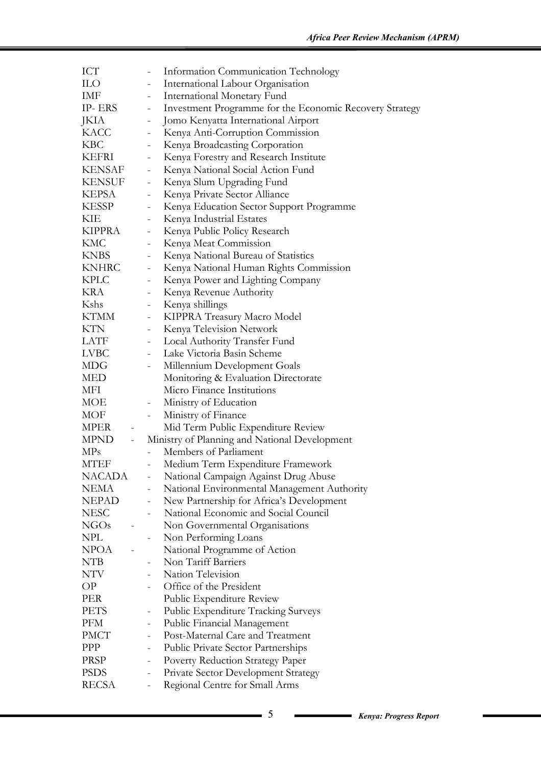ICT - Information Communication Technology
ILO - International Labour Organisation
IMF - International Monetary Fund
IP- ERS - Investment Programme for the Economic Recovery Strategy
JKIA - Jomo Kenyatta International Airport
KACC - Kenya Anti-Corruption Commission
KBC - Kenya Broadcasting Corporation
KEFRI - Kenya Forestry and Research Institute
KENSAF - Kenya National Social Action Fund
KENSUF - Kenya Slum Upgrading Fund
KEPSA - Kenya Private Sector Alliance
KESSP - Kenya Education Sector Support Programme
KIE - Kenya Industrial Estates
KIPPRA - Kenya Public Policy Research
KMC - Kenya Meat Commission
KNBS - Kenya National Bureau of Statistics
KNHRC - Kenya National Human Rights Commission
KPLC - Kenya Power and Lighting Company
KRA - Kenya Revenue Authority
Kshs - Kenya shillings
KTMM - KIPPRA Treasury Macro Model
KTN - Kenya Television Network
LATF - Local Authority Transfer Fund
LVBC - Lake Victoria Basin Scheme
MDG - Millennium Development Goals
MED Monitoring & Evaluation Directorate
MFI Micro Finance Institutions
MOE - Ministry of Education
MOF - Ministry of Finance
MPER - Mid Term Public Expenditure Review
MPND - Ministry of Planning and National Development
MPs - Members of Parliament
MTEF - Medium Term Expenditure Framework
NACADA - National Campaign Against Drug Abuse
NEMA - National Environmental Management Authority
NEPAD - New Partnership for Africa's Development
NESC - National Economic and Social Council
NGOs - Non Governmental Organisations
NPL - Non Performing Loans
NPOA - National Programme of Action
NTB - Non Tariff Barriers
NTV - Nation Television
OP - Office of the President
PER Public Expenditure Review
PETS - Public Expenditure Tracking Surveys
PFM - Public Financial Management
PMCT - Post-Maternal Care and Treatment
PPP - Public Private Sector Partnerships
PRSP - Poverty Reduction Strategy Paper
PSDS - Private Sector Development Strategy
RECSA - Regional Centre for Small Arms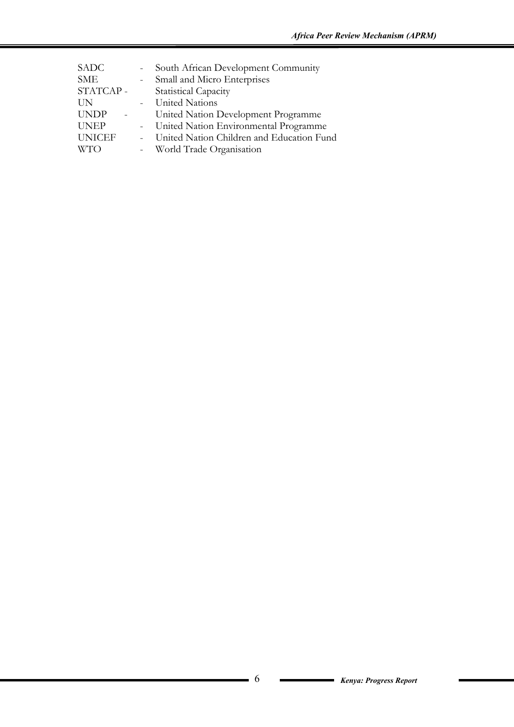SADC - South African Development Community
SME - Small and Micro Enterprises
STATCAP - Statistical Capacity
UN - United Nations
UNDP - United Nation Development Programme
UNEP - United Nation Environmental Programme
UNICEF - United Nation Children and Education Fund
WTO - World Trade Organisation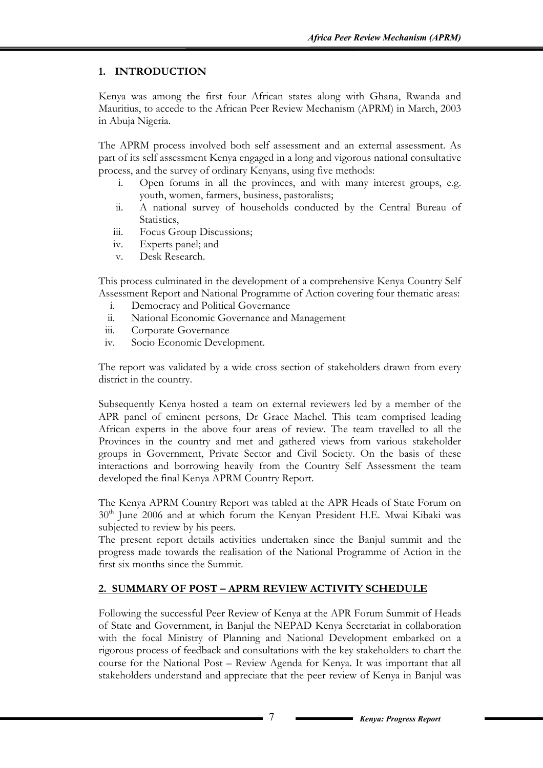## 1. INTRODUCTION

Kenya was among the first four African states along with Ghana, Rwanda and Mauritius, to accede to the African Peer Review Mechanism (APRM) in March, 2003 in Abuja Nigeria.

The APRM process involved both self assessment and an external assessment. As part of its self assessment Kenya engaged in a long and vigorous national consultative process, and the survey of ordinary Kenyans, using five methods:

i. Open forums in all the provinces, and with many interest groups, e.g. youth, women, farmers, business, pastoralists;
ii. A national survey of households conducted by the Central Bureau of Statistics,
iii. Focus Group Discussions;
iv. Experts panel; and
v. Desk Research.

This process culminated in the development of a comprehensive Kenya Country Self Assessment Report and National Programme of Action covering four thematic areas:

i. Democracy and Political Governance
ii. National Economic Governance and Management
iii. Corporate Governance
iv. Socio Economic Development.

The report was validated by a wide cross section of stakeholders drawn from every district in the country.

Subsequently Kenya hosted a team on external reviewers led by a member of the APR panel of eminent persons, Dr Grace Machel. This team comprised leading African experts in the above four areas of review. The team travelled to all the Provinces in the country and met and gathered views from various stakeholder groups in Government, Private Sector and Civil Society. On the basis of these interactions and borrowing heavily from the Country Self Assessment the team developed the final Kenya APRM Country Report.

The Kenya APRM Country Report was tabled at the APR Heads of State Forum on 30th June 2006 and at which forum the Kenyan President H.E. Mwai Kibaki was subjected to review by his peers.
The present report details activities undertaken since the Banjul summit and the progress made towards the realisation of the National Programme of Action in the first six months since the Summit.

## 2. SUMMARY OF POST – APRM REVIEW ACTIVITY SCHEDULE

Following the successful Peer Review of Kenya at the APR Forum Summit of Heads of State and Government, in Banjul the NEPAD Kenya Secretariat in collaboration with the focal Ministry of Planning and National Development embarked on a rigorous process of feedback and consultations with the key stakeholders to chart the course for the National Post – Review Agenda for Kenya. It was important that all stakeholders understand and appreciate that the peer review of Kenya in Banjul was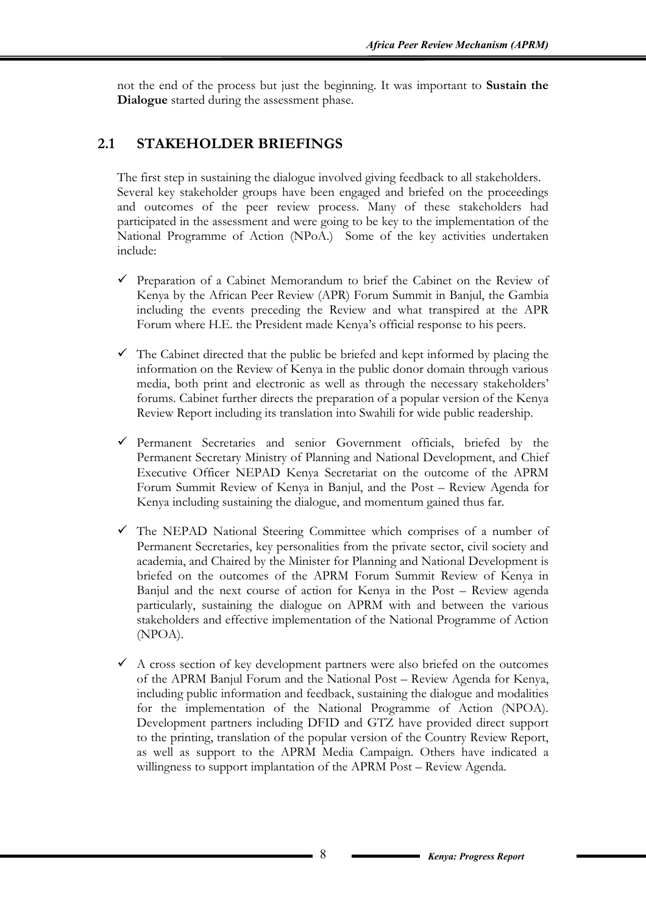not the end of the process but just the beginning. It was important to **Sustain the Dialogue** started during the assessment phase.

## 2.1 STAKEHOLDER BRIEFINGS

The first step in sustaining the dialogue involved giving feedback to all stakeholders. Several key stakeholder groups have been engaged and briefed on the proceedings and outcomes of the peer review process. Many of these stakeholders had participated in the assessment and were going to be key to the implementation of the National Programme of Action (NPoA.) Some of the key activities undertaken include:

- ✓ Preparation of a Cabinet Memorandum to brief the Cabinet on the Review of Kenya by the African Peer Review (APR) Forum Summit in Banjul, the Gambia including the events preceding the Review and what transpired at the APR Forum where H.E. the President made Kenya's official response to his peers.

- ✓ The Cabinet directed that the public be briefed and kept informed by placing the information on the Review of Kenya in the public donor domain through various media, both print and electronic as well as through the necessary stakeholders' forums. Cabinet further directs the preparation of a popular version of the Kenya Review Report including its translation into Swahili for wide public readership.

- ✓ Permanent Secretaries and senior Government officials, briefed by the Permanent Secretary Ministry of Planning and National Development, and Chief Executive Officer NEPAD Kenya Secretariat on the outcome of the APRM Forum Summit Review of Kenya in Banjul, and the Post – Review Agenda for Kenya including sustaining the dialogue, and momentum gained thus far.

- ✓ The NEPAD National Steering Committee which comprises of a number of Permanent Secretaries, key personalities from the private sector, civil society and academia, and Chaired by the Minister for Planning and National Development is briefed on the outcomes of the APRM Forum Summit Review of Kenya in Banjul and the next course of action for Kenya in the Post – Review agenda particularly, sustaining the dialogue on APRM with and between the various stakeholders and effective implementation of the National Programme of Action (NPOA).

- ✓ A cross section of key development partners were also briefed on the outcomes of the APRM Banjul Forum and the National Post – Review Agenda for Kenya, including public information and feedback, sustaining the dialogue and modalities for the implementation of the National Programme of Action (NPOA). Development partners including DFID and GTZ have provided direct support to the printing, translation of the popular version of the Country Review Report, as well as support to the APRM Media Campaign. Others have indicated a willingness to support implantation of the APRM Post – Review Agenda.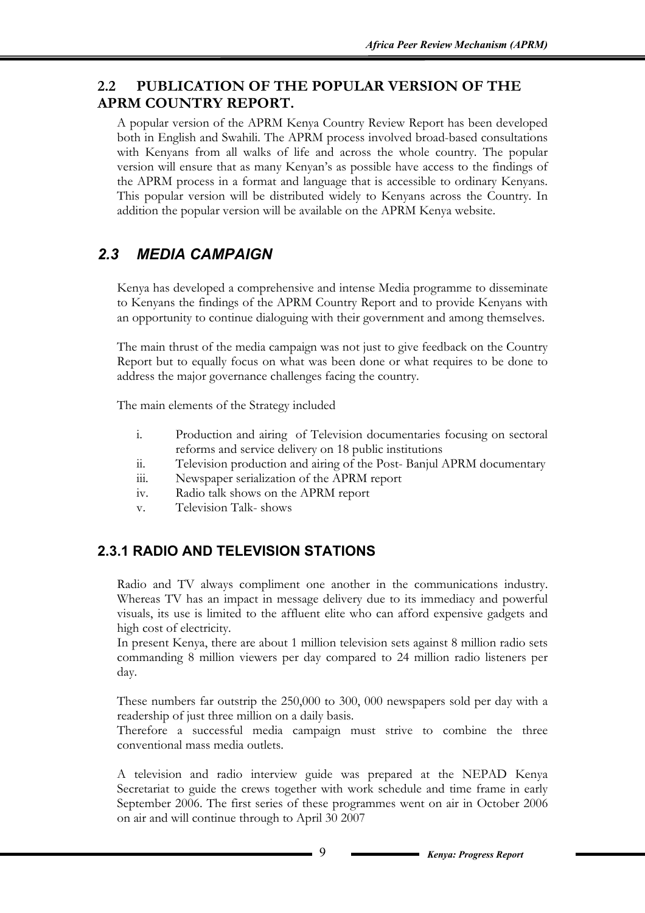## 2.2 PUBLICATION OF THE POPULAR VERSION OF THE APRM COUNTRY REPORT.

A popular version of the APRM Kenya Country Review Report has been developed both in English and Swahili. The APRM process involved broad-based consultations with Kenyans from all walks of life and across the whole country. The popular version will ensure that as many Kenyan's as possible have access to the findings of the APRM process in a format and language that is accessible to ordinary Kenyans. This popular version will be distributed widely to Kenyans across the Country. In addition the popular version will be available on the APRM Kenya website.

## *2.3 MEDIA CAMPAIGN*

Kenya has developed a comprehensive and intense Media programme to disseminate to Kenyans the findings of the APRM Country Report and to provide Kenyans with an opportunity to continue dialoguing with their government and among themselves.

The main thrust of the media campaign was not just to give feedback on the Country Report but to equally focus on what was been done or what requires to be done to address the major governance challenges facing the country.

The main elements of the Strategy included

i. Production and airing of Television documentaries focusing on sectoral reforms and service delivery on 18 public institutions
ii. Television production and airing of the Post- Banjul APRM documentary
iii. Newspaper serialization of the APRM report
iv. Radio talk shows on the APRM report
v. Television Talk- shows

### 2.3.1 RADIO AND TELEVISION STATIONS

Radio and TV always compliment one another in the communications industry. Whereas TV has an impact in message delivery due to its immediacy and powerful visuals, its use is limited to the affluent elite who can afford expensive gadgets and high cost of electricity.
In present Kenya, there are about 1 million television sets against 8 million radio sets commanding 8 million viewers per day compared to 24 million radio listeners per day.

These numbers far outstrip the 250,000 to 300, 000 newspapers sold per day with a readership of just three million on a daily basis.
Therefore a successful media campaign must strive to combine the three conventional mass media outlets.

A television and radio interview guide was prepared at the NEPAD Kenya Secretariat to guide the crews together with work schedule and time frame in early September 2006. The first series of these programmes went on air in October 2006 on air and will continue through to April 30 2007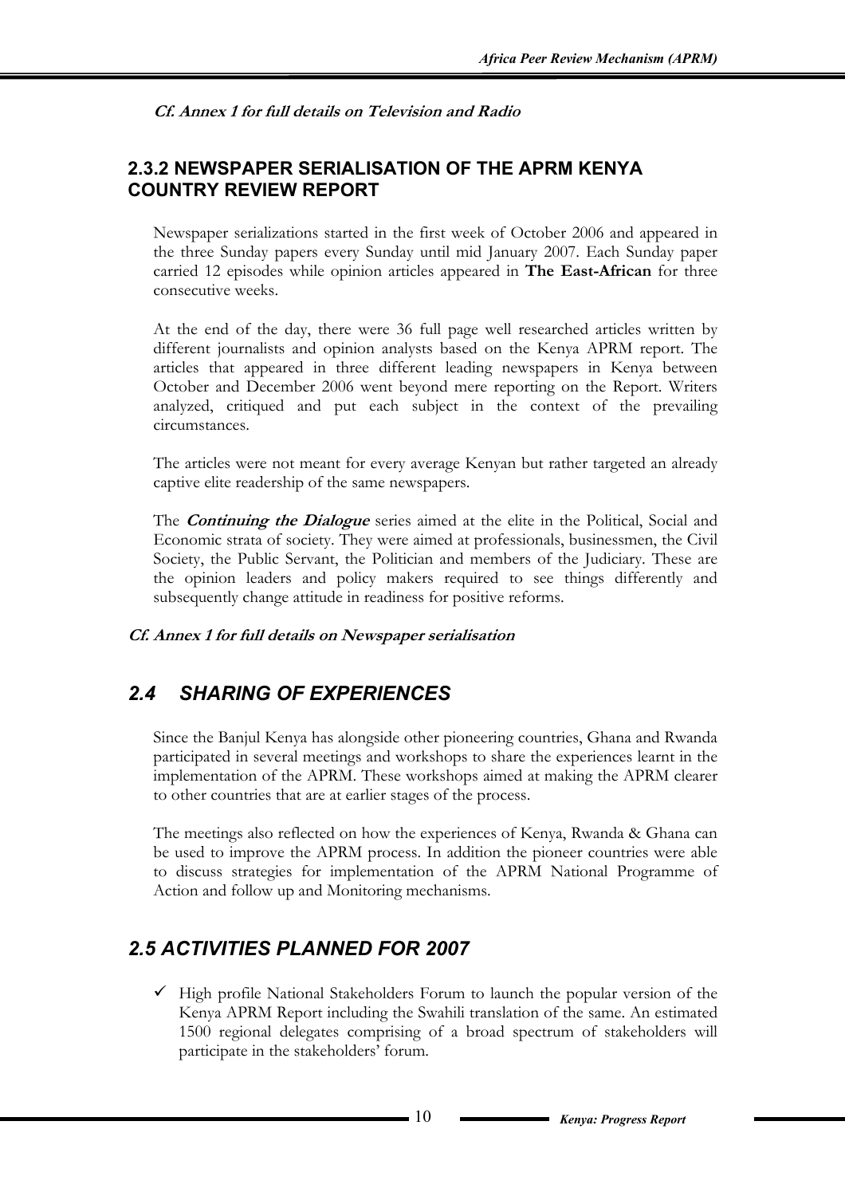***Cf. Annex 1 for full details on Television and Radio***

### 2.3.2 NEWSPAPER SERIALISATION OF THE APRM KENYA COUNTRY REVIEW REPORT

Newspaper serializations started in the first week of October 2006 and appeared in the three Sunday papers every Sunday until mid January 2007. Each Sunday paper carried 12 episodes while opinion articles appeared in **The East-African** for three consecutive weeks.

At the end of the day, there were 36 full page well researched articles written by different journalists and opinion analysts based on the Kenya APRM report. The articles that appeared in three different leading newspapers in Kenya between October and December 2006 went beyond mere reporting on the Report. Writers analyzed, critiqued and put each subject in the context of the prevailing circumstances.

The articles were not meant for every average Kenyan but rather targeted an already captive elite readership of the same newspapers.

The ***Continuing the Dialogue*** series aimed at the elite in the Political, Social and Economic strata of society. They were aimed at professionals, businessmen, the Civil Society, the Public Servant, the Politician and members of the Judiciary. These are the opinion leaders and policy makers required to see things differently and subsequently change attitude in readiness for positive reforms.

***Cf. Annex 1 for full details on Newspaper serialisation***

## *2.4 SHARING OF EXPERIENCES*

Since the Banjul Kenya has alongside other pioneering countries, Ghana and Rwanda participated in several meetings and workshops to share the experiences learnt in the implementation of the APRM. These workshops aimed at making the APRM clearer to other countries that are at earlier stages of the process.

The meetings also reflected on how the experiences of Kenya, Rwanda & Ghana can be used to improve the APRM process. In addition the pioneer countries were able to discuss strategies for implementation of the APRM National Programme of Action and follow up and Monitoring mechanisms.

## *2.5 ACTIVITIES PLANNED FOR 2007*

- ✓ High profile National Stakeholders Forum to launch the popular version of the Kenya APRM Report including the Swahili translation of the same. An estimated 1500 regional delegates comprising of a broad spectrum of stakeholders will participate in the stakeholders' forum.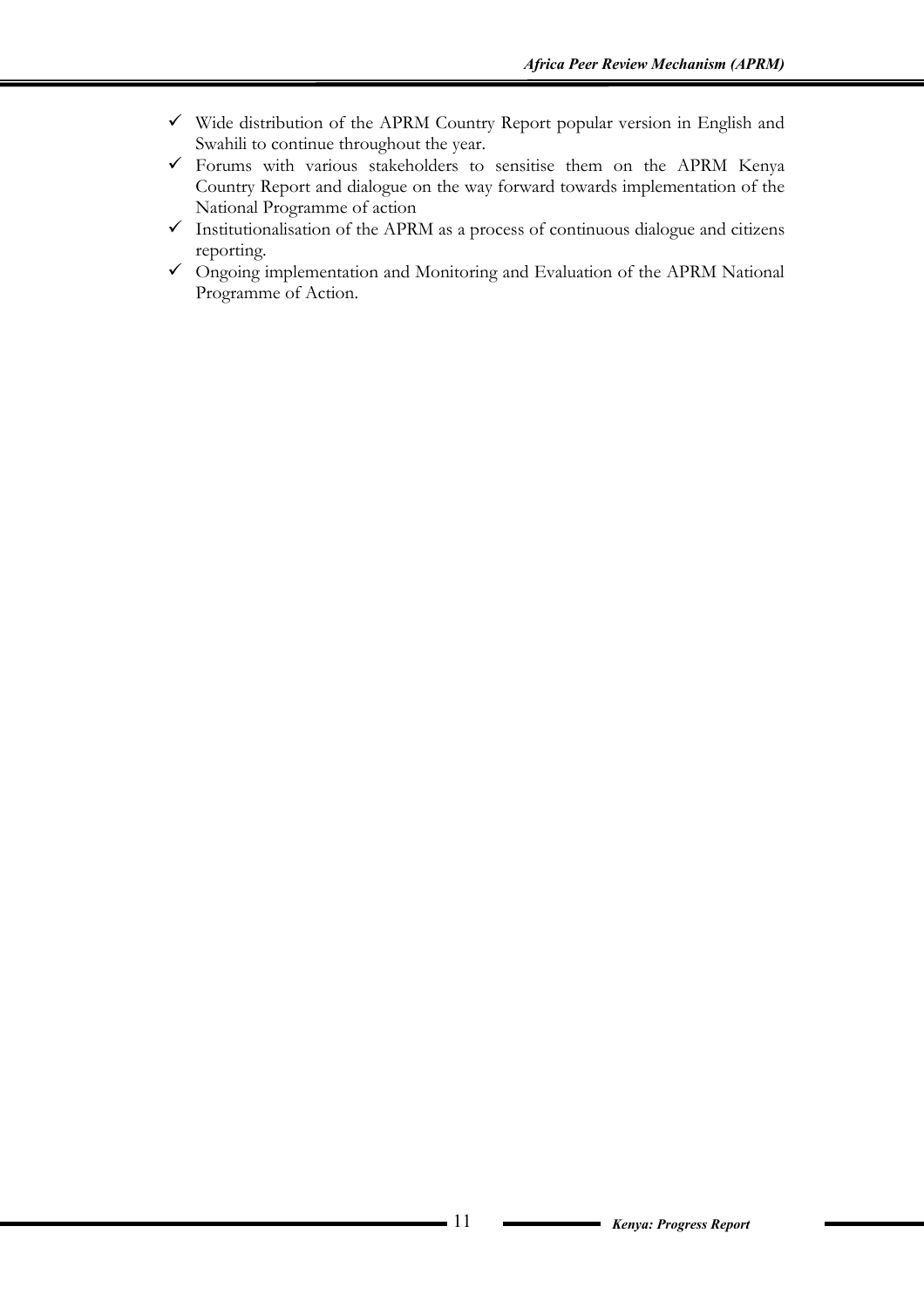- ✓ Wide distribution of the APRM Country Report popular version in English and Swahili to continue throughout the year.
- ✓ Forums with various stakeholders to sensitise them on the APRM Kenya Country Report and dialogue on the way forward towards implementation of the National Programme of action
- ✓ Institutionalisation of the APRM as a process of continuous dialogue and citizens reporting.
- ✓ Ongoing implementation and Monitoring and Evaluation of the APRM National Programme of Action.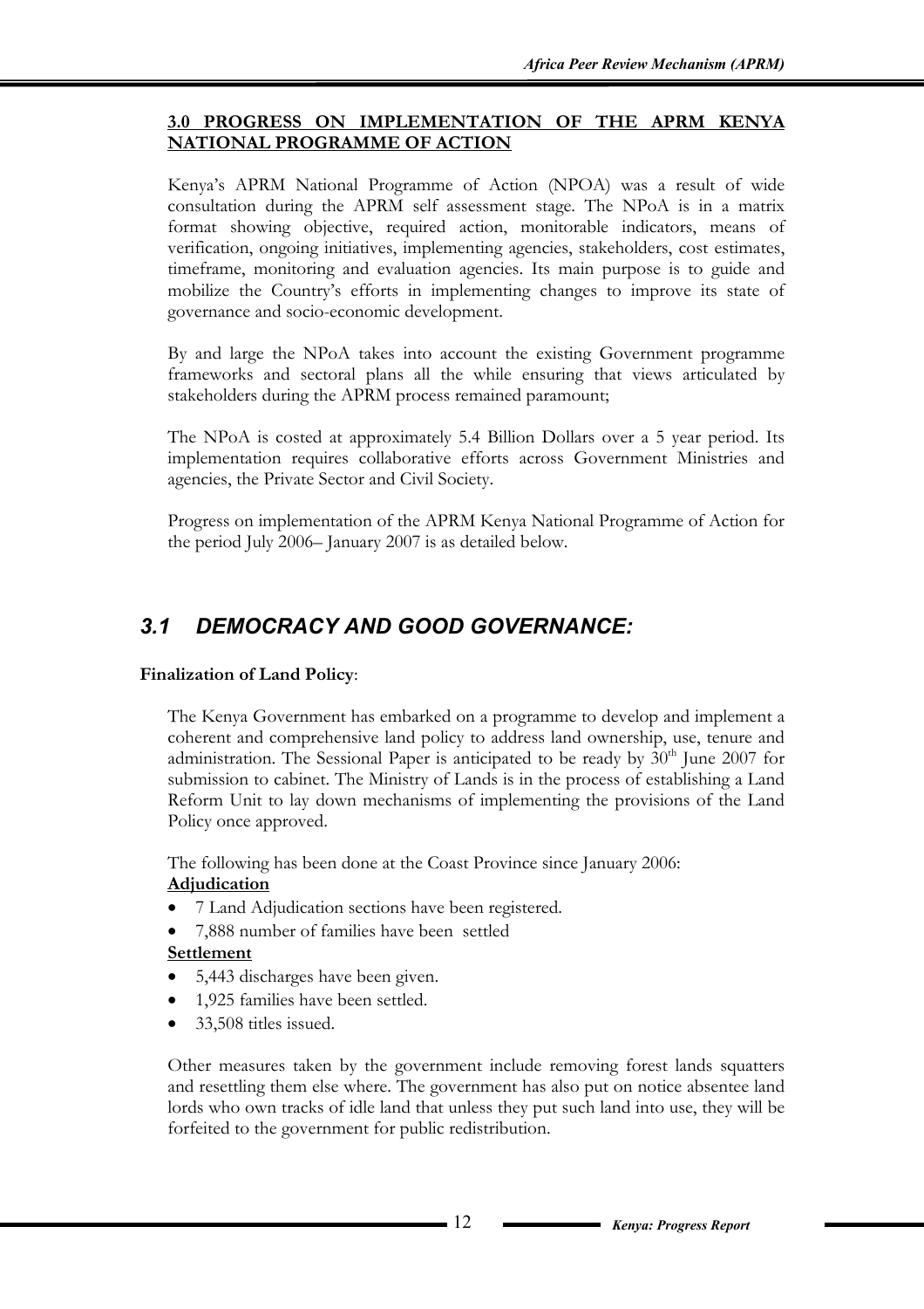## 3.0 PROGRESS ON IMPLEMENTATION OF THE APRM KENYA NATIONAL PROGRAMME OF ACTION

Kenya's APRM National Programme of Action (NPOA) was a result of wide consultation during the APRM self assessment stage. The NPoA is in a matrix format showing objective, required action, monitorable indicators, means of verification, ongoing initiatives, implementing agencies, stakeholders, cost estimates, timeframe, monitoring and evaluation agencies. Its main purpose is to guide and mobilize the Country's efforts in implementing changes to improve its state of governance and socio-economic development.

By and large the NPoA takes into account the existing Government programme frameworks and sectoral plans all the while ensuring that views articulated by stakeholders during the APRM process remained paramount;

The NPoA is costed at approximately 5.4 Billion Dollars over a 5 year period. Its implementation requires collaborative efforts across Government Ministries and agencies, the Private Sector and Civil Society.

Progress on implementation of the APRM Kenya National Programme of Action for the period July 2006– January 2007 is as detailed below.

## *3.1 DEMOCRACY AND GOOD GOVERNANCE:*

**Finalization of Land Policy**:

The Kenya Government has embarked on a programme to develop and implement a coherent and comprehensive land policy to address land ownership, use, tenure and administration. The Sessional Paper is anticipated to be ready by 30th June 2007 for submission to cabinet. The Ministry of Lands is in the process of establishing a Land Reform Unit to lay down mechanisms of implementing the provisions of the Land Policy once approved.

The following has been done at the Coast Province since January 2006:

**Adjudication**

- 7 Land Adjudication sections have been registered.
- 7,888 number of families have been settled

**Settlement**

- 5,443 discharges have been given.
- 1,925 families have been settled.
- 33,508 titles issued.

Other measures taken by the government include removing forest lands squatters and resettling them else where. The government has also put on notice absentee land lords who own tracks of idle land that unless they put such land into use, they will be forfeited to the government for public redistribution.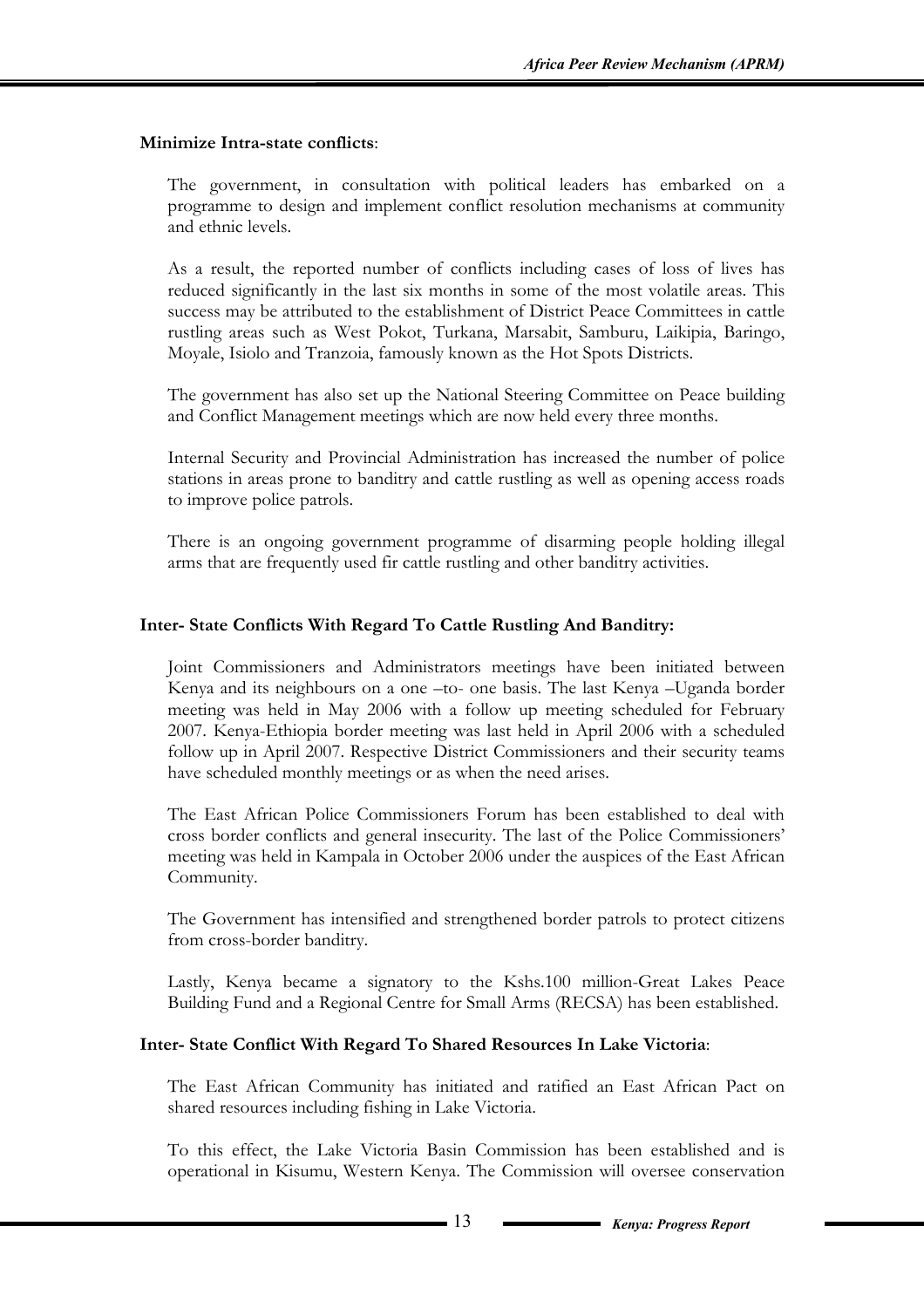**Minimize Intra-state conflicts**:

The government, in consultation with political leaders has embarked on a programme to design and implement conflict resolution mechanisms at community and ethnic levels.

As a result, the reported number of conflicts including cases of loss of lives has reduced significantly in the last six months in some of the most volatile areas. This success may be attributed to the establishment of District Peace Committees in cattle rustling areas such as West Pokot, Turkana, Marsabit, Samburu, Laikipia, Baringo, Moyale, Isiolo and Tranzoia, famously known as the Hot Spots Districts.

The government has also set up the National Steering Committee on Peace building and Conflict Management meetings which are now held every three months.

Internal Security and Provincial Administration has increased the number of police stations in areas prone to banditry and cattle rustling as well as opening access roads to improve police patrols.

There is an ongoing government programme of disarming people holding illegal arms that are frequently used fir cattle rustling and other banditry activities.

**Inter- State Conflicts With Regard To Cattle Rustling And Banditry:**

Joint Commissioners and Administrators meetings have been initiated between Kenya and its neighbours on a one –to- one basis. The last Kenya –Uganda border meeting was held in May 2006 with a follow up meeting scheduled for February 2007. Kenya-Ethiopia border meeting was last held in April 2006 with a scheduled follow up in April 2007. Respective District Commissioners and their security teams have scheduled monthly meetings or as when the need arises.

The East African Police Commissioners Forum has been established to deal with cross border conflicts and general insecurity. The last of the Police Commissioners' meeting was held in Kampala in October 2006 under the auspices of the East African Community.

The Government has intensified and strengthened border patrols to protect citizens from cross-border banditry.

Lastly, Kenya became a signatory to the Kshs.100 million-Great Lakes Peace Building Fund and a Regional Centre for Small Arms (RECSA) has been established.

**Inter- State Conflict With Regard To Shared Resources In Lake Victoria**:

The East African Community has initiated and ratified an East African Pact on shared resources including fishing in Lake Victoria.

To this effect, the Lake Victoria Basin Commission has been established and is operational in Kisumu, Western Kenya. The Commission will oversee conservation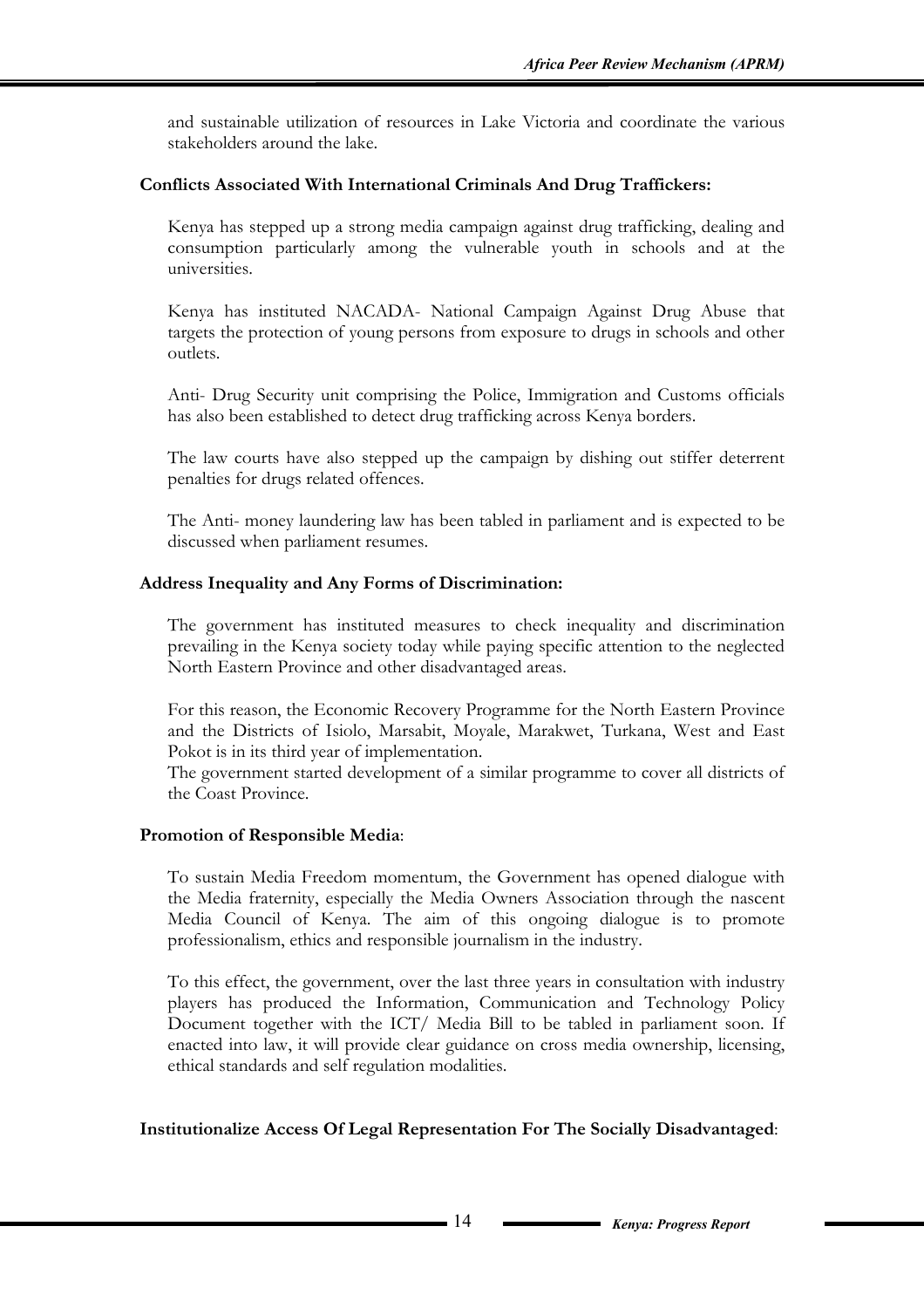and sustainable utilization of resources in Lake Victoria and coordinate the various stakeholders around the lake.

**Conflicts Associated With International Criminals And Drug Traffickers:**

Kenya has stepped up a strong media campaign against drug trafficking, dealing and consumption particularly among the vulnerable youth in schools and at the universities.

Kenya has instituted NACADA- National Campaign Against Drug Abuse that targets the protection of young persons from exposure to drugs in schools and other outlets.

Anti- Drug Security unit comprising the Police, Immigration and Customs officials has also been established to detect drug trafficking across Kenya borders.

The law courts have also stepped up the campaign by dishing out stiffer deterrent penalties for drugs related offences.

The Anti- money laundering law has been tabled in parliament and is expected to be discussed when parliament resumes.

**Address Inequality and Any Forms of Discrimination:**

The government has instituted measures to check inequality and discrimination prevailing in the Kenya society today while paying specific attention to the neglected North Eastern Province and other disadvantaged areas.

For this reason, the Economic Recovery Programme for the North Eastern Province and the Districts of Isiolo, Marsabit, Moyale, Marakwet, Turkana, West and East Pokot is in its third year of implementation.
The government started development of a similar programme to cover all districts of the Coast Province.

**Promotion of Responsible Media**:

To sustain Media Freedom momentum, the Government has opened dialogue with the Media fraternity, especially the Media Owners Association through the nascent Media Council of Kenya. The aim of this ongoing dialogue is to promote professionalism, ethics and responsible journalism in the industry.

To this effect, the government, over the last three years in consultation with industry players has produced the Information, Communication and Technology Policy Document together with the ICT/ Media Bill to be tabled in parliament soon. If enacted into law, it will provide clear guidance on cross media ownership, licensing, ethical standards and self regulation modalities.

**Institutionalize Access Of Legal Representation For The Socially Disadvantaged**: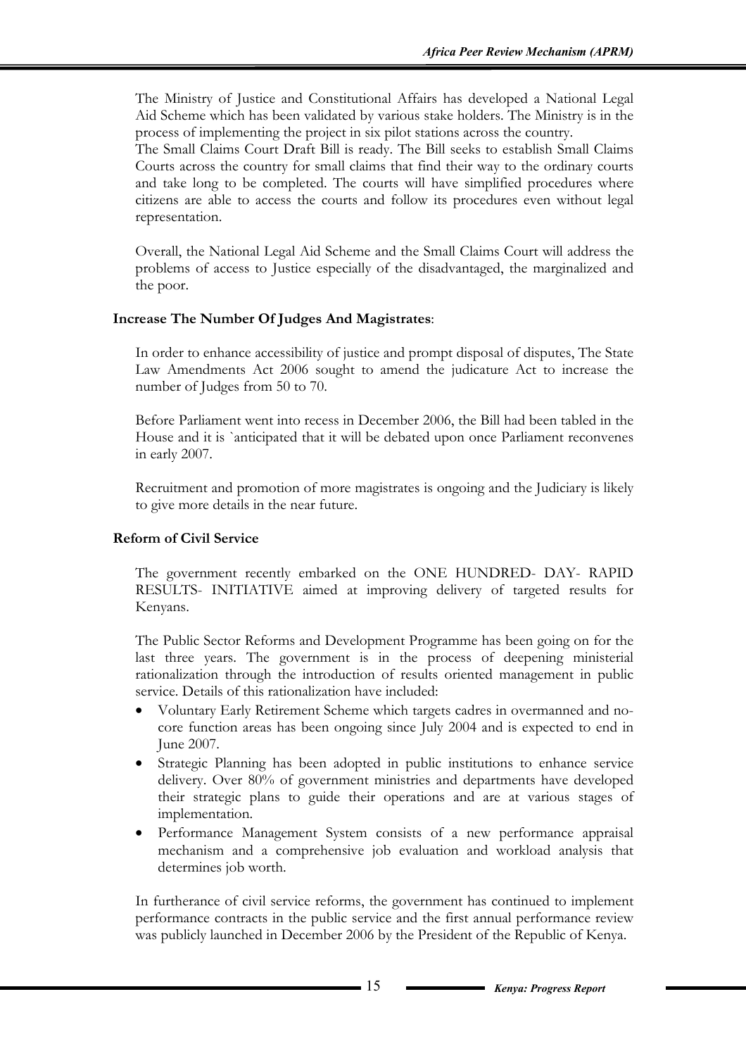The Ministry of Justice and Constitutional Affairs has developed a National Legal Aid Scheme which has been validated by various stake holders. The Ministry is in the process of implementing the project in six pilot stations across the country.
The Small Claims Court Draft Bill is ready. The Bill seeks to establish Small Claims Courts across the country for small claims that find their way to the ordinary courts and take long to be completed. The courts will have simplified procedures where citizens are able to access the courts and follow its procedures even without legal representation.

Overall, the National Legal Aid Scheme and the Small Claims Court will address the problems of access to Justice especially of the disadvantaged, the marginalized and the poor.

**Increase The Number Of Judges And Magistrates**:

In order to enhance accessibility of justice and prompt disposal of disputes, The State Law Amendments Act 2006 sought to amend the judicature Act to increase the number of Judges from 50 to 70.

Before Parliament went into recess in December 2006, the Bill had been tabled in the House and it is `anticipated that it will be debated upon once Parliament reconvenes in early 2007.

Recruitment and promotion of more magistrates is ongoing and the Judiciary is likely to give more details in the near future.

**Reform of Civil Service**

The government recently embarked on the ONE HUNDRED- DAY- RAPID RESULTS- INITIATIVE aimed at improving delivery of targeted results for Kenyans.

The Public Sector Reforms and Development Programme has been going on for the last three years. The government is in the process of deepening ministerial rationalization through the introduction of results oriented management in public service. Details of this rationalization have included:

- Voluntary Early Retirement Scheme which targets cadres in overmanned and no-core function areas has been ongoing since July 2004 and is expected to end in June 2007.
- Strategic Planning has been adopted in public institutions to enhance service delivery. Over 80% of government ministries and departments have developed their strategic plans to guide their operations and are at various stages of implementation.
- Performance Management System consists of a new performance appraisal mechanism and a comprehensive job evaluation and workload analysis that determines job worth.

In furtherance of civil service reforms, the government has continued to implement performance contracts in the public service and the first annual performance review was publicly launched in December 2006 by the President of the Republic of Kenya.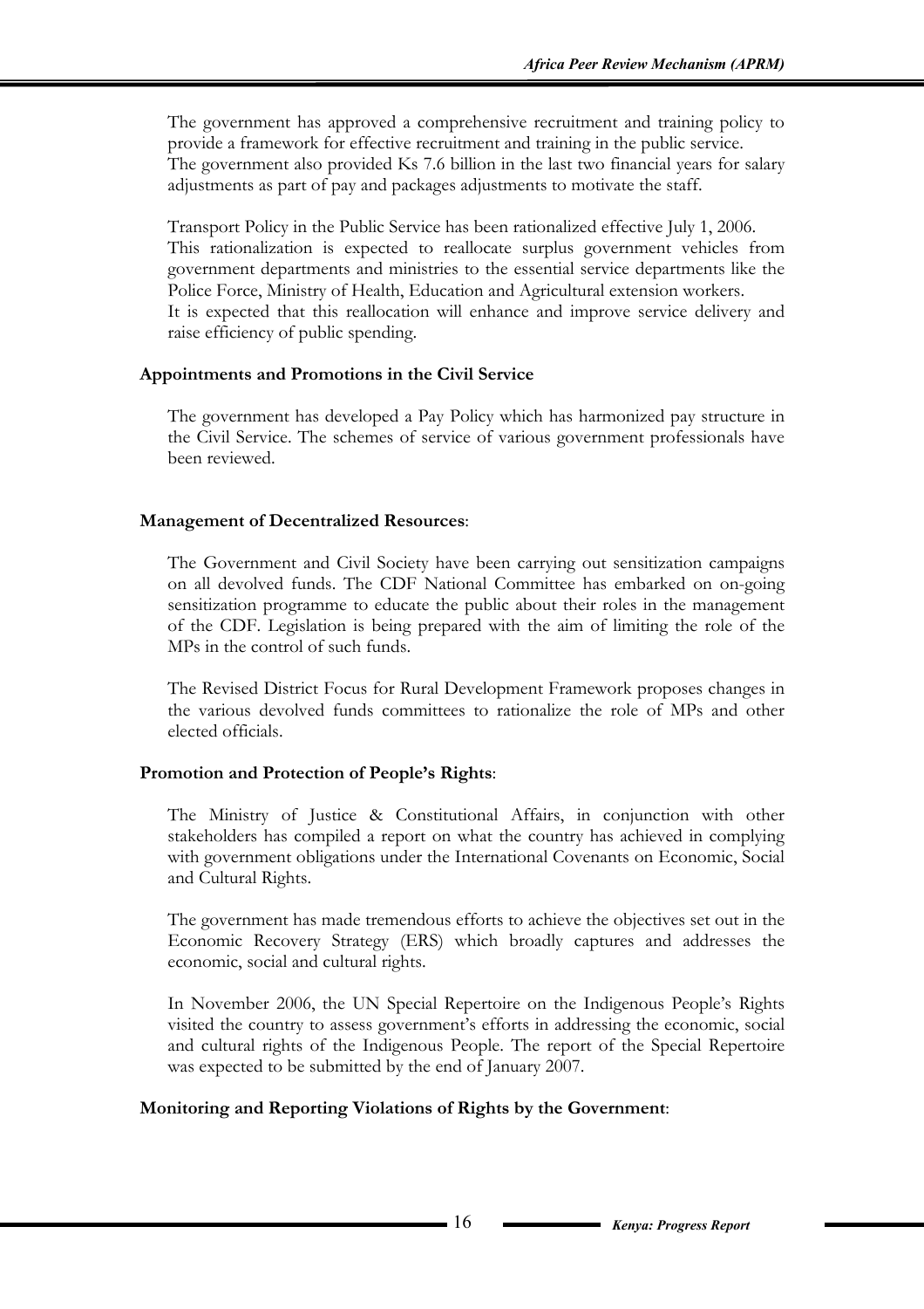The government has approved a comprehensive recruitment and training policy to provide a framework for effective recruitment and training in the public service. The government also provided Ks 7.6 billion in the last two financial years for salary adjustments as part of pay and packages adjustments to motivate the staff.

Transport Policy in the Public Service has been rationalized effective July 1, 2006. This rationalization is expected to reallocate surplus government vehicles from government departments and ministries to the essential service departments like the Police Force, Ministry of Health, Education and Agricultural extension workers. It is expected that this reallocation will enhance and improve service delivery and raise efficiency of public spending.

**Appointments and Promotions in the Civil Service**

The government has developed a Pay Policy which has harmonized pay structure in the Civil Service. The schemes of service of various government professionals have been reviewed.

**Management of Decentralized Resources**:

The Government and Civil Society have been carrying out sensitization campaigns on all devolved funds. The CDF National Committee has embarked on on-going sensitization programme to educate the public about their roles in the management of the CDF. Legislation is being prepared with the aim of limiting the role of the MPs in the control of such funds.

The Revised District Focus for Rural Development Framework proposes changes in the various devolved funds committees to rationalize the role of MPs and other elected officials.

**Promotion and Protection of People's Rights**:

The Ministry of Justice & Constitutional Affairs, in conjunction with other stakeholders has compiled a report on what the country has achieved in complying with government obligations under the International Covenants on Economic, Social and Cultural Rights.

The government has made tremendous efforts to achieve the objectives set out in the Economic Recovery Strategy (ERS) which broadly captures and addresses the economic, social and cultural rights.

In November 2006, the UN Special Repertoire on the Indigenous People's Rights visited the country to assess government's efforts in addressing the economic, social and cultural rights of the Indigenous People. The report of the Special Repertoire was expected to be submitted by the end of January 2007.

**Monitoring and Reporting Violations of Rights by the Government**: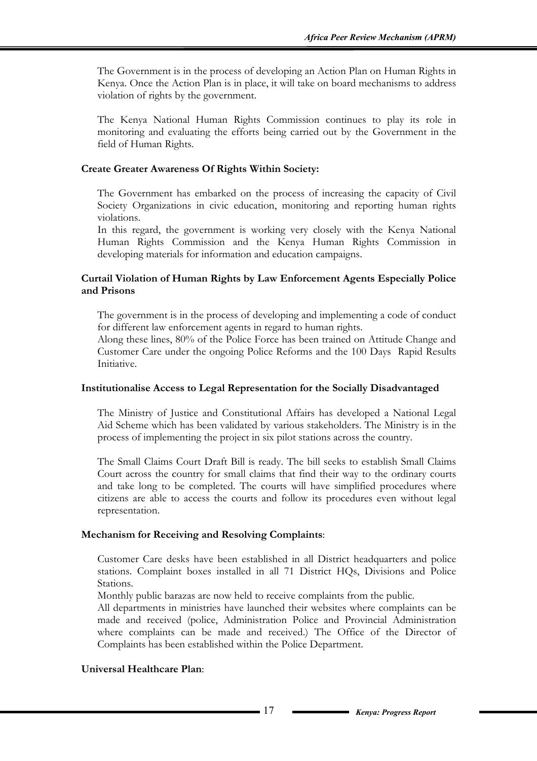The Government is in the process of developing an Action Plan on Human Rights in Kenya. Once the Action Plan is in place, it will take on board mechanisms to address violation of rights by the government.

The Kenya National Human Rights Commission continues to play its role in monitoring and evaluating the efforts being carried out by the Government in the field of Human Rights.

**Create Greater Awareness Of Rights Within Society:**

The Government has embarked on the process of increasing the capacity of Civil Society Organizations in civic education, monitoring and reporting human rights violations.
In this regard, the government is working very closely with the Kenya National Human Rights Commission and the Kenya Human Rights Commission in developing materials for information and education campaigns.

**Curtail Violation of Human Rights by Law Enforcement Agents Especially Police and Prisons**

The government is in the process of developing and implementing a code of conduct for different law enforcement agents in regard to human rights.
Along these lines, 80% of the Police Force has been trained on Attitude Change and Customer Care under the ongoing Police Reforms and the 100 Days Rapid Results Initiative.

**Institutionalise Access to Legal Representation for the Socially Disadvantaged**

The Ministry of Justice and Constitutional Affairs has developed a National Legal Aid Scheme which has been validated by various stakeholders. The Ministry is in the process of implementing the project in six pilot stations across the country.

The Small Claims Court Draft Bill is ready. The bill seeks to establish Small Claims Court across the country for small claims that find their way to the ordinary courts and take long to be completed. The courts will have simplified procedures where citizens are able to access the courts and follow its procedures even without legal representation.

**Mechanism for Receiving and Resolving Complaints**:

Customer Care desks have been established in all District headquarters and police stations. Complaint boxes installed in all 71 District HQs, Divisions and Police Stations.
Monthly public barazas are now held to receive complaints from the public.
All departments in ministries have launched their websites where complaints can be made and received (police, Administration Police and Provincial Administration where complaints can be made and received.) The Office of the Director of Complaints has been established within the Police Department.

**Universal Healthcare Plan**: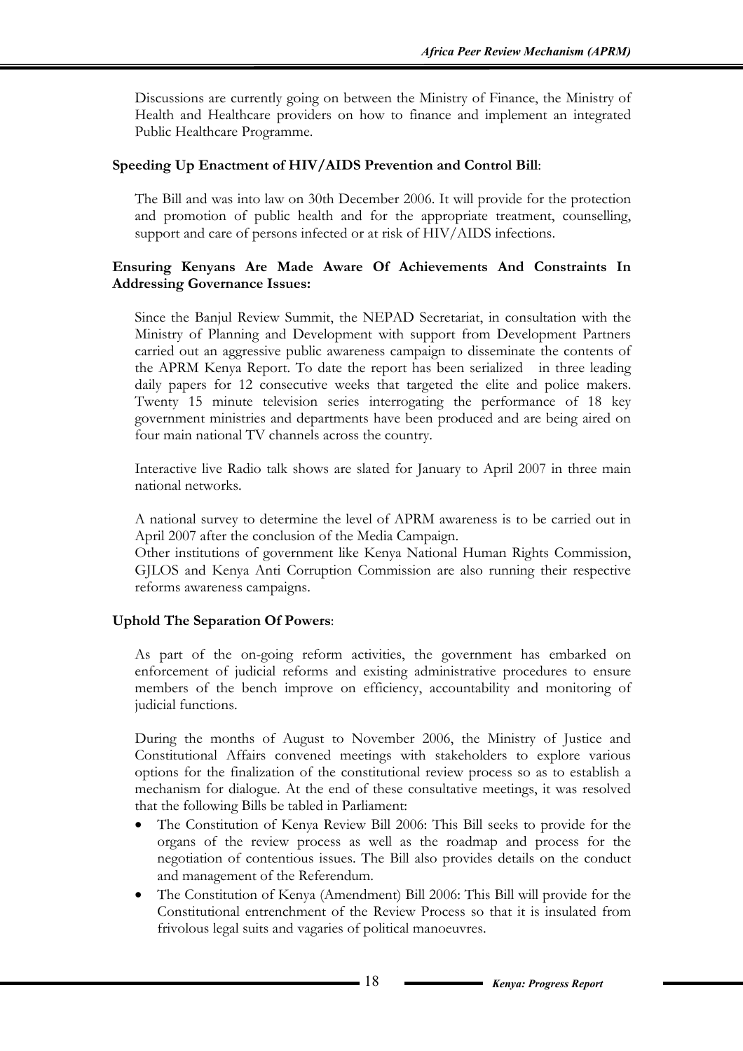Discussions are currently going on between the Ministry of Finance, the Ministry of Health and Healthcare providers on how to finance and implement an integrated Public Healthcare Programme.

**Speeding Up Enactment of HIV/AIDS Prevention and Control Bill**:

The Bill and was into law on 30th December 2006. It will provide for the protection and promotion of public health and for the appropriate treatment, counselling, support and care of persons infected or at risk of HIV/AIDS infections.

**Ensuring Kenyans Are Made Aware Of Achievements And Constraints In Addressing Governance Issues:**

Since the Banjul Review Summit, the NEPAD Secretariat, in consultation with the Ministry of Planning and Development with support from Development Partners carried out an aggressive public awareness campaign to disseminate the contents of the APRM Kenya Report. To date the report has been serialized in three leading daily papers for 12 consecutive weeks that targeted the elite and police makers. Twenty 15 minute television series interrogating the performance of 18 key government ministries and departments have been produced and are being aired on four main national TV channels across the country.

Interactive live Radio talk shows are slated for January to April 2007 in three main national networks.

A national survey to determine the level of APRM awareness is to be carried out in April 2007 after the conclusion of the Media Campaign.
Other institutions of government like Kenya National Human Rights Commission, GJLOS and Kenya Anti Corruption Commission are also running their respective reforms awareness campaigns.

**Uphold The Separation Of Powers**:

As part of the on-going reform activities, the government has embarked on enforcement of judicial reforms and existing administrative procedures to ensure members of the bench improve on efficiency, accountability and monitoring of judicial functions.

During the months of August to November 2006, the Ministry of Justice and Constitutional Affairs convened meetings with stakeholders to explore various options for the finalization of the constitutional review process so as to establish a mechanism for dialogue. At the end of these consultative meetings, it was resolved that the following Bills be tabled in Parliament:

- The Constitution of Kenya Review Bill 2006: This Bill seeks to provide for the organs of the review process as well as the roadmap and process for the negotiation of contentious issues. The Bill also provides details on the conduct and management of the Referendum.
- The Constitution of Kenya (Amendment) Bill 2006: This Bill will provide for the Constitutional entrenchment of the Review Process so that it is insulated from frivolous legal suits and vagaries of political manoeuvres.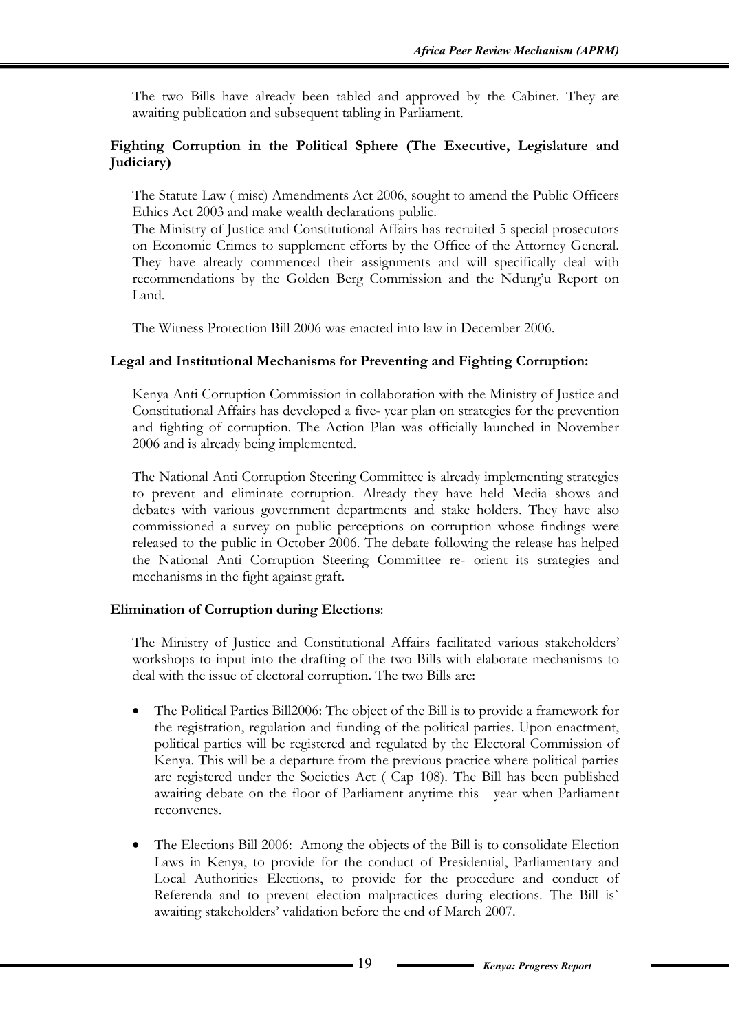The two Bills have already been tabled and approved by the Cabinet. They are awaiting publication and subsequent tabling in Parliament.

**Fighting Corruption in the Political Sphere (The Executive, Legislature and Judiciary)**

The Statute Law ( misc) Amendments Act 2006, sought to amend the Public Officers Ethics Act 2003 and make wealth declarations public.

The Ministry of Justice and Constitutional Affairs has recruited 5 special prosecutors on Economic Crimes to supplement efforts by the Office of the Attorney General. They have already commenced their assignments and will specifically deal with recommendations by the Golden Berg Commission and the Ndung'u Report on Land.

The Witness Protection Bill 2006 was enacted into law in December 2006.

**Legal and Institutional Mechanisms for Preventing and Fighting Corruption:**

Kenya Anti Corruption Commission in collaboration with the Ministry of Justice and Constitutional Affairs has developed a five- year plan on strategies for the prevention and fighting of corruption. The Action Plan was officially launched in November 2006 and is already being implemented.

The National Anti Corruption Steering Committee is already implementing strategies to prevent and eliminate corruption. Already they have held Media shows and debates with various government departments and stake holders. They have also commissioned a survey on public perceptions on corruption whose findings were released to the public in October 2006. The debate following the release has helped the National Anti Corruption Steering Committee re- orient its strategies and mechanisms in the fight against graft.

**Elimination of Corruption during Elections**:

The Ministry of Justice and Constitutional Affairs facilitated various stakeholders' workshops to input into the drafting of the two Bills with elaborate mechanisms to deal with the issue of electoral corruption. The two Bills are:

- The Political Parties Bill2006: The object of the Bill is to provide a framework for the registration, regulation and funding of the political parties. Upon enactment, political parties will be registered and regulated by the Electoral Commission of Kenya. This will be a departure from the previous practice where political parties are registered under the Societies Act ( Cap 108). The Bill has been published awaiting debate on the floor of Parliament anytime this year when Parliament reconvenes.

- The Elections Bill 2006: Among the objects of the Bill is to consolidate Election Laws in Kenya, to provide for the conduct of Presidential, Parliamentary and Local Authorities Elections, to provide for the procedure and conduct of Referenda and to prevent election malpractices during elections. The Bill is` awaiting stakeholders' validation before the end of March 2007.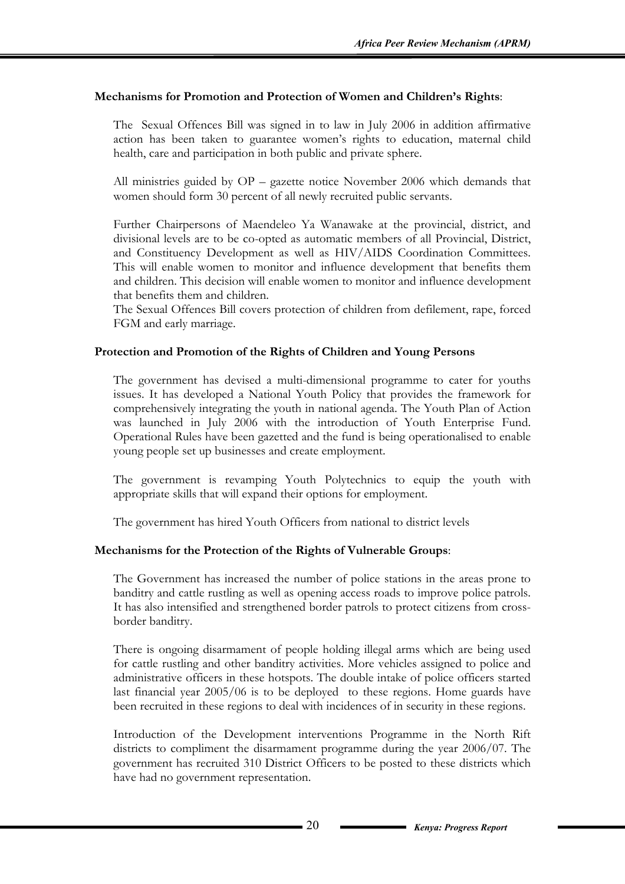**Mechanisms for Promotion and Protection of Women and Children's Rights**:

The Sexual Offences Bill was signed in to law in July 2006 in addition affirmative action has been taken to guarantee women's rights to education, maternal child health, care and participation in both public and private sphere.

All ministries guided by OP – gazette notice November 2006 which demands that women should form 30 percent of all newly recruited public servants.

Further Chairpersons of Maendeleo Ya Wanawake at the provincial, district, and divisional levels are to be co-opted as automatic members of all Provincial, District, and Constituency Development as well as HIV/AIDS Coordination Committees. This will enable women to monitor and influence development that benefits them and children. This decision will enable women to monitor and influence development that benefits them and children.

The Sexual Offences Bill covers protection of children from defilement, rape, forced FGM and early marriage.

**Protection and Promotion of the Rights of Children and Young Persons**

The government has devised a multi-dimensional programme to cater for youths issues. It has developed a National Youth Policy that provides the framework for comprehensively integrating the youth in national agenda. The Youth Plan of Action was launched in July 2006 with the introduction of Youth Enterprise Fund. Operational Rules have been gazetted and the fund is being operationalised to enable young people set up businesses and create employment.

The government is revamping Youth Polytechnics to equip the youth with appropriate skills that will expand their options for employment.

The government has hired Youth Officers from national to district levels

**Mechanisms for the Protection of the Rights of Vulnerable Groups**:

The Government has increased the number of police stations in the areas prone to banditry and cattle rustling as well as opening access roads to improve police patrols. It has also intensified and strengthened border patrols to protect citizens from cross-border banditry.

There is ongoing disarmament of people holding illegal arms which are being used for cattle rustling and other banditry activities. More vehicles assigned to police and administrative officers in these hotspots. The double intake of police officers started last financial year 2005/06 is to be deployed to these regions. Home guards have been recruited in these regions to deal with incidences of in security in these regions.

Introduction of the Development interventions Programme in the North Rift districts to compliment the disarmament programme during the year 2006/07. The government has recruited 310 District Officers to be posted to these districts which have had no government representation.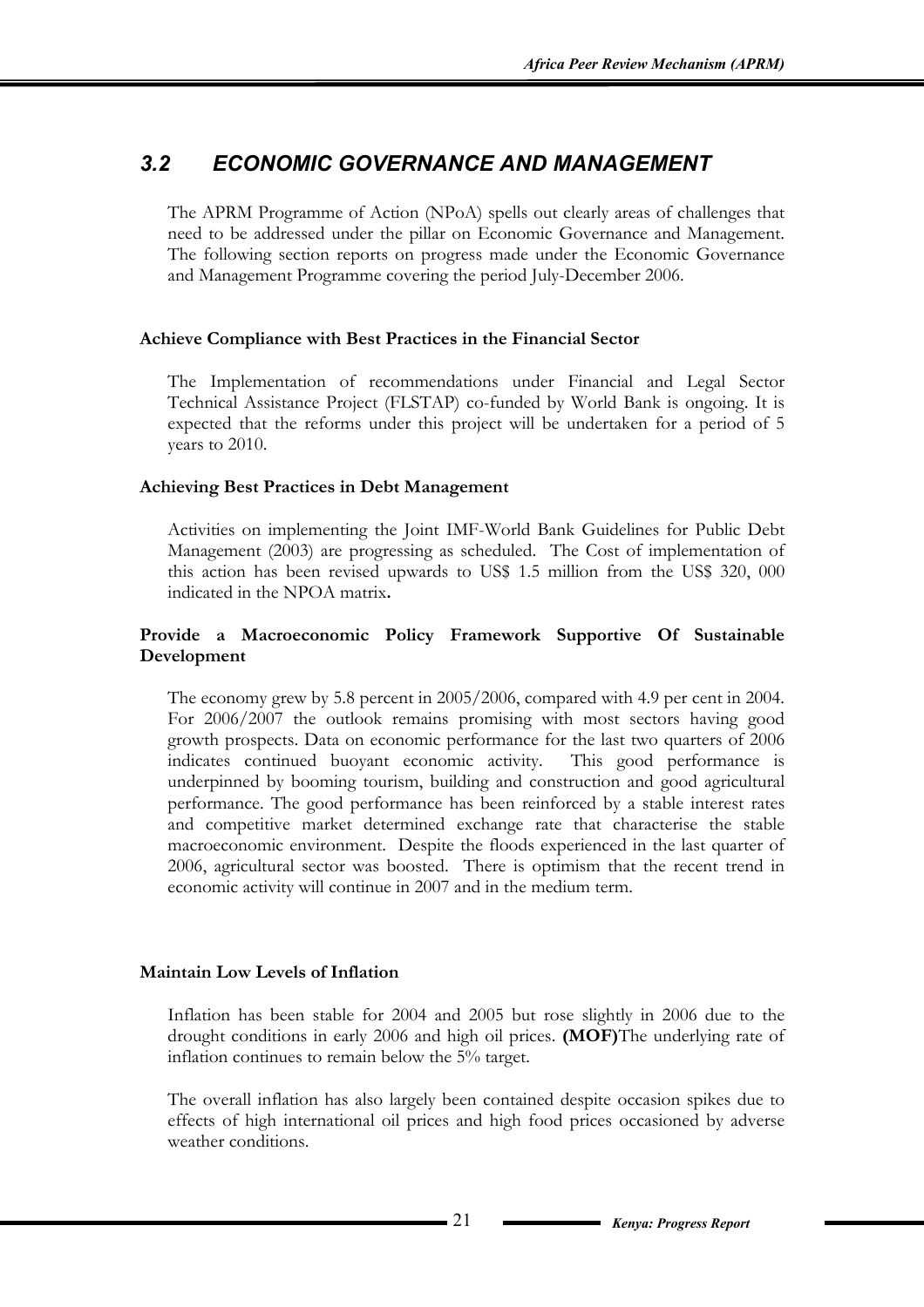## 3.2 ECONOMIC GOVERNANCE AND MANAGEMENT

The APRM Programme of Action (NPoA) spells out clearly areas of challenges that need to be addressed under the pillar on Economic Governance and Management. The following section reports on progress made under the Economic Governance and Management Programme covering the period July-December 2006.

**Achieve Compliance with Best Practices in the Financial Sector**

The Implementation of recommendations under Financial and Legal Sector Technical Assistance Project (FLSTAP) co-funded by World Bank is ongoing. It is expected that the reforms under this project will be undertaken for a period of 5 years to 2010.

**Achieving Best Practices in Debt Management**

Activities on implementing the Joint IMF-World Bank Guidelines for Public Debt Management (2003) are progressing as scheduled. The Cost of implementation of this action has been revised upwards to US$ 1.5 million from the US$ 320, 000 indicated in the NPOA matrix**.**

**Provide a Macroeconomic Policy Framework Supportive Of Sustainable Development**

The economy grew by 5.8 percent in 2005/2006, compared with 4.9 per cent in 2004. For 2006/2007 the outlook remains promising with most sectors having good growth prospects. Data on economic performance for the last two quarters of 2006 indicates continued buoyant economic activity. This good performance is underpinned by booming tourism, building and construction and good agricultural performance. The good performance has been reinforced by a stable interest rates and competitive market determined exchange rate that characterise the stable macroeconomic environment. Despite the floods experienced in the last quarter of 2006, agricultural sector was boosted. There is optimism that the recent trend in economic activity will continue in 2007 and in the medium term.

**Maintain Low Levels of Inflation**

Inflation has been stable for 2004 and 2005 but rose slightly in 2006 due to the drought conditions in early 2006 and high oil prices. **(MOF)**The underlying rate of inflation continues to remain below the 5% target.

The overall inflation has also largely been contained despite occasion spikes due to effects of high international oil prices and high food prices occasioned by adverse weather conditions.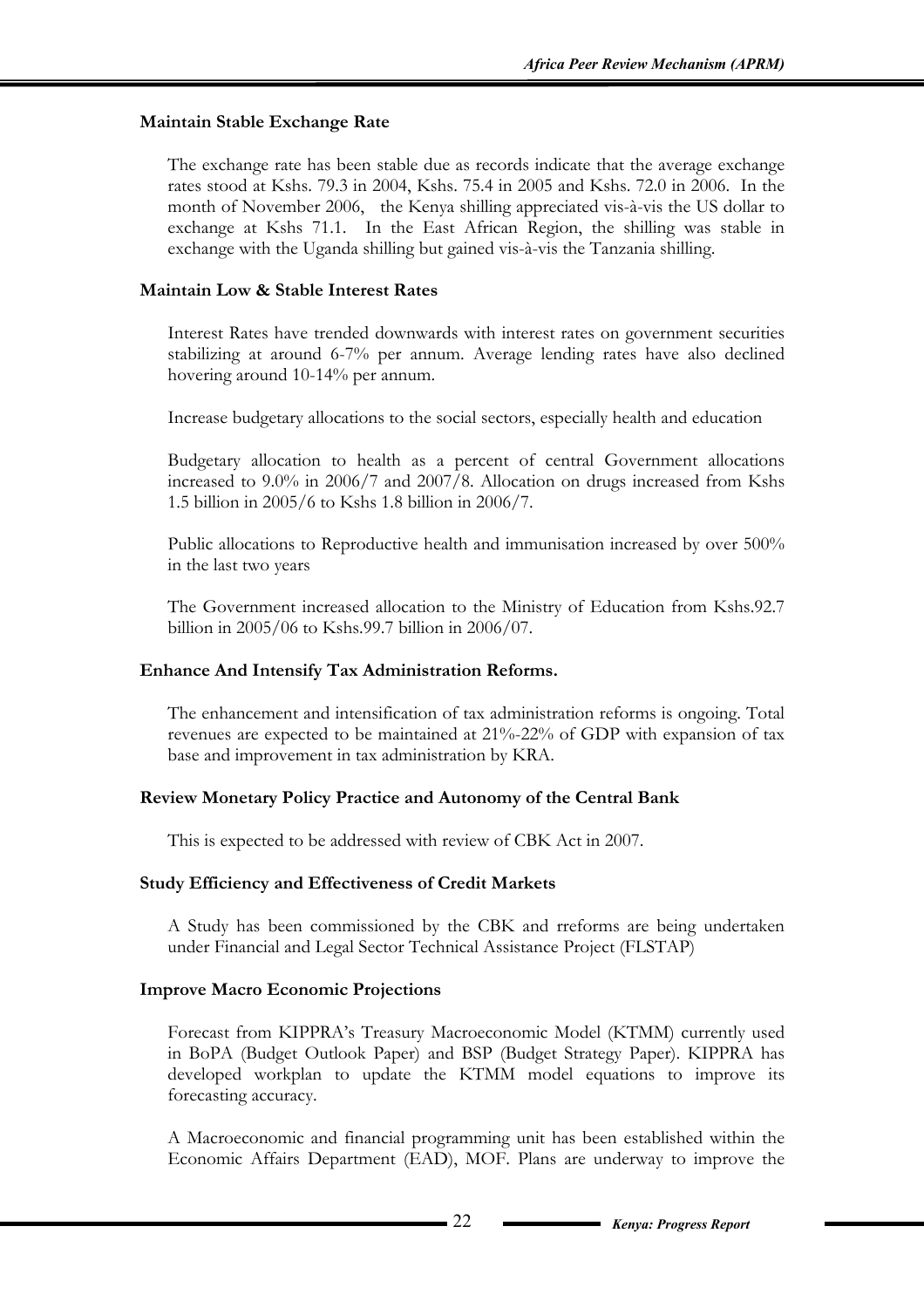**Maintain Stable Exchange Rate**

The exchange rate has been stable due as records indicate that the average exchange rates stood at Kshs. 79.3 in 2004, Kshs. 75.4 in 2005 and Kshs. 72.0 in 2006. In the month of November 2006, the Kenya shilling appreciated vis-à-vis the US dollar to exchange at Kshs 71.1. In the East African Region, the shilling was stable in exchange with the Uganda shilling but gained vis-à-vis the Tanzania shilling.

**Maintain Low & Stable Interest Rates**

Interest Rates have trended downwards with interest rates on government securities stabilizing at around 6-7% per annum. Average lending rates have also declined hovering around 10-14% per annum.

Increase budgetary allocations to the social sectors, especially health and education

Budgetary allocation to health as a percent of central Government allocations increased to 9.0% in 2006/7 and 2007/8. Allocation on drugs increased from Kshs 1.5 billion in 2005/6 to Kshs 1.8 billion in 2006/7.

Public allocations to Reproductive health and immunisation increased by over 500% in the last two years

The Government increased allocation to the Ministry of Education from Kshs.92.7 billion in 2005/06 to Kshs.99.7 billion in 2006/07.

**Enhance And Intensify Tax Administration Reforms.**

The enhancement and intensification of tax administration reforms is ongoing. Total revenues are expected to be maintained at 21%-22% of GDP with expansion of tax base and improvement in tax administration by KRA.

**Review Monetary Policy Practice and Autonomy of the Central Bank**

This is expected to be addressed with review of CBK Act in 2007.

**Study Efficiency and Effectiveness of Credit Markets**

A Study has been commissioned by the CBK and rreforms are being undertaken under Financial and Legal Sector Technical Assistance Project (FLSTAP)

**Improve Macro Economic Projections**

Forecast from KIPPRA's Treasury Macroeconomic Model (KTMM) currently used in BoPA (Budget Outlook Paper) and BSP (Budget Strategy Paper). KIPPRA has developed workplan to update the KTMM model equations to improve its forecasting accuracy.

A Macroeconomic and financial programming unit has been established within the Economic Affairs Department (EAD), MOF. Plans are underway to improve the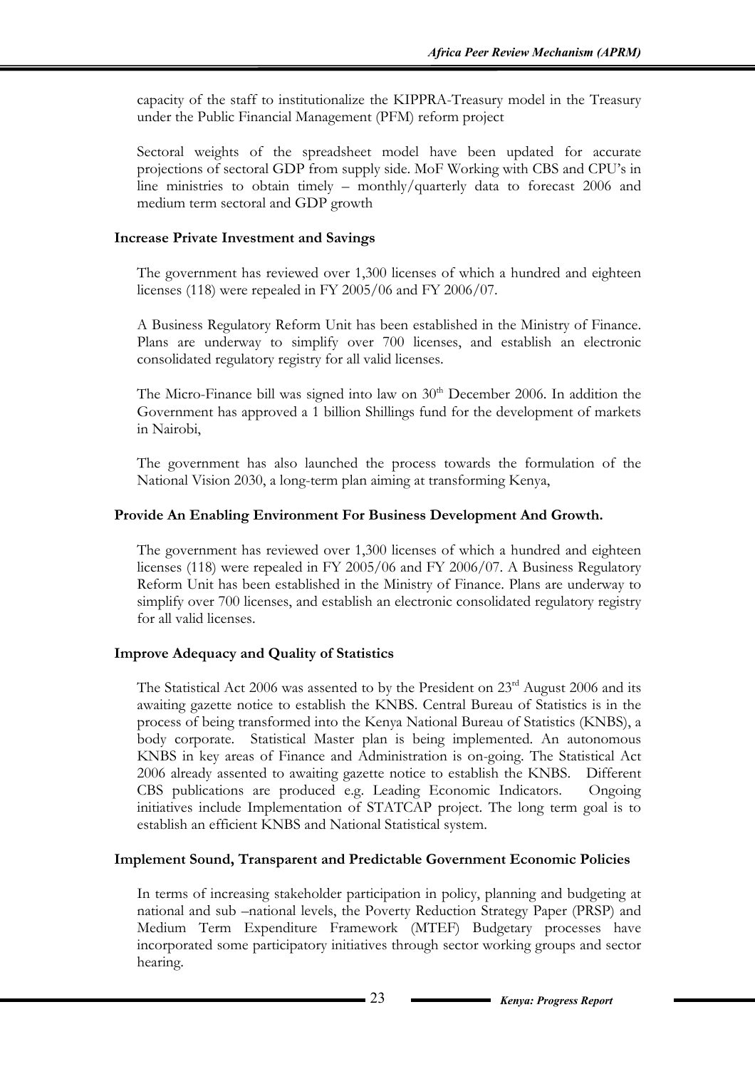capacity of the staff to institutionalize the KIPPRA-Treasury model in the Treasury under the Public Financial Management (PFM) reform project

Sectoral weights of the spreadsheet model have been updated for accurate projections of sectoral GDP from supply side. MoF Working with CBS and CPU's in line ministries to obtain timely – monthly/quarterly data to forecast 2006 and medium term sectoral and GDP growth

**Increase Private Investment and Savings**

The government has reviewed over 1,300 licenses of which a hundred and eighteen licenses (118) were repealed in FY 2005/06 and FY 2006/07.

A Business Regulatory Reform Unit has been established in the Ministry of Finance. Plans are underway to simplify over 700 licenses, and establish an electronic consolidated regulatory registry for all valid licenses.

The Micro-Finance bill was signed into law on 30th December 2006. In addition the Government has approved a 1 billion Shillings fund for the development of markets in Nairobi,

The government has also launched the process towards the formulation of the National Vision 2030, a long-term plan aiming at transforming Kenya,

**Provide An Enabling Environment For Business Development And Growth.**

The government has reviewed over 1,300 licenses of which a hundred and eighteen licenses (118) were repealed in FY 2005/06 and FY 2006/07. A Business Regulatory Reform Unit has been established in the Ministry of Finance. Plans are underway to simplify over 700 licenses, and establish an electronic consolidated regulatory registry for all valid licenses.

**Improve Adequacy and Quality of Statistics**

The Statistical Act 2006 was assented to by the President on 23rd August 2006 and its awaiting gazette notice to establish the KNBS. Central Bureau of Statistics is in the process of being transformed into the Kenya National Bureau of Statistics (KNBS), a body corporate. Statistical Master plan is being implemented. An autonomous KNBS in key areas of Finance and Administration is on-going. The Statistical Act 2006 already assented to awaiting gazette notice to establish the KNBS. Different CBS publications are produced e.g. Leading Economic Indicators. Ongoing initiatives include Implementation of STATCAP project. The long term goal is to establish an efficient KNBS and National Statistical system.

**Implement Sound, Transparent and Predictable Government Economic Policies**

In terms of increasing stakeholder participation in policy, planning and budgeting at national and sub –national levels, the Poverty Reduction Strategy Paper (PRSP) and Medium Term Expenditure Framework (MTEF) Budgetary processes have incorporated some participatory initiatives through sector working groups and sector hearing.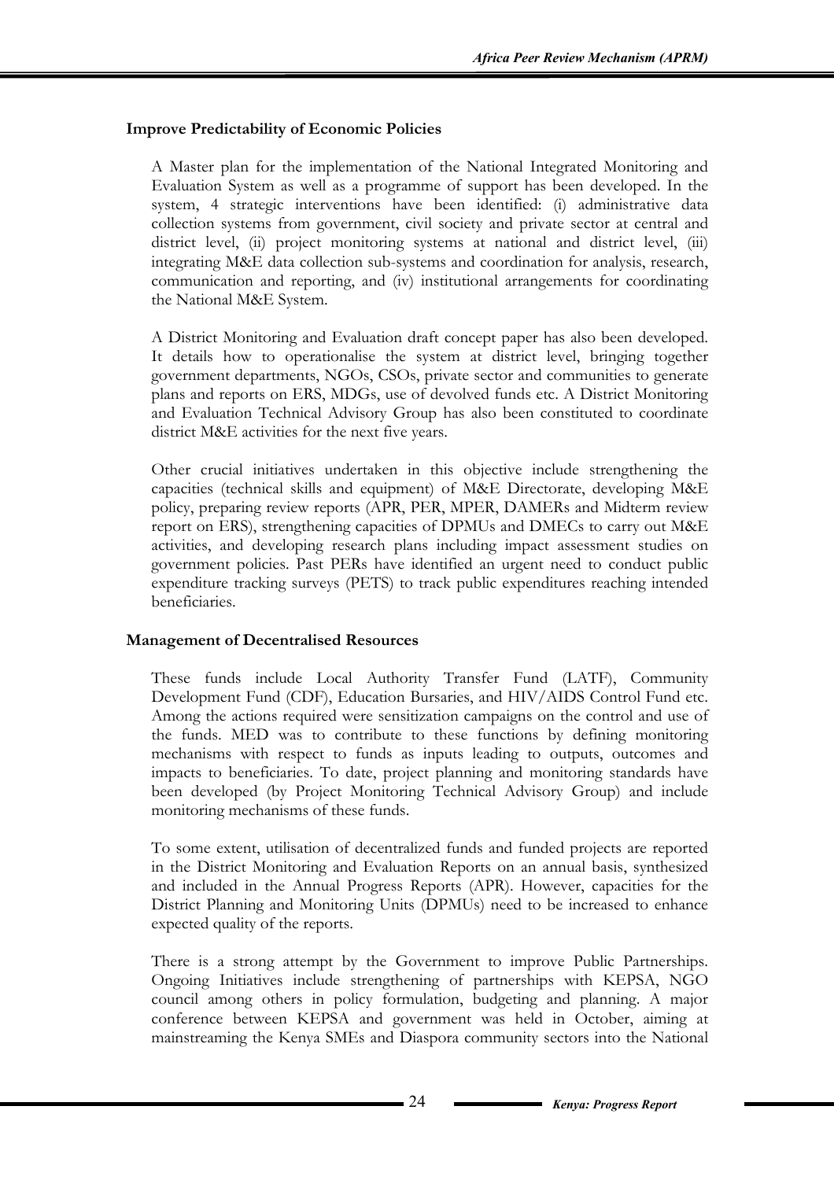**Improve Predictability of Economic Policies**

A Master plan for the implementation of the National Integrated Monitoring and Evaluation System as well as a programme of support has been developed. In the system, 4 strategic interventions have been identified: (i) administrative data collection systems from government, civil society and private sector at central and district level, (ii) project monitoring systems at national and district level, (iii) integrating M&E data collection sub-systems and coordination for analysis, research, communication and reporting, and (iv) institutional arrangements for coordinating the National M&E System.

A District Monitoring and Evaluation draft concept paper has also been developed. It details how to operationalise the system at district level, bringing together government departments, NGOs, CSOs, private sector and communities to generate plans and reports on ERS, MDGs, use of devolved funds etc. A District Monitoring and Evaluation Technical Advisory Group has also been constituted to coordinate district M&E activities for the next five years.

Other crucial initiatives undertaken in this objective include strengthening the capacities (technical skills and equipment) of M&E Directorate, developing M&E policy, preparing review reports (APR, PER, MPER, DAMERs and Midterm review report on ERS), strengthening capacities of DPMUs and DMECs to carry out M&E activities, and developing research plans including impact assessment studies on government policies. Past PERs have identified an urgent need to conduct public expenditure tracking surveys (PETS) to track public expenditures reaching intended beneficiaries.

**Management of Decentralised Resources**

These funds include Local Authority Transfer Fund (LATF), Community Development Fund (CDF), Education Bursaries, and HIV/AIDS Control Fund etc. Among the actions required were sensitization campaigns on the control and use of the funds. MED was to contribute to these functions by defining monitoring mechanisms with respect to funds as inputs leading to outputs, outcomes and impacts to beneficiaries. To date, project planning and monitoring standards have been developed (by Project Monitoring Technical Advisory Group) and include monitoring mechanisms of these funds.

To some extent, utilisation of decentralized funds and funded projects are reported in the District Monitoring and Evaluation Reports on an annual basis, synthesized and included in the Annual Progress Reports (APR). However, capacities for the District Planning and Monitoring Units (DPMUs) need to be increased to enhance expected quality of the reports.

There is a strong attempt by the Government to improve Public Partnerships. Ongoing Initiatives include strengthening of partnerships with KEPSA, NGO council among others in policy formulation, budgeting and planning. A major conference between KEPSA and government was held in October, aiming at mainstreaming the Kenya SMEs and Diaspora community sectors into the National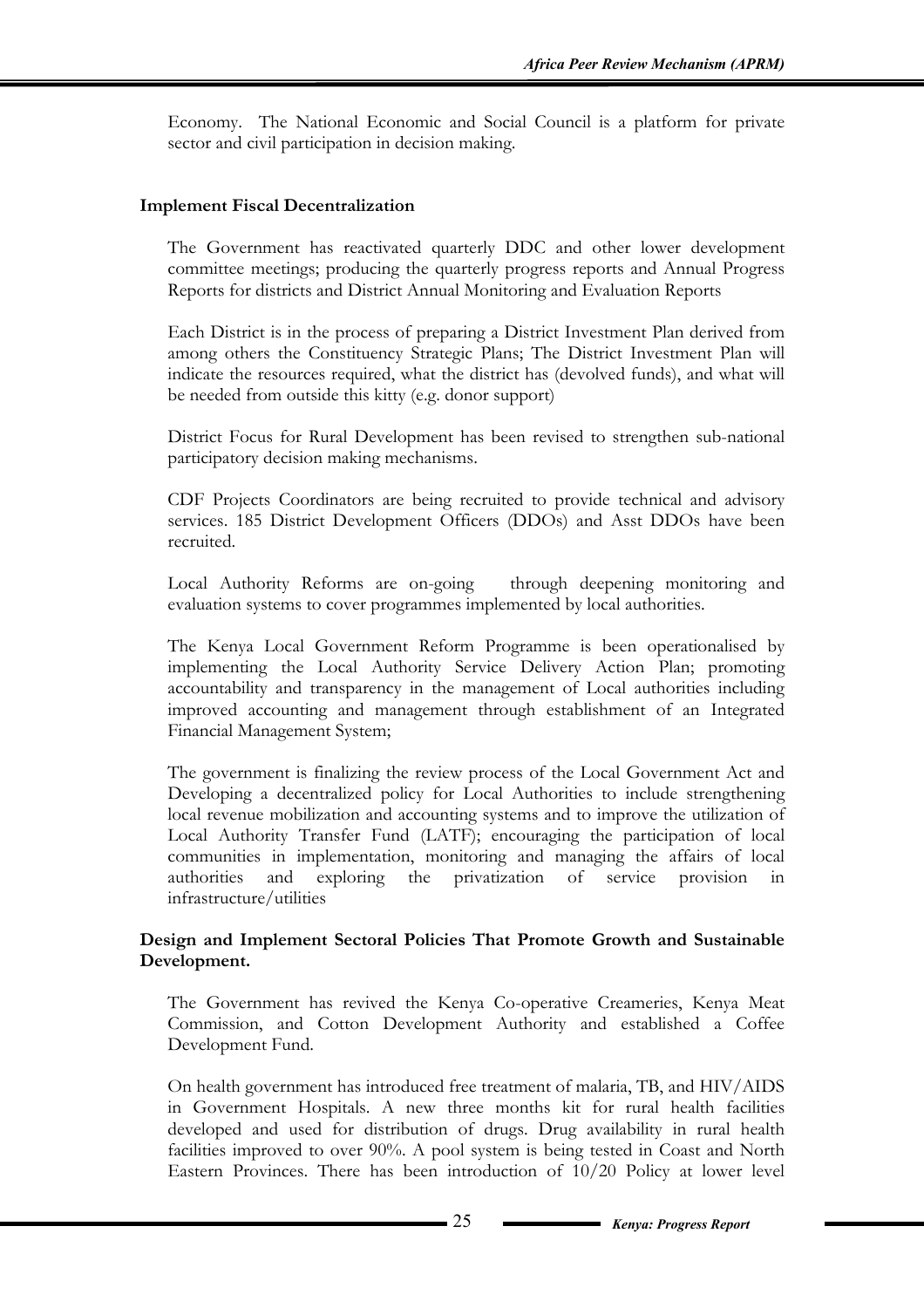Economy. The National Economic and Social Council is a platform for private sector and civil participation in decision making.

**Implement Fiscal Decentralization**

The Government has reactivated quarterly DDC and other lower development committee meetings; producing the quarterly progress reports and Annual Progress Reports for districts and District Annual Monitoring and Evaluation Reports

Each District is in the process of preparing a District Investment Plan derived from among others the Constituency Strategic Plans; The District Investment Plan will indicate the resources required, what the district has (devolved funds), and what will be needed from outside this kitty (e.g. donor support)

District Focus for Rural Development has been revised to strengthen sub-national participatory decision making mechanisms.

CDF Projects Coordinators are being recruited to provide technical and advisory services. 185 District Development Officers (DDOs) and Asst DDOs have been recruited.

Local Authority Reforms are on-going through deepening monitoring and evaluation systems to cover programmes implemented by local authorities.

The Kenya Local Government Reform Programme is been operationalised by implementing the Local Authority Service Delivery Action Plan; promoting accountability and transparency in the management of Local authorities including improved accounting and management through establishment of an Integrated Financial Management System;

The government is finalizing the review process of the Local Government Act and Developing a decentralized policy for Local Authorities to include strengthening local revenue mobilization and accounting systems and to improve the utilization of Local Authority Transfer Fund (LATF); encouraging the participation of local communities in implementation, monitoring and managing the affairs of local authorities and exploring the privatization of service provision in infrastructure/utilities

**Design and Implement Sectoral Policies That Promote Growth and Sustainable Development.**

The Government has revived the Kenya Co-operative Creameries, Kenya Meat Commission, and Cotton Development Authority and established a Coffee Development Fund.

On health government has introduced free treatment of malaria, TB, and HIV/AIDS in Government Hospitals. A new three months kit for rural health facilities developed and used for distribution of drugs. Drug availability in rural health facilities improved to over 90%. A pool system is being tested in Coast and North Eastern Provinces. There has been introduction of 10/20 Policy at lower level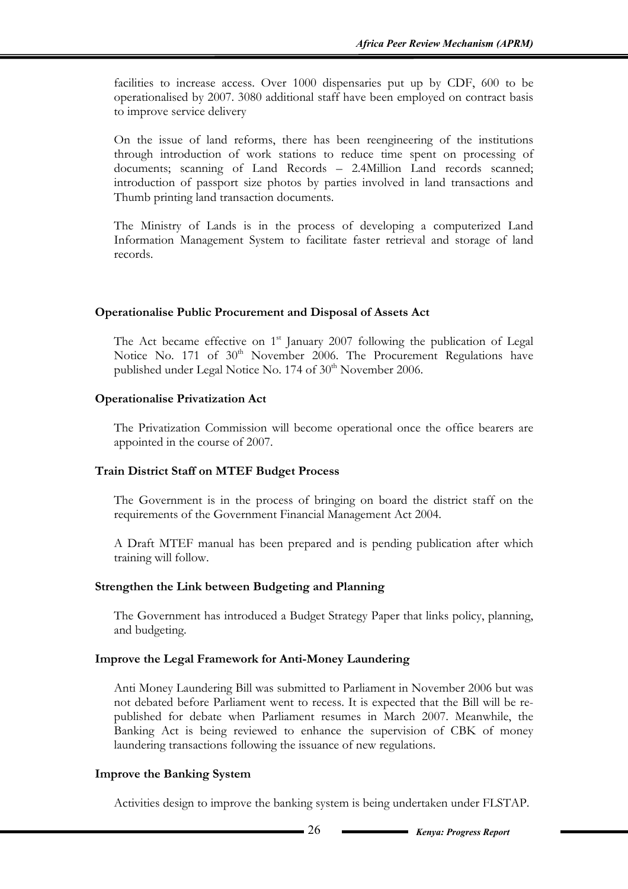facilities to increase access. Over 1000 dispensaries put up by CDF, 600 to be operationalised by 2007. 3080 additional staff have been employed on contract basis to improve service delivery

On the issue of land reforms, there has been reengineering of the institutions through introduction of work stations to reduce time spent on processing of documents; scanning of Land Records – 2.4Million Land records scanned; introduction of passport size photos by parties involved in land transactions and Thumb printing land transaction documents.

The Ministry of Lands is in the process of developing a computerized Land Information Management System to facilitate faster retrieval and storage of land records.

**Operationalise Public Procurement and Disposal of Assets Act**

The Act became effective on 1st January 2007 following the publication of Legal Notice No. 171 of 30th November 2006. The Procurement Regulations have published under Legal Notice No. 174 of 30th November 2006.

**Operationalise Privatization Act**

The Privatization Commission will become operational once the office bearers are appointed in the course of 2007.

**Train District Staff on MTEF Budget Process**

The Government is in the process of bringing on board the district staff on the requirements of the Government Financial Management Act 2004.

A Draft MTEF manual has been prepared and is pending publication after which training will follow.

**Strengthen the Link between Budgeting and Planning**

The Government has introduced a Budget Strategy Paper that links policy, planning, and budgeting.

**Improve the Legal Framework for Anti-Money Laundering**

Anti Money Laundering Bill was submitted to Parliament in November 2006 but was not debated before Parliament went to recess. It is expected that the Bill will be re-published for debate when Parliament resumes in March 2007. Meanwhile, the Banking Act is being reviewed to enhance the supervision of CBK of money laundering transactions following the issuance of new regulations.

**Improve the Banking System**

Activities design to improve the banking system is being undertaken under FLSTAP.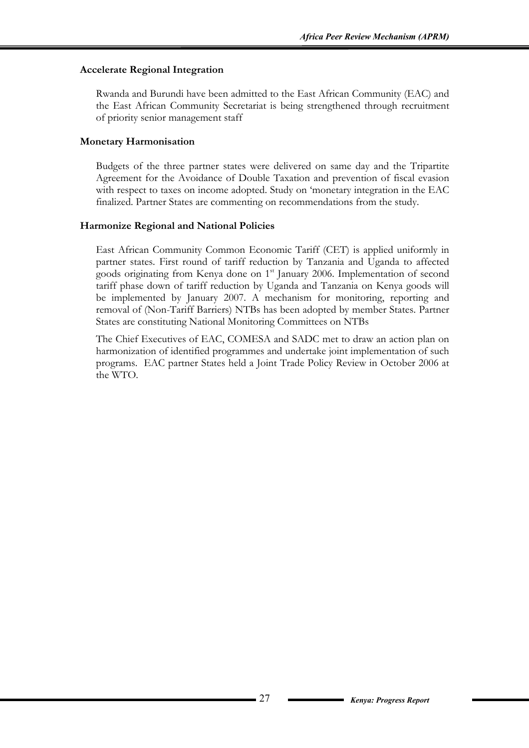**Accelerate Regional Integration**

Rwanda and Burundi have been admitted to the East African Community (EAC) and the East African Community Secretariat is being strengthened through recruitment of priority senior management staff

**Monetary Harmonisation**

Budgets of the three partner states were delivered on same day and the Tripartite Agreement for the Avoidance of Double Taxation and prevention of fiscal evasion with respect to taxes on income adopted. Study on 'monetary integration in the EAC finalized. Partner States are commenting on recommendations from the study.

**Harmonize Regional and National Policies**

East African Community Common Economic Tariff (CET) is applied uniformly in partner states. First round of tariff reduction by Tanzania and Uganda to affected goods originating from Kenya done on 1st January 2006. Implementation of second tariff phase down of tariff reduction by Uganda and Tanzania on Kenya goods will be implemented by January 2007. A mechanism for monitoring, reporting and removal of (Non-Tariff Barriers) NTBs has been adopted by member States. Partner States are constituting National Monitoring Committees on NTBs

The Chief Executives of EAC, COMESA and SADC met to draw an action plan on harmonization of identified programmes and undertake joint implementation of such programs. EAC partner States held a Joint Trade Policy Review in October 2006 at the WTO.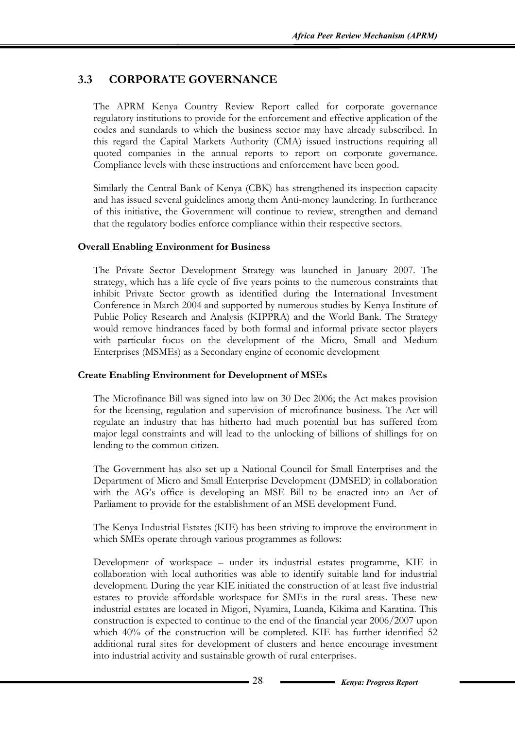## 3.3 CORPORATE GOVERNANCE

The APRM Kenya Country Review Report called for corporate governance regulatory institutions to provide for the enforcement and effective application of the codes and standards to which the business sector may have already subscribed. In this regard the Capital Markets Authority (CMA) issued instructions requiring all quoted companies in the annual reports to report on corporate governance. Compliance levels with these instructions and enforcement have been good.

Similarly the Central Bank of Kenya (CBK) has strengthened its inspection capacity and has issued several guidelines among them Anti-money laundering. In furtherance of this initiative, the Government will continue to review, strengthen and demand that the regulatory bodies enforce compliance within their respective sectors.

**Overall Enabling Environment for Business**

The Private Sector Development Strategy was launched in January 2007. The strategy, which has a life cycle of five years points to the numerous constraints that inhibit Private Sector growth as identified during the International Investment Conference in March 2004 and supported by numerous studies by Kenya Institute of Public Policy Research and Analysis (KIPPRA) and the World Bank. The Strategy would remove hindrances faced by both formal and informal private sector players with particular focus on the development of the Micro, Small and Medium Enterprises (MSMEs) as a Secondary engine of economic development

**Create Enabling Environment for Development of MSEs**

The Microfinance Bill was signed into law on 30 Dec 2006; the Act makes provision for the licensing, regulation and supervision of microfinance business. The Act will regulate an industry that has hitherto had much potential but has suffered from major legal constraints and will lead to the unlocking of billions of shillings for on lending to the common citizen.

The Government has also set up a National Council for Small Enterprises and the Department of Micro and Small Enterprise Development (DMSED) in collaboration with the AG's office is developing an MSE Bill to be enacted into an Act of Parliament to provide for the establishment of an MSE development Fund.

The Kenya Industrial Estates (KIE) has been striving to improve the environment in which SMEs operate through various programmes as follows:

Development of workspace – under its industrial estates programme, KIE in collaboration with local authorities was able to identify suitable land for industrial development. During the year KIE initiated the construction of at least five industrial estates to provide affordable workspace for SMEs in the rural areas. These new industrial estates are located in Migori, Nyamira, Luanda, Kikima and Karatina. This construction is expected to continue to the end of the financial year 2006/2007 upon which 40% of the construction will be completed. KIE has further identified 52 additional rural sites for development of clusters and hence encourage investment into industrial activity and sustainable growth of rural enterprises.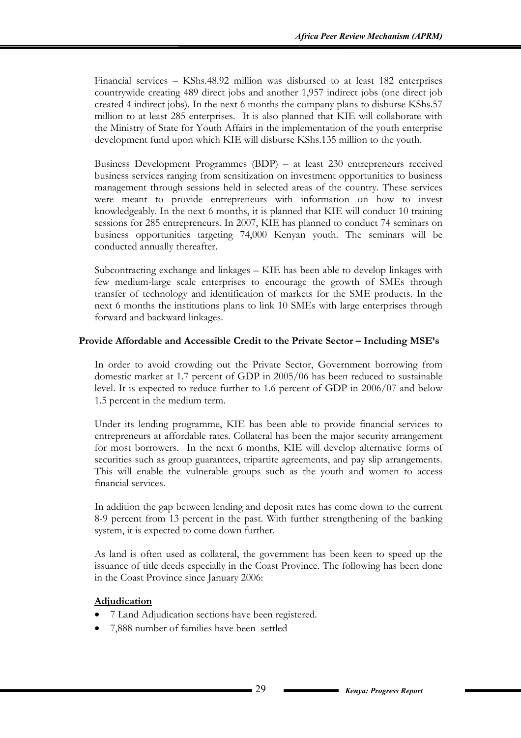Financial services – KShs.48.92 million was disbursed to at least 182 enterprises countrywide creating 489 direct jobs and another 1,957 indirect jobs (one direct job created 4 indirect jobs). In the next 6 months the company plans to disburse KShs.57 million to at least 285 enterprises. It is also planned that KIE will collaborate with the Ministry of State for Youth Affairs in the implementation of the youth enterprise development fund upon which KIE will disburse KShs.135 million to the youth.

Business Development Programmes (BDP) – at least 230 entrepreneurs received business services ranging from sensitization on investment opportunities to business management through sessions held in selected areas of the country. These services were meant to provide entrepreneurs with information on how to invest knowledgeably. In the next 6 months, it is planned that KIE will conduct 10 training sessions for 285 entrepreneurs. In 2007, KIE has planned to conduct 74 seminars on business opportunities targeting 74,000 Kenyan youth. The seminars will be conducted annually thereafter.

Subcontracting exchange and linkages – KIE has been able to develop linkages with few medium-large scale enterprises to encourage the growth of SMEs through transfer of technology and identification of markets for the SME products. In the next 6 months the institutions plans to link 10 SMEs with large enterprises through forward and backward linkages.

**Provide Affordable and Accessible Credit to the Private Sector – Including MSE's**

In order to avoid crowding out the Private Sector, Government borrowing from domestic market at 1.7 percent of GDP in 2005/06 has been reduced to sustainable level. It is expected to reduce further to 1.6 percent of GDP in 2006/07 and below 1.5 percent in the medium term.

Under its lending programme, KIE has been able to provide financial services to entrepreneurs at affordable rates. Collateral has been the major security arrangement for most borrowers. In the next 6 months, KIE will develop alternative forms of securities such as group guarantees, tripartite agreements, and pay slip arrangements. This will enable the vulnerable groups such as the youth and women to access financial services.

In addition the gap between lending and deposit rates has come down to the current 8-9 percent from 13 percent in the past. With further strengthening of the banking system, it is expected to come down further.

As land is often used as collateral, the government has been keen to speed up the issuance of title deeds especially in the Coast Province. The following has been done in the Coast Province since January 2006:

**Adjudication**

- 7 Land Adjudication sections have been registered.
- 7,888 number of families have been settled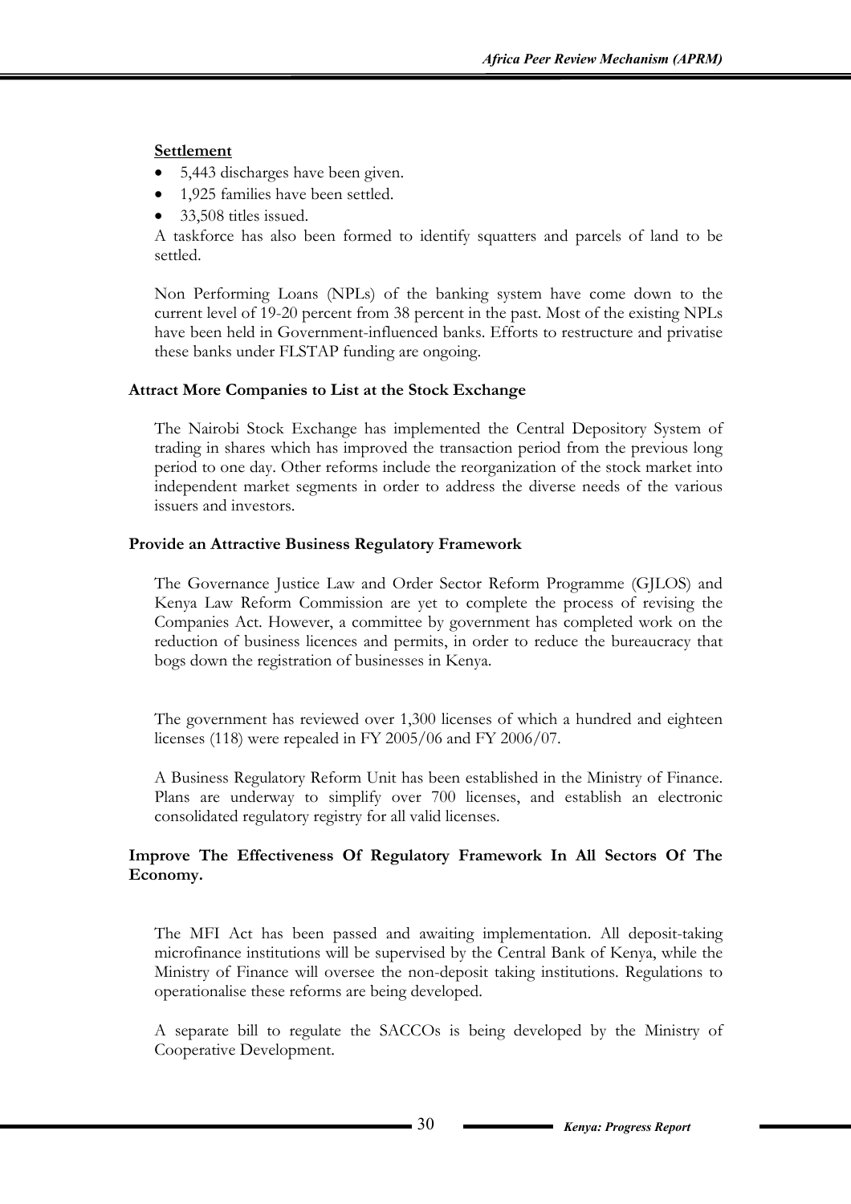**Settlement**

- 5,443 discharges have been given.
- 1,925 families have been settled.
- 33,508 titles issued.

A taskforce has also been formed to identify squatters and parcels of land to be settled.

Non Performing Loans (NPLs) of the banking system have come down to the current level of 19-20 percent from 38 percent in the past. Most of the existing NPLs have been held in Government-influenced banks. Efforts to restructure and privatise these banks under FLSTAP funding are ongoing.

**Attract More Companies to List at the Stock Exchange**

The Nairobi Stock Exchange has implemented the Central Depository System of trading in shares which has improved the transaction period from the previous long period to one day. Other reforms include the reorganization of the stock market into independent market segments in order to address the diverse needs of the various issuers and investors.

**Provide an Attractive Business Regulatory Framework**

The Governance Justice Law and Order Sector Reform Programme (GJLOS) and Kenya Law Reform Commission are yet to complete the process of revising the Companies Act. However, a committee by government has completed work on the reduction of business licences and permits, in order to reduce the bureaucracy that bogs down the registration of businesses in Kenya.

The government has reviewed over 1,300 licenses of which a hundred and eighteen licenses (118) were repealed in FY 2005/06 and FY 2006/07.

A Business Regulatory Reform Unit has been established in the Ministry of Finance. Plans are underway to simplify over 700 licenses, and establish an electronic consolidated regulatory registry for all valid licenses.

**Improve The Effectiveness Of Regulatory Framework In All Sectors Of The Economy.**

The MFI Act has been passed and awaiting implementation. All deposit-taking microfinance institutions will be supervised by the Central Bank of Kenya, while the Ministry of Finance will oversee the non-deposit taking institutions. Regulations to operationalise these reforms are being developed.

A separate bill to regulate the SACCOs is being developed by the Ministry of Cooperative Development.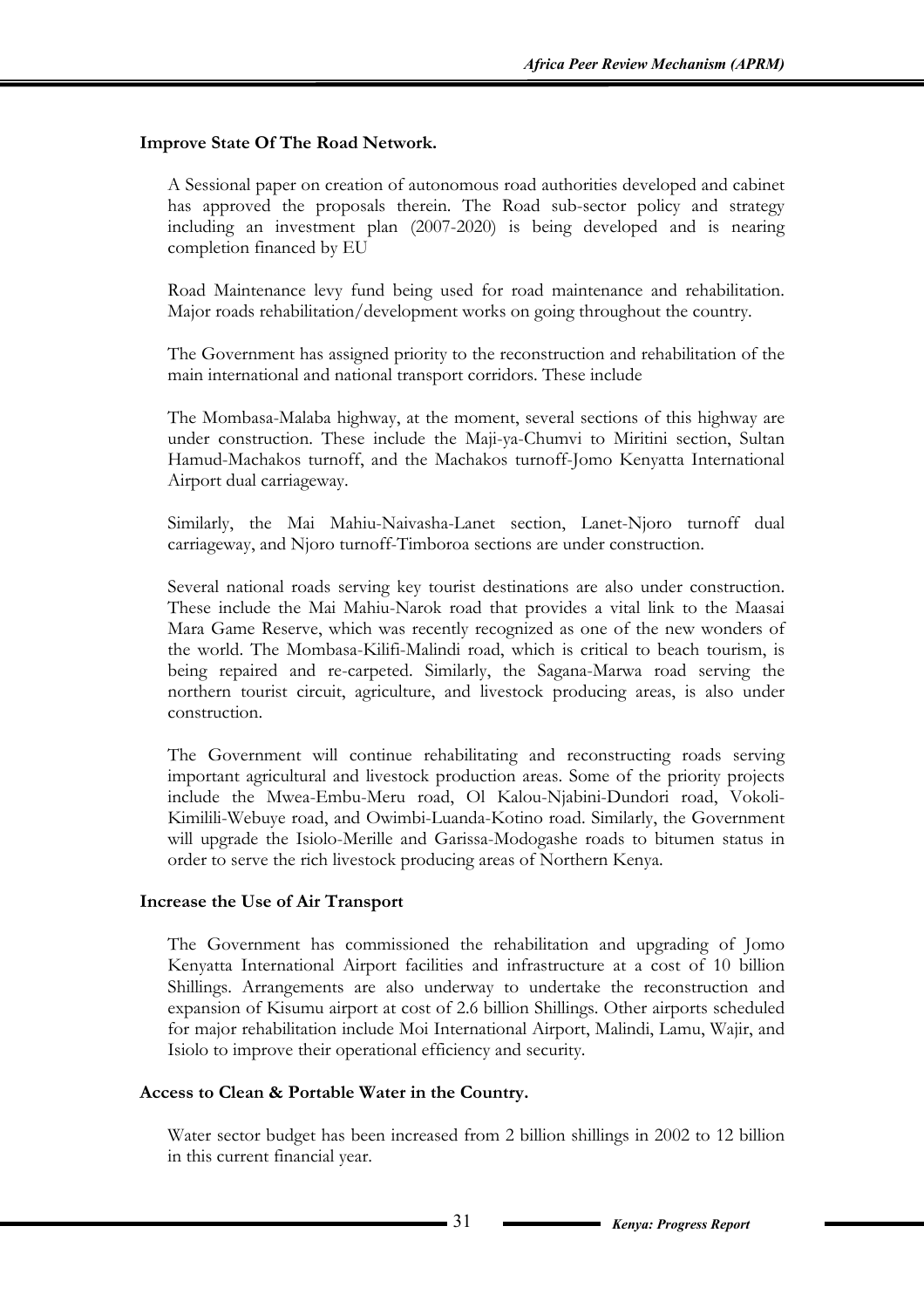**Improve State Of The Road Network.**

A Sessional paper on creation of autonomous road authorities developed and cabinet has approved the proposals therein. The Road sub-sector policy and strategy including an investment plan (2007-2020) is being developed and is nearing completion financed by EU

Road Maintenance levy fund being used for road maintenance and rehabilitation. Major roads rehabilitation/development works on going throughout the country.

The Government has assigned priority to the reconstruction and rehabilitation of the main international and national transport corridors. These include

The Mombasa-Malaba highway, at the moment, several sections of this highway are under construction. These include the Maji-ya-Chumvi to Miritini section, Sultan Hamud-Machakos turnoff, and the Machakos turnoff-Jomo Kenyatta International Airport dual carriageway.

Similarly, the Mai Mahiu-Naivasha-Lanet section, Lanet-Njoro turnoff dual carriageway, and Njoro turnoff-Timboroa sections are under construction.

Several national roads serving key tourist destinations are also under construction. These include the Mai Mahiu-Narok road that provides a vital link to the Maasai Mara Game Reserve, which was recently recognized as one of the new wonders of the world. The Mombasa-Kilifi-Malindi road, which is critical to beach tourism, is being repaired and re-carpeted. Similarly, the Sagana-Marwa road serving the northern tourist circuit, agriculture, and livestock producing areas, is also under construction.

The Government will continue rehabilitating and reconstructing roads serving important agricultural and livestock production areas. Some of the priority projects include the Mwea-Embu-Meru road, Ol Kalou-Njabini-Dundori road, Vokoli-Kimilili-Webuye road, and Owimbi-Luanda-Kotino road. Similarly, the Government will upgrade the Isiolo-Merille and Garissa-Modogashe roads to bitumen status in order to serve the rich livestock producing areas of Northern Kenya.

**Increase the Use of Air Transport**

The Government has commissioned the rehabilitation and upgrading of Jomo Kenyatta International Airport facilities and infrastructure at a cost of 10 billion Shillings. Arrangements are also underway to undertake the reconstruction and expansion of Kisumu airport at cost of 2.6 billion Shillings. Other airports scheduled for major rehabilitation include Moi International Airport, Malindi, Lamu, Wajir, and Isiolo to improve their operational efficiency and security.

**Access to Clean & Portable Water in the Country.**

Water sector budget has been increased from 2 billion shillings in 2002 to 12 billion in this current financial year.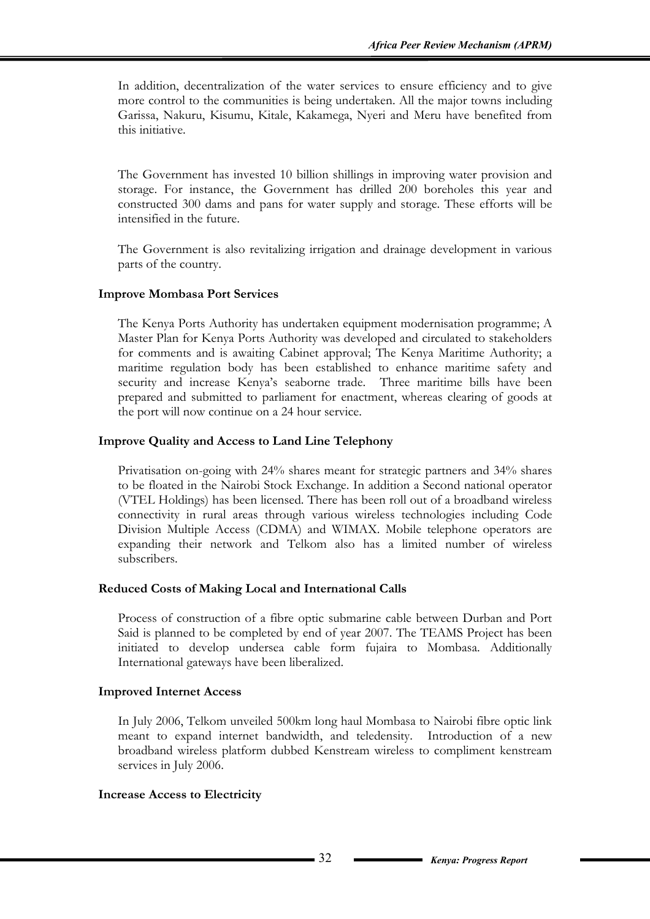In addition, decentralization of the water services to ensure efficiency and to give more control to the communities is being undertaken. All the major towns including Garissa, Nakuru, Kisumu, Kitale, Kakamega, Nyeri and Meru have benefited from this initiative.

The Government has invested 10 billion shillings in improving water provision and storage. For instance, the Government has drilled 200 boreholes this year and constructed 300 dams and pans for water supply and storage. These efforts will be intensified in the future.

The Government is also revitalizing irrigation and drainage development in various parts of the country.

**Improve Mombasa Port Services**

The Kenya Ports Authority has undertaken equipment modernisation programme; A Master Plan for Kenya Ports Authority was developed and circulated to stakeholders for comments and is awaiting Cabinet approval; The Kenya Maritime Authority; a maritime regulation body has been established to enhance maritime safety and security and increase Kenya's seaborne trade. Three maritime bills have been prepared and submitted to parliament for enactment, whereas clearing of goods at the port will now continue on a 24 hour service.

**Improve Quality and Access to Land Line Telephony**

Privatisation on-going with 24% shares meant for strategic partners and 34% shares to be floated in the Nairobi Stock Exchange. In addition a Second national operator (VTEL Holdings) has been licensed. There has been roll out of a broadband wireless connectivity in rural areas through various wireless technologies including Code Division Multiple Access (CDMA) and WIMAX. Mobile telephone operators are expanding their network and Telkom also has a limited number of wireless subscribers.

**Reduced Costs of Making Local and International Calls**

Process of construction of a fibre optic submarine cable between Durban and Port Said is planned to be completed by end of year 2007. The TEAMS Project has been initiated to develop undersea cable form fujaira to Mombasa. Additionally International gateways have been liberalized.

**Improved Internet Access**

In July 2006, Telkom unveiled 500km long haul Mombasa to Nairobi fibre optic link meant to expand internet bandwidth, and teledensity. Introduction of a new broadband wireless platform dubbed Kenstream wireless to compliment kenstream services in July 2006.

**Increase Access to Electricity**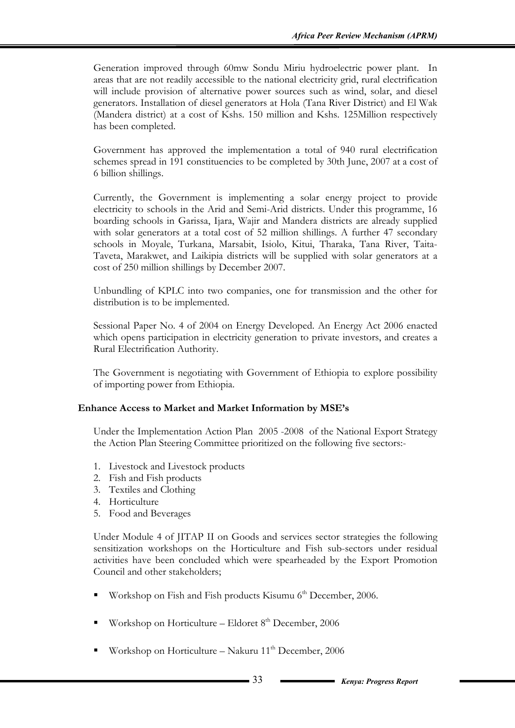Generation improved through 60mw Sondu Miriu hydroelectric power plant. In areas that are not readily accessible to the national electricity grid, rural electrification will include provision of alternative power sources such as wind, solar, and diesel generators. Installation of diesel generators at Hola (Tana River District) and El Wak (Mandera district) at a cost of Kshs. 150 million and Kshs. 125Million respectively has been completed.

Government has approved the implementation a total of 940 rural electrification schemes spread in 191 constituencies to be completed by 30th June, 2007 at a cost of 6 billion shillings.

Currently, the Government is implementing a solar energy project to provide electricity to schools in the Arid and Semi-Arid districts. Under this programme, 16 boarding schools in Garissa, Ijara, Wajir and Mandera districts are already supplied with solar generators at a total cost of 52 million shillings. A further 47 secondary schools in Moyale, Turkana, Marsabit, Isiolo, Kitui, Tharaka, Tana River, Taita-Taveta, Marakwet, and Laikipia districts will be supplied with solar generators at a cost of 250 million shillings by December 2007.

Unbundling of KPLC into two companies, one for transmission and the other for distribution is to be implemented.

Sessional Paper No. 4 of 2004 on Energy Developed. An Energy Act 2006 enacted which opens participation in electricity generation to private investors, and creates a Rural Electrification Authority.

The Government is negotiating with Government of Ethiopia to explore possibility of importing power from Ethiopia.

**Enhance Access to Market and Market Information by MSE's**

Under the Implementation Action Plan 2005 -2008 of the National Export Strategy the Action Plan Steering Committee prioritized on the following five sectors:-

1. Livestock and Livestock products
2. Fish and Fish products
3. Textiles and Clothing
4. Horticulture
5. Food and Beverages

Under Module 4 of JITAP II on Goods and services sector strategies the following sensitization workshops on the Horticulture and Fish sub-sectors under residual activities have been concluded which were spearheaded by the Export Promotion Council and other stakeholders;

- Workshop on Fish and Fish products Kisumu 6th December, 2006.
- Workshop on Horticulture – Eldoret 8th December, 2006
- Workshop on Horticulture – Nakuru 11th December, 2006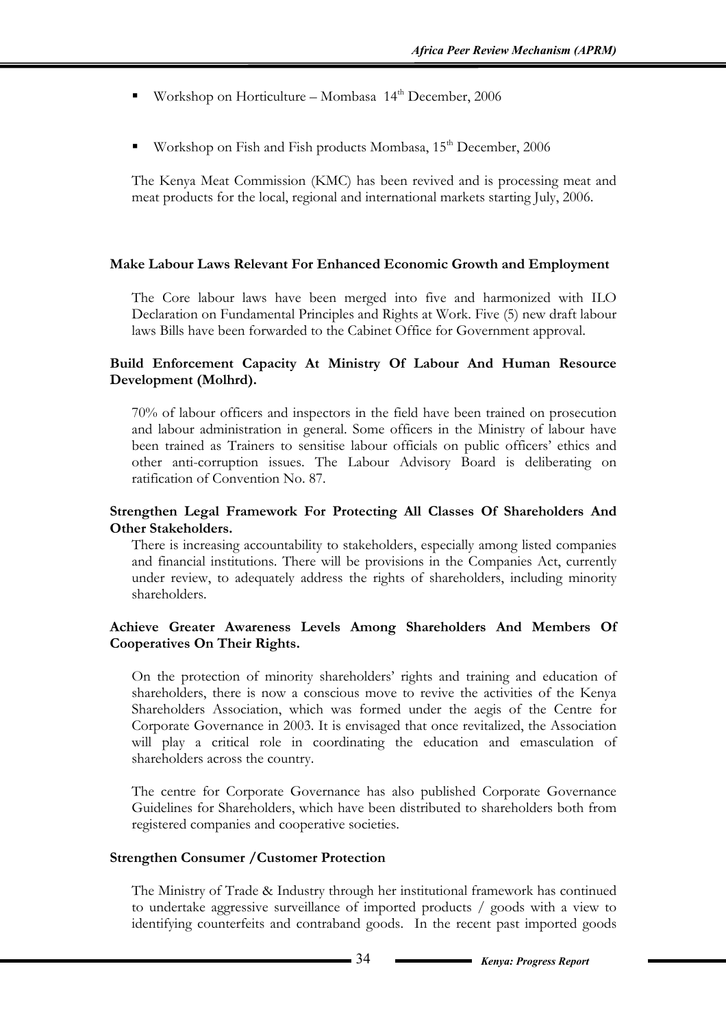- Workshop on Horticulture – Mombasa 14th December, 2006
- Workshop on Fish and Fish products Mombasa, 15th December, 2006

The Kenya Meat Commission (KMC) has been revived and is processing meat and meat products for the local, regional and international markets starting July, 2006.

**Make Labour Laws Relevant For Enhanced Economic Growth and Employment**

The Core labour laws have been merged into five and harmonized with ILO Declaration on Fundamental Principles and Rights at Work. Five (5) new draft labour laws Bills have been forwarded to the Cabinet Office for Government approval.

**Build Enforcement Capacity At Ministry Of Labour And Human Resource Development (Molhrd).**

70% of labour officers and inspectors in the field have been trained on prosecution and labour administration in general. Some officers in the Ministry of labour have been trained as Trainers to sensitise labour officials on public officers' ethics and other anti-corruption issues. The Labour Advisory Board is deliberating on ratification of Convention No. 87.

**Strengthen Legal Framework For Protecting All Classes Of Shareholders And Other Stakeholders.**

There is increasing accountability to stakeholders, especially among listed companies and financial institutions. There will be provisions in the Companies Act, currently under review, to adequately address the rights of shareholders, including minority shareholders.

**Achieve Greater Awareness Levels Among Shareholders And Members Of Cooperatives On Their Rights.**

On the protection of minority shareholders' rights and training and education of shareholders, there is now a conscious move to revive the activities of the Kenya Shareholders Association, which was formed under the aegis of the Centre for Corporate Governance in 2003. It is envisaged that once revitalized, the Association will play a critical role in coordinating the education and emasculation of shareholders across the country.

The centre for Corporate Governance has also published Corporate Governance Guidelines for Shareholders, which have been distributed to shareholders both from registered companies and cooperative societies.

**Strengthen Consumer /Customer Protection**

The Ministry of Trade & Industry through her institutional framework has continued to undertake aggressive surveillance of imported products / goods with a view to identifying counterfeits and contraband goods. In the recent past imported goods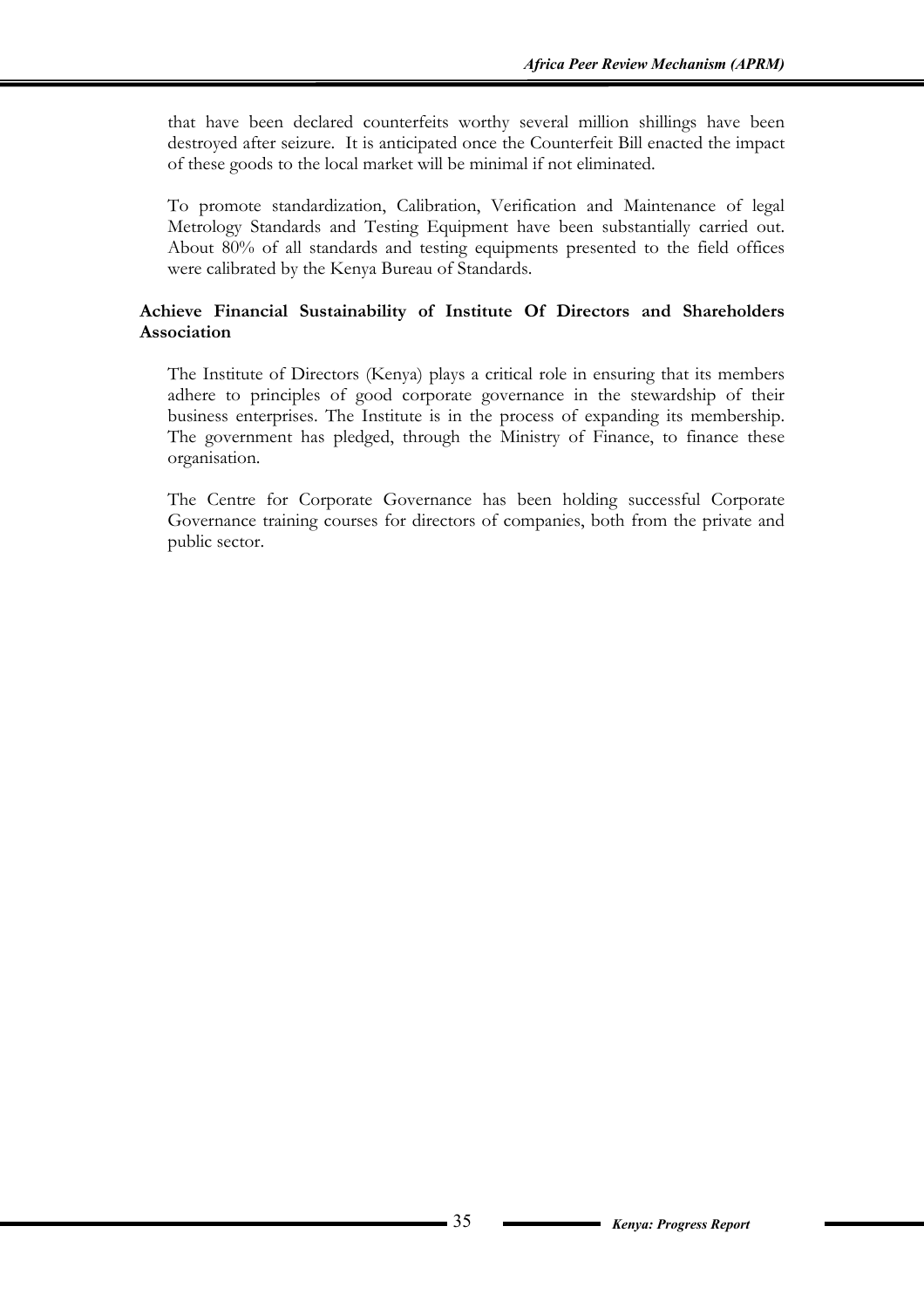that have been declared counterfeits worthy several million shillings have been destroyed after seizure. It is anticipated once the Counterfeit Bill enacted the impact of these goods to the local market will be minimal if not eliminated.

To promote standardization, Calibration, Verification and Maintenance of legal Metrology Standards and Testing Equipment have been substantially carried out. About 80% of all standards and testing equipments presented to the field offices were calibrated by the Kenya Bureau of Standards.

**Achieve Financial Sustainability of Institute Of Directors and Shareholders Association**

The Institute of Directors (Kenya) plays a critical role in ensuring that its members adhere to principles of good corporate governance in the stewardship of their business enterprises. The Institute is in the process of expanding its membership. The government has pledged, through the Ministry of Finance, to finance these organisation.

The Centre for Corporate Governance has been holding successful Corporate Governance training courses for directors of companies, both from the private and public sector.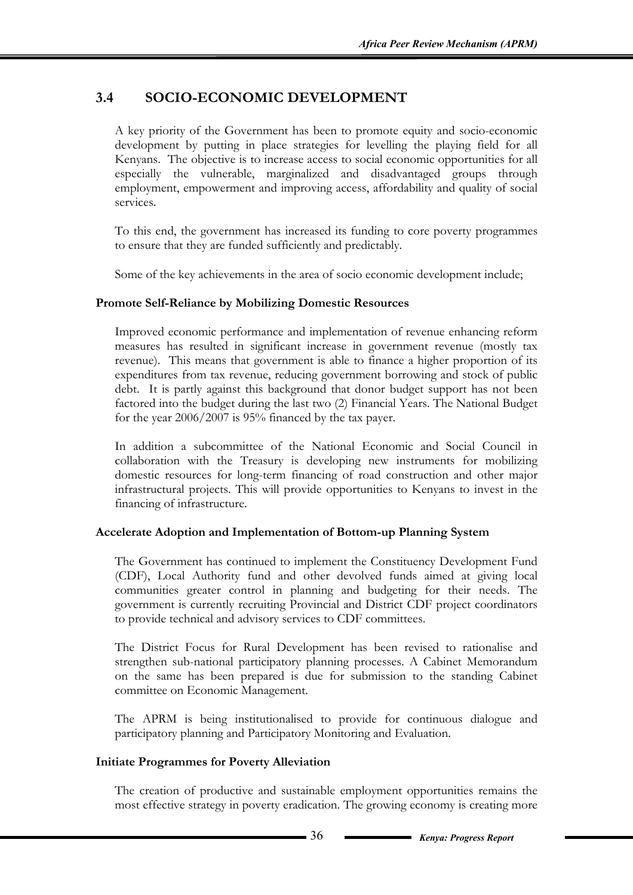## 3.4 SOCIO-ECONOMIC DEVELOPMENT

A key priority of the Government has been to promote equity and socio-economic development by putting in place strategies for levelling the playing field for all Kenyans. The objective is to increase access to social economic opportunities for all especially the vulnerable, marginalized and disadvantaged groups through employment, empowerment and improving access, affordability and quality of social services.

To this end, the government has increased its funding to core poverty programmes to ensure that they are funded sufficiently and predictably.

Some of the key achievements in the area of socio economic development include;

**Promote Self-Reliance by Mobilizing Domestic Resources**

Improved economic performance and implementation of revenue enhancing reform measures has resulted in significant increase in government revenue (mostly tax revenue). This means that government is able to finance a higher proportion of its expenditures from tax revenue, reducing government borrowing and stock of public debt. It is partly against this background that donor budget support has not been factored into the budget during the last two (2) Financial Years. The National Budget for the year 2006/2007 is 95% financed by the tax payer.

In addition a subcommittee of the National Economic and Social Council in collaboration with the Treasury is developing new instruments for mobilizing domestic resources for long-term financing of road construction and other major infrastructural projects. This will provide opportunities to Kenyans to invest in the financing of infrastructure.

**Accelerate Adoption and Implementation of Bottom-up Planning System**

The Government has continued to implement the Constituency Development Fund (CDF), Local Authority fund and other devolved funds aimed at giving local communities greater control in planning and budgeting for their needs. The government is currently recruiting Provincial and District CDF project coordinators to provide technical and advisory services to CDF committees.

The District Focus for Rural Development has been revised to rationalise and strengthen sub-national participatory planning processes. A Cabinet Memorandum on the same has been prepared is due for submission to the standing Cabinet committee on Economic Management.

The APRM is being institutionalised to provide for continuous dialogue and participatory planning and Participatory Monitoring and Evaluation.

**Initiate Programmes for Poverty Alleviation**

The creation of productive and sustainable employment opportunities remains the most effective strategy in poverty eradication. The growing economy is creating more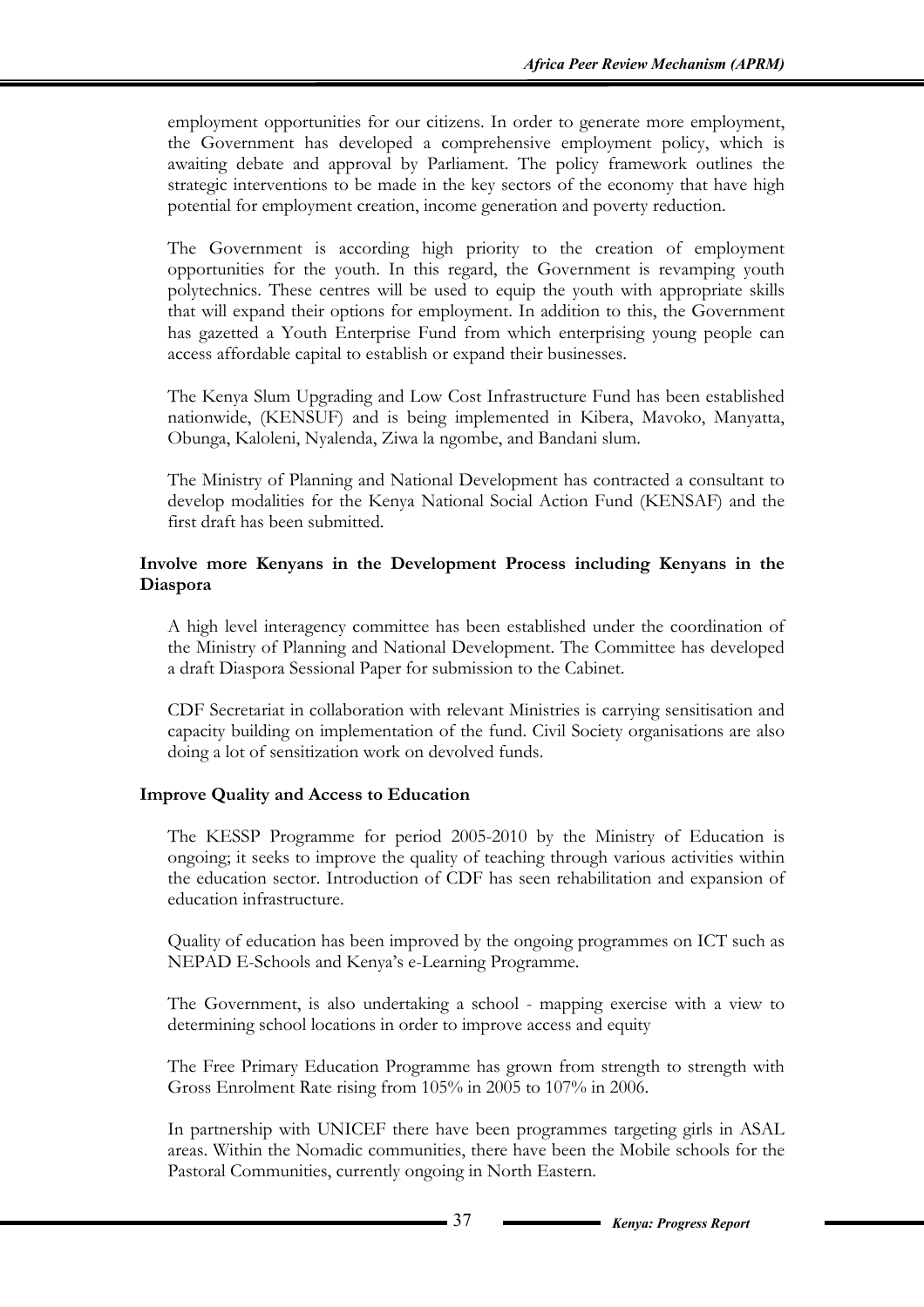employment opportunities for our citizens. In order to generate more employment, the Government has developed a comprehensive employment policy, which is awaiting debate and approval by Parliament. The policy framework outlines the strategic interventions to be made in the key sectors of the economy that have high potential for employment creation, income generation and poverty reduction.

The Government is according high priority to the creation of employment opportunities for the youth. In this regard, the Government is revamping youth polytechnics. These centres will be used to equip the youth with appropriate skills that will expand their options for employment. In addition to this, the Government has gazetted a Youth Enterprise Fund from which enterprising young people can access affordable capital to establish or expand their businesses.

The Kenya Slum Upgrading and Low Cost Infrastructure Fund has been established nationwide, (KENSUF) and is being implemented in Kibera, Mavoko, Manyatta, Obunga, Kaloleni, Nyalenda, Ziwa la ngombe, and Bandani slum.

The Ministry of Planning and National Development has contracted a consultant to develop modalities for the Kenya National Social Action Fund (KENSAF) and the first draft has been submitted.

**Involve more Kenyans in the Development Process including Kenyans in the Diaspora**

A high level interagency committee has been established under the coordination of the Ministry of Planning and National Development. The Committee has developed a draft Diaspora Sessional Paper for submission to the Cabinet.

CDF Secretariat in collaboration with relevant Ministries is carrying sensitisation and capacity building on implementation of the fund. Civil Society organisations are also doing a lot of sensitization work on devolved funds.

**Improve Quality and Access to Education**

The KESSP Programme for period 2005-2010 by the Ministry of Education is ongoing; it seeks to improve the quality of teaching through various activities within the education sector. Introduction of CDF has seen rehabilitation and expansion of education infrastructure.

Quality of education has been improved by the ongoing programmes on ICT such as NEPAD E-Schools and Kenya's e-Learning Programme.

The Government, is also undertaking a school - mapping exercise with a view to determining school locations in order to improve access and equity

The Free Primary Education Programme has grown from strength to strength with Gross Enrolment Rate rising from 105% in 2005 to 107% in 2006.

In partnership with UNICEF there have been programmes targeting girls in ASAL areas. Within the Nomadic communities, there have been the Mobile schools for the Pastoral Communities, currently ongoing in North Eastern.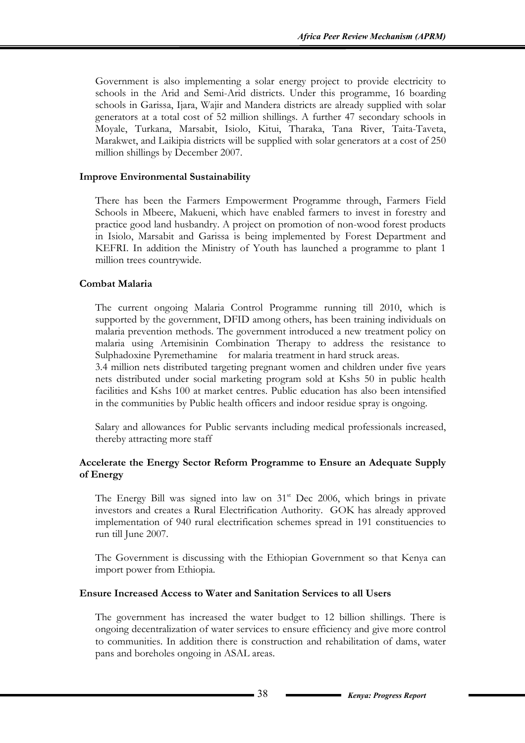Government is also implementing a solar energy project to provide electricity to schools in the Arid and Semi-Arid districts. Under this programme, 16 boarding schools in Garissa, Ijara, Wajir and Mandera districts are already supplied with solar generators at a total cost of 52 million shillings. A further 47 secondary schools in Moyale, Turkana, Marsabit, Isiolo, Kitui, Tharaka, Tana River, Taita-Taveta, Marakwet, and Laikipia districts will be supplied with solar generators at a cost of 250 million shillings by December 2007.

**Improve Environmental Sustainability**

There has been the Farmers Empowerment Programme through, Farmers Field Schools in Mbeere, Makueni, which have enabled farmers to invest in forestry and practice good land husbandry. A project on promotion of non-wood forest products in Isiolo, Marsabit and Garissa is being implemented by Forest Department and KEFRI. In addition the Ministry of Youth has launched a programme to plant 1 million trees countrywide.

**Combat Malaria**

The current ongoing Malaria Control Programme running till 2010, which is supported by the government, DFID among others, has been training individuals on malaria prevention methods. The government introduced a new treatment policy on malaria using Artemisinin Combination Therapy to address the resistance to Sulphadoxine Pyremethamine for malaria treatment in hard struck areas.
3.4 million nets distributed targeting pregnant women and children under five years nets distributed under social marketing program sold at Kshs 50 in public health facilities and Kshs 100 at market centres. Public education has also been intensified in the communities by Public health officers and indoor residue spray is ongoing.

Salary and allowances for Public servants including medical professionals increased, thereby attracting more staff

**Accelerate the Energy Sector Reform Programme to Ensure an Adequate Supply of Energy**

The Energy Bill was signed into law on 31st Dec 2006, which brings in private investors and creates a Rural Electrification Authority. GOK has already approved implementation of 940 rural electrification schemes spread in 191 constituencies to run till June 2007.

The Government is discussing with the Ethiopian Government so that Kenya can import power from Ethiopia.

**Ensure Increased Access to Water and Sanitation Services to all Users**

The government has increased the water budget to 12 billion shillings. There is ongoing decentralization of water services to ensure efficiency and give more control to communities. In addition there is construction and rehabilitation of dams, water pans and boreholes ongoing in ASAL areas.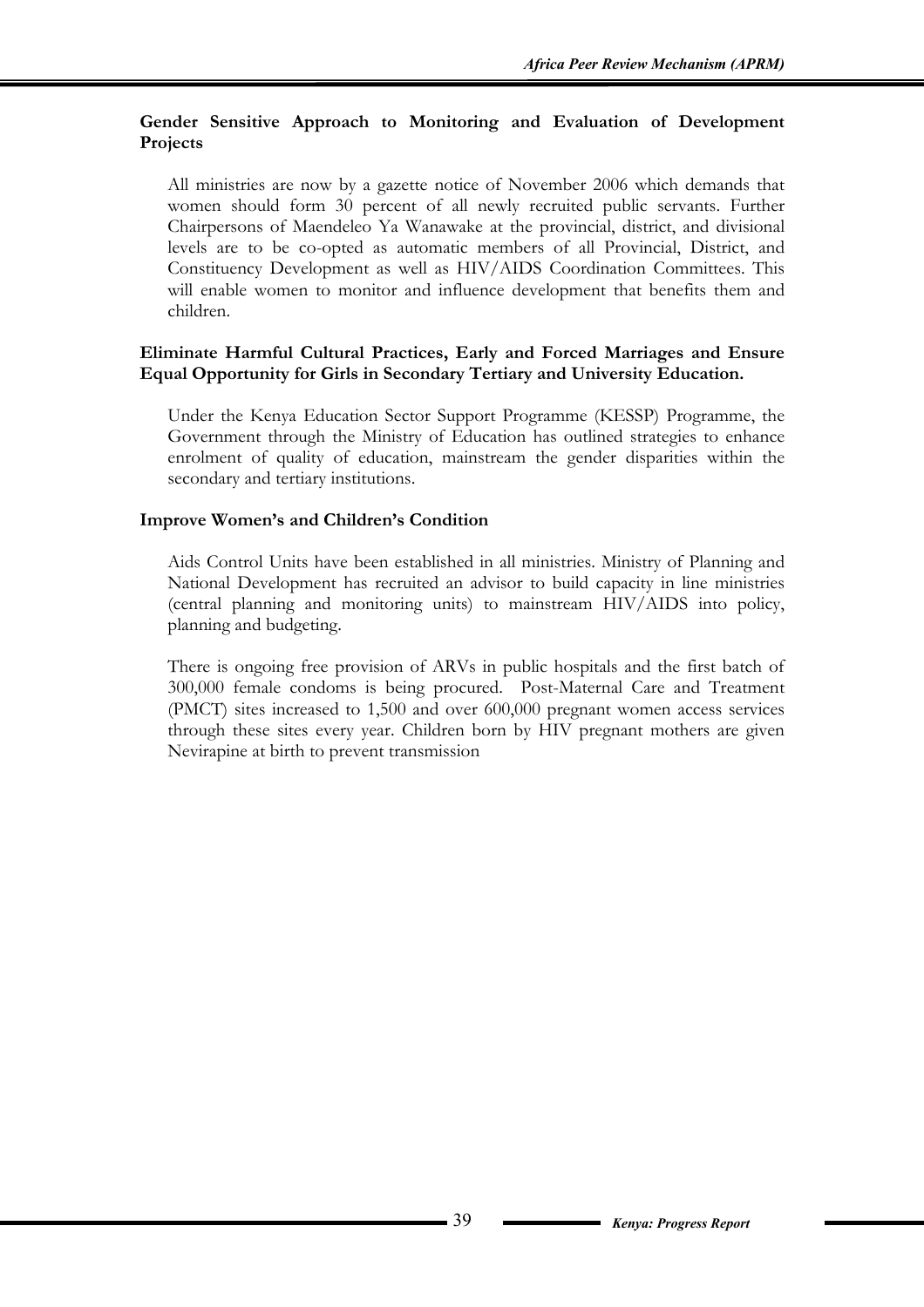**Gender Sensitive Approach to Monitoring and Evaluation of Development Projects**

All ministries are now by a gazette notice of November 2006 which demands that women should form 30 percent of all newly recruited public servants. Further Chairpersons of Maendeleo Ya Wanawake at the provincial, district, and divisional levels are to be co-opted as automatic members of all Provincial, District, and Constituency Development as well as HIV/AIDS Coordination Committees. This will enable women to monitor and influence development that benefits them and children.

**Eliminate Harmful Cultural Practices, Early and Forced Marriages and Ensure Equal Opportunity for Girls in Secondary Tertiary and University Education.**

Under the Kenya Education Sector Support Programme (KESSP) Programme, the Government through the Ministry of Education has outlined strategies to enhance enrolment of quality of education, mainstream the gender disparities within the secondary and tertiary institutions.

**Improve Women's and Children's Condition**

Aids Control Units have been established in all ministries. Ministry of Planning and National Development has recruited an advisor to build capacity in line ministries (central planning and monitoring units) to mainstream HIV/AIDS into policy, planning and budgeting.

There is ongoing free provision of ARVs in public hospitals and the first batch of 300,000 female condoms is being procured. Post-Maternal Care and Treatment (PMCT) sites increased to 1,500 and over 600,000 pregnant women access services through these sites every year. Children born by HIV pregnant mothers are given Nevirapine at birth to prevent transmission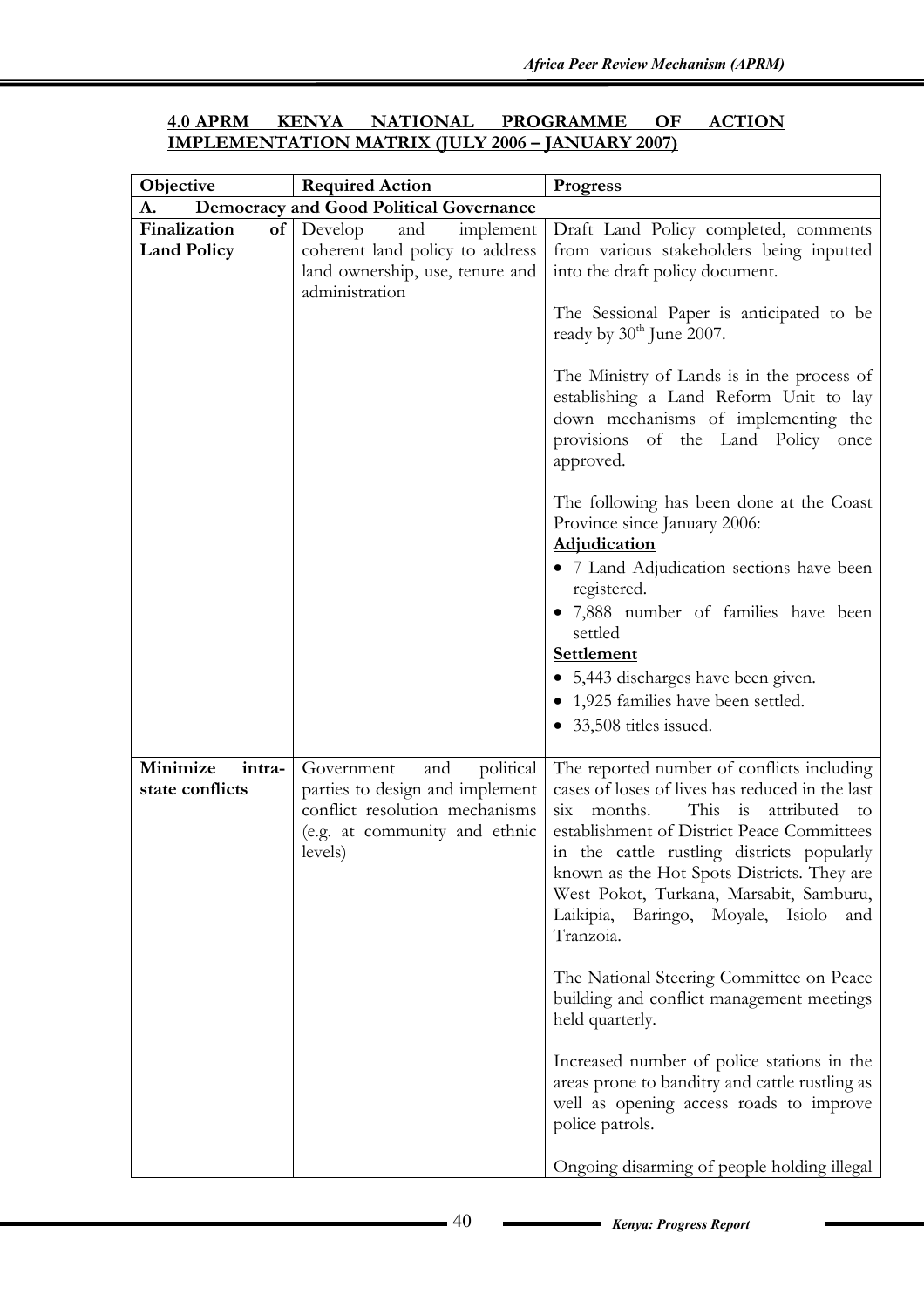## 4.0 APRM KENYA NATIONAL PROGRAMME OF ACTION IMPLEMENTATION MATRIX (JULY 2006 – JANUARY 2007)

| Objective | Required Action | Progress |
|---|---|---|
| **A. Democracy and Good Political Governance** | | |
| **Finalization of Land Policy** | Develop and implement coherent land policy to address land ownership, use, tenure and administration | Draft Land Policy completed, comments from various stakeholders being inputted into the draft policy document.<br><br>The Sessional Paper is anticipated to be ready by 30th June 2007.<br><br>The Ministry of Lands is in the process of establishing a Land Reform Unit to lay down mechanisms of implementing the provisions of the Land Policy once approved.<br><br>The following has been done at the Coast Province since January 2006:<br>**Adjudication**<br>• 7 Land Adjudication sections have been registered.<br>• 7,888 number of families have been settled<br>**Settlement**<br>• 5,443 discharges have been given.<br>• 1,925 families have been settled.<br>• 33,508 titles issued. |
| **Minimize intra-state conflicts** | Government and political parties to design and implement conflict resolution mechanisms (e.g. at community and ethnic levels) | The reported number of conflicts including cases of loses of lives has reduced in the last six months. This is attributed to establishment of District Peace Committees in the cattle rustling districts popularly known as the Hot Spots Districts. They are West Pokot, Turkana, Marsabit, Samburu, Laikipia, Baringo, Moyale, Isiolo and Tranzoia.<br><br>The National Steering Committee on Peace building and conflict management meetings held quarterly.<br><br>Increased number of police stations in the areas prone to banditry and cattle rustling as well as opening access roads to improve police patrols.<br><br>Ongoing disarming of people holding illegal |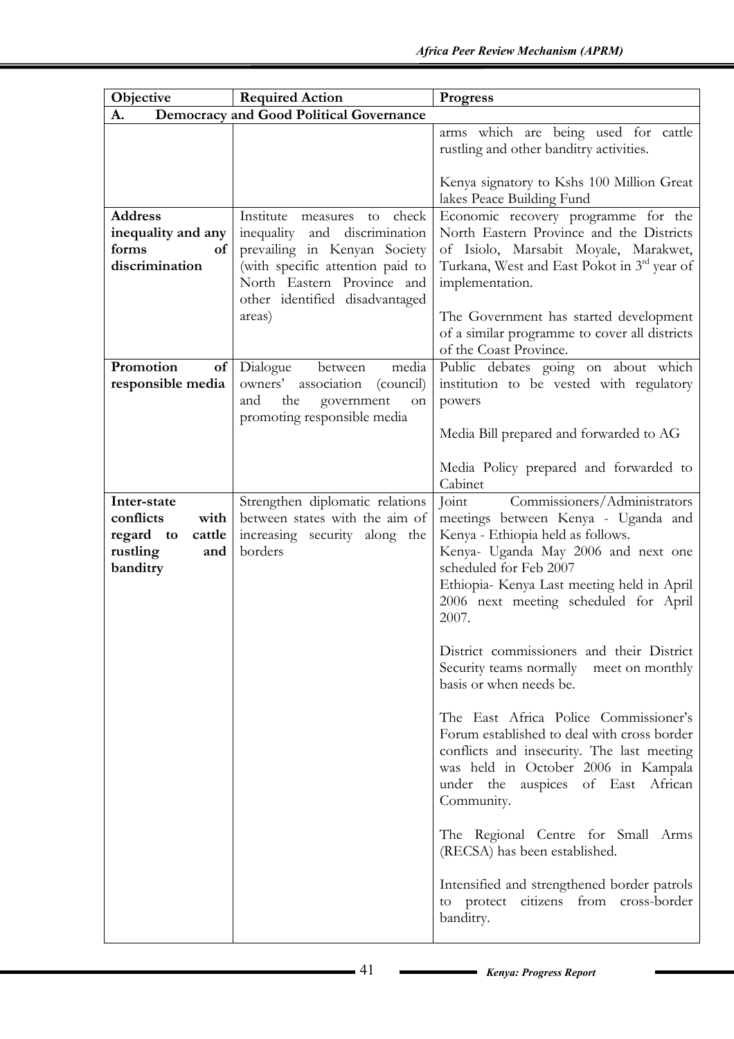| Objective | Required Action | Progress |
|---|---|---|
| **A. Democracy and Good Political Governance** | | |
| | | arms which are being used for cattle rustling and other banditry activities.<br><br>Kenya signatory to Kshs 100 Million Great lakes Peace Building Fund |
| **Address inequality and any forms of discrimination** | Institute measures to check inequality and discrimination prevailing in Kenyan Society (with specific attention paid to North Eastern Province and other identified disadvantaged areas) | Economic recovery programme for the North Eastern Province and the Districts of Isiolo, Marsabit Moyale, Marakwet, Turkana, West and East Pokot in 3rd year of implementation.<br><br>The Government has started development of a similar programme to cover all districts of the Coast Province. |
| **Promotion of responsible media** | Dialogue between media owners' association (council) and the government on promoting responsible media | Public debates going on about which institution to be vested with regulatory powers<br><br>Media Bill prepared and forwarded to AG<br><br>Media Policy prepared and forwarded to Cabinet |
| **Inter-state conflicts with regard to cattle rustling and banditry** | Strengthen diplomatic relations between states with the aim of increasing security along the borders | Joint Commissioners/Administrators meetings between Kenya - Uganda and Kenya - Ethiopia held as follows.<br>Kenya- Uganda May 2006 and next one scheduled for Feb 2007<br>Ethiopia- Kenya Last meeting held in April 2006 next meeting scheduled for April 2007.<br><br>District commissioners and their District Security teams normally meet on monthly basis or when needs be.<br><br>The East Africa Police Commissioner's Forum established to deal with cross border conflicts and insecurity. The last meeting was held in October 2006 in Kampala under the auspices of East African Community.<br><br>The Regional Centre for Small Arms (RECSA) has been established.<br><br>Intensified and strengthened border patrols to protect citizens from cross-border banditry. |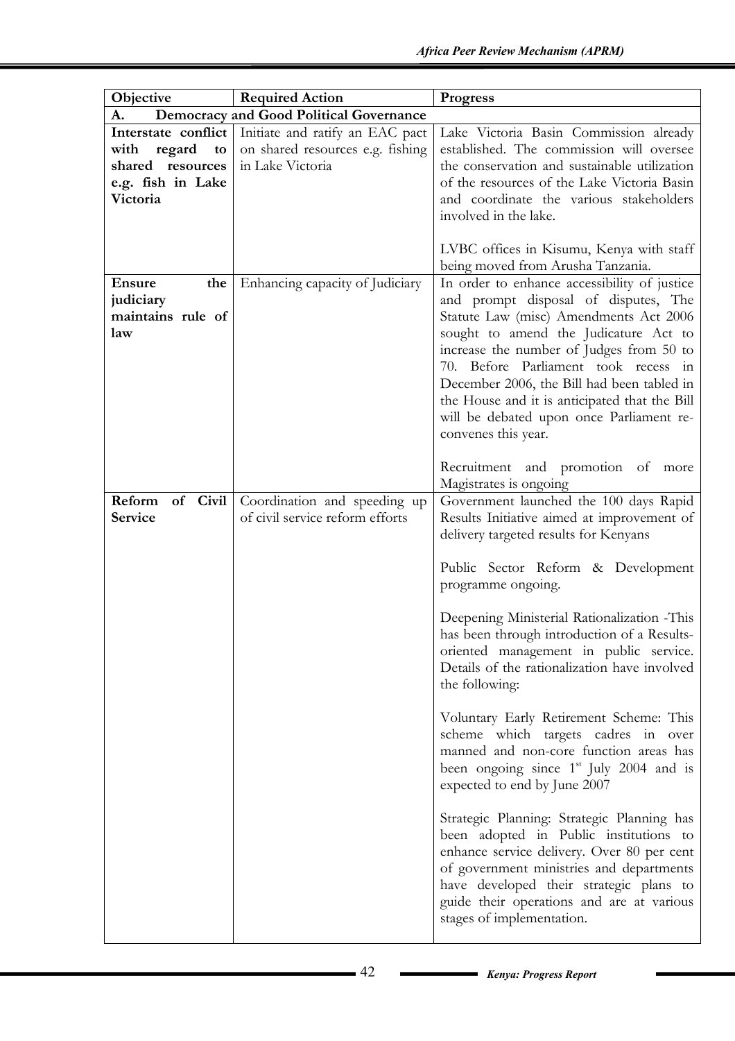| Objective | Required Action | Progress |
|---|---|---|
| **A. Democracy and Good Political Governance** | | |
| **Interstate conflict with regard to shared resources e.g. fish in Lake Victoria** | Initiate and ratify an EAC pact on shared resources e.g. fishing in Lake Victoria | Lake Victoria Basin Commission already established. The commission will oversee the conservation and sustainable utilization of the resources of the Lake Victoria Basin and coordinate the various stakeholders involved in the lake.<br><br>LVBC offices in Kisumu, Kenya with staff being moved from Arusha Tanzania. |
| **Ensure the judiciary maintains rule of law** | Enhancing capacity of Judiciary | In order to enhance accessibility of justice and prompt disposal of disputes, The Statute Law (misc) Amendments Act 2006 sought to amend the Judicature Act to increase the number of Judges from 50 to 70. Before Parliament took recess in December 2006, the Bill had been tabled in the House and it is anticipated that the Bill will be debated upon once Parliament re-convenes this year.<br><br>Recruitment and promotion of more Magistrates is ongoing |
| **Reform of Civil Service** | Coordination and speeding up of civil service reform efforts | Government launched the 100 days Rapid Results Initiative aimed at improvement of delivery targeted results for Kenyans<br><br>Public Sector Reform & Development programme ongoing.<br><br>Deepening Ministerial Rationalization -This has been through introduction of a Results-oriented management in public service. Details of the rationalization have involved the following:<br><br>Voluntary Early Retirement Scheme: This scheme which targets cadres in over manned and non-core function areas has been ongoing since 1st July 2004 and is expected to end by June 2007<br><br>Strategic Planning: Strategic Planning has been adopted in Public institutions to enhance service delivery. Over 80 per cent of government ministries and departments have developed their strategic plans to guide their operations and are at various stages of implementation. |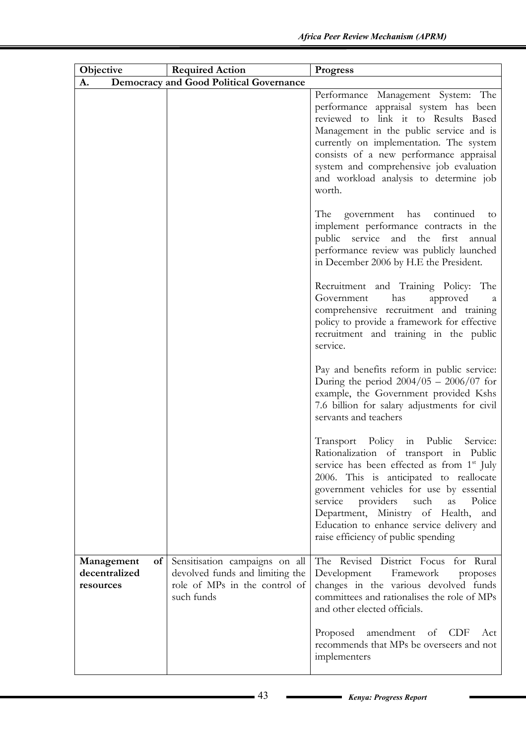| Objective | Required Action | Progress |
|---|---|---|
| **A. Democracy and Good Political Governance** | | |
| | | Performance Management System: The performance appraisal system has been reviewed to link it to Results Based Management in the public service and is currently on implementation. The system consists of a new performance appraisal system and comprehensive job evaluation and workload analysis to determine job worth.<br><br>The government has continued to implement performance contracts in the public service and the first annual performance review was publicly launched in December 2006 by H.E the President.<br><br>Recruitment and Training Policy: The Government has approved a comprehensive recruitment and training policy to provide a framework for effective recruitment and training in the public service.<br><br>Pay and benefits reform in public service: During the period 2004/05 – 2006/07 for example, the Government provided Kshs 7.6 billion for salary adjustments for civil servants and teachers<br><br>Transport Policy in Public Service: Rationalization of transport in Public service has been effected as from 1st July 2006. This is anticipated to reallocate government vehicles for use by essential service providers such as Police Department, Ministry of Health, and Education to enhance service delivery and raise efficiency of public spending |
| **Management of decentralized resources** | Sensitisation campaigns on all devolved funds and limiting the role of MPs in the control of such funds | The Revised District Focus for Rural Development Framework proposes changes in the various devolved funds committees and rationalises the role of MPs and other elected officials.<br><br>Proposed amendment of CDF Act recommends that MPs be overseers and not implementers |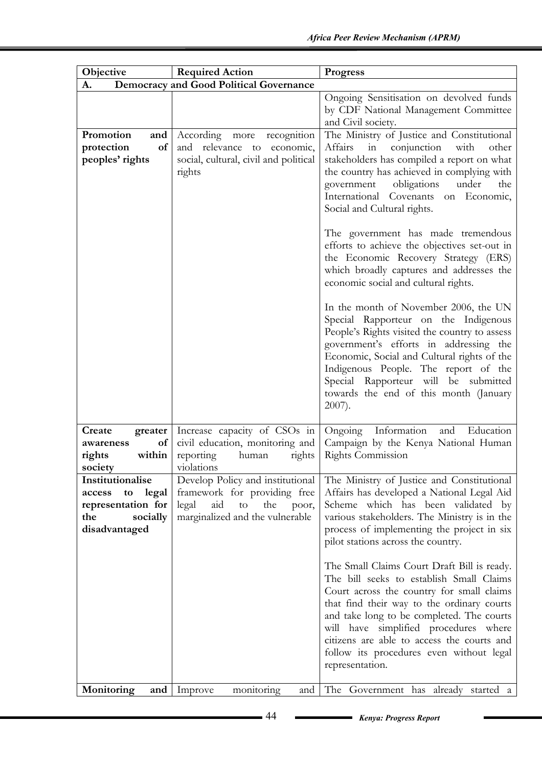| Objective | Required Action | Progress |
|---|---|---|
| **A. Democracy and Good Political Governance** | | |
| | | Ongoing Sensitisation on devolved funds by CDF National Management Committee and Civil society. |
| **Promotion and protection of peoples' rights** | According more recognition and relevance to economic, social, cultural, civil and political rights | The Ministry of Justice and Constitutional Affairs in conjunction with other stakeholders has compiled a report on what the country has achieved in complying with government obligations under the International Covenants on Economic, Social and Cultural rights.<br><br>The government has made tremendous efforts to achieve the objectives set-out in the Economic Recovery Strategy (ERS) which broadly captures and addresses the economic social and cultural rights.<br><br>In the month of November 2006, the UN Special Rapporteur on the Indigenous People's Rights visited the country to assess government's efforts in addressing the Economic, Social and Cultural rights of the Indigenous People. The report of the Special Rapporteur will be submitted towards the end of this month (January 2007). |
| **Create greater awareness of rights within society** | Increase capacity of CSOs in civil education, monitoring and reporting human rights violations | Ongoing Information and Education Campaign by the Kenya National Human Rights Commission |
| **Institutionalise access to legal representation for the socially disadvantaged** | Develop Policy and institutional framework for providing free legal aid to the poor, marginalized and the vulnerable | The Ministry of Justice and Constitutional Affairs has developed a National Legal Aid Scheme which has been validated by various stakeholders. The Ministry is in the process of implementing the project in six pilot stations across the country.<br><br>The Small Claims Court Draft Bill is ready. The bill seeks to establish Small Claims Court across the country for small claims that find their way to the ordinary courts and take long to be completed. The courts will have simplified procedures where citizens are able to access the courts and follow its procedures even without legal representation. |
| **Monitoring and** | Improve monitoring and | The Government has already started a |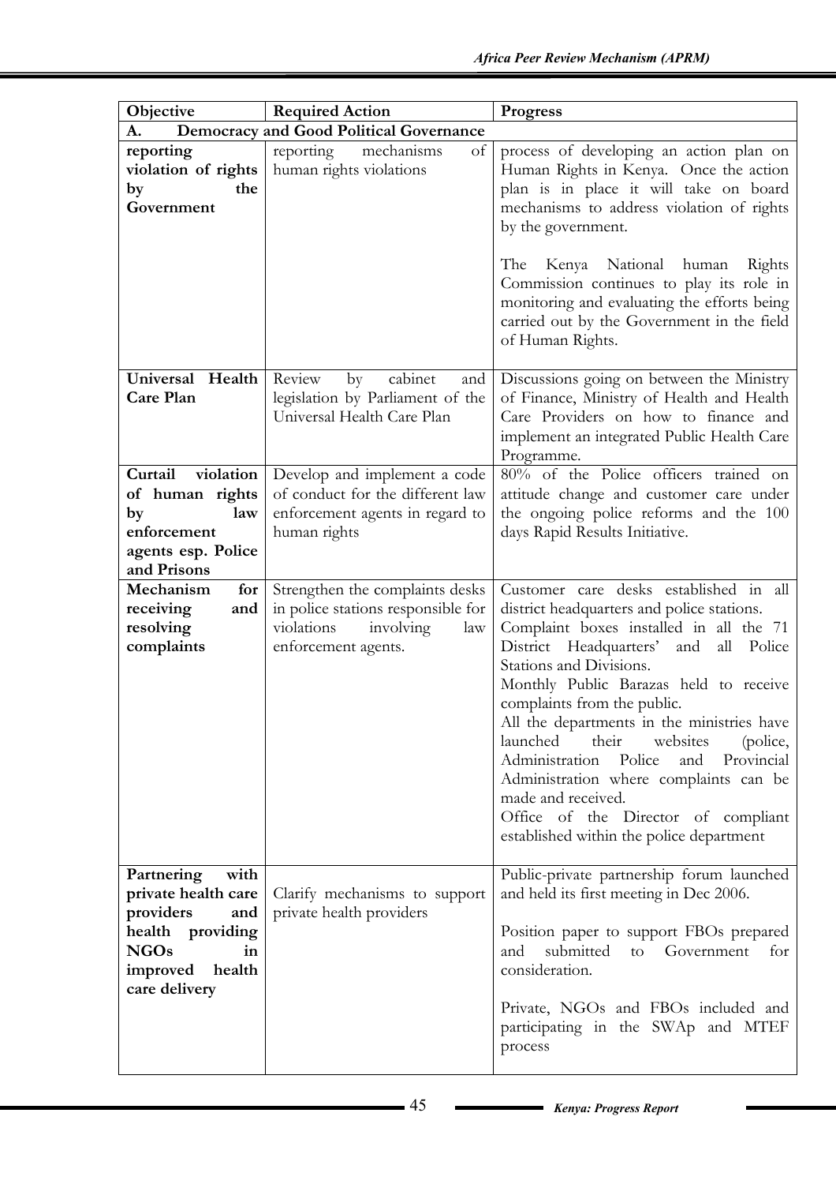| Objective | Required Action | Progress |
|---|---|---|
| **A. Democracy and Good Political Governance** | | |
| **reporting violation of rights by the Government** | reporting mechanisms of human rights violations | process of developing an action plan on Human Rights in Kenya. Once the action plan is in place it will take on board mechanisms to address violation of rights by the government.<br><br>The Kenya National human Rights Commission continues to play its role in monitoring and evaluating the efforts being carried out by the Government in the field of Human Rights. |
| **Universal Health Care Plan** | Review by cabinet and legislation by Parliament of the Universal Health Care Plan | Discussions going on between the Ministry of Finance, Ministry of Health and Health Care Providers on how to finance and implement an integrated Public Health Care Programme. |
| **Curtail violation of human rights by law enforcement agents esp. Police and Prisons** | Develop and implement a code of conduct for the different law enforcement agents in regard to human rights | 80% of the Police officers trained on attitude change and customer care under the ongoing police reforms and the 100 days Rapid Results Initiative. |
| **Mechanism for receiving and resolving complaints** | Strengthen the complaints desks in police stations responsible for violations involving law enforcement agents. | Customer care desks established in all district headquarters and police stations.<br>Complaint boxes installed in all the 71 District Headquarters' and all Police Stations and Divisions.<br>Monthly Public Barazas held to receive complaints from the public.<br>All the departments in the ministries have launched their websites (police, Administration Police and Provincial Administration where complaints can be made and received.<br>Office of the Director of compliant established within the police department |
| **Partnering with private health care providers and health providing NGOs in improved health care delivery** | Clarify mechanisms to support private health providers | Public-private partnership forum launched and held its first meeting in Dec 2006.<br><br>Position paper to support FBOs prepared and submitted to Government for consideration.<br><br>Private, NGOs and FBOs included and participating in the SWAp and MTEF process |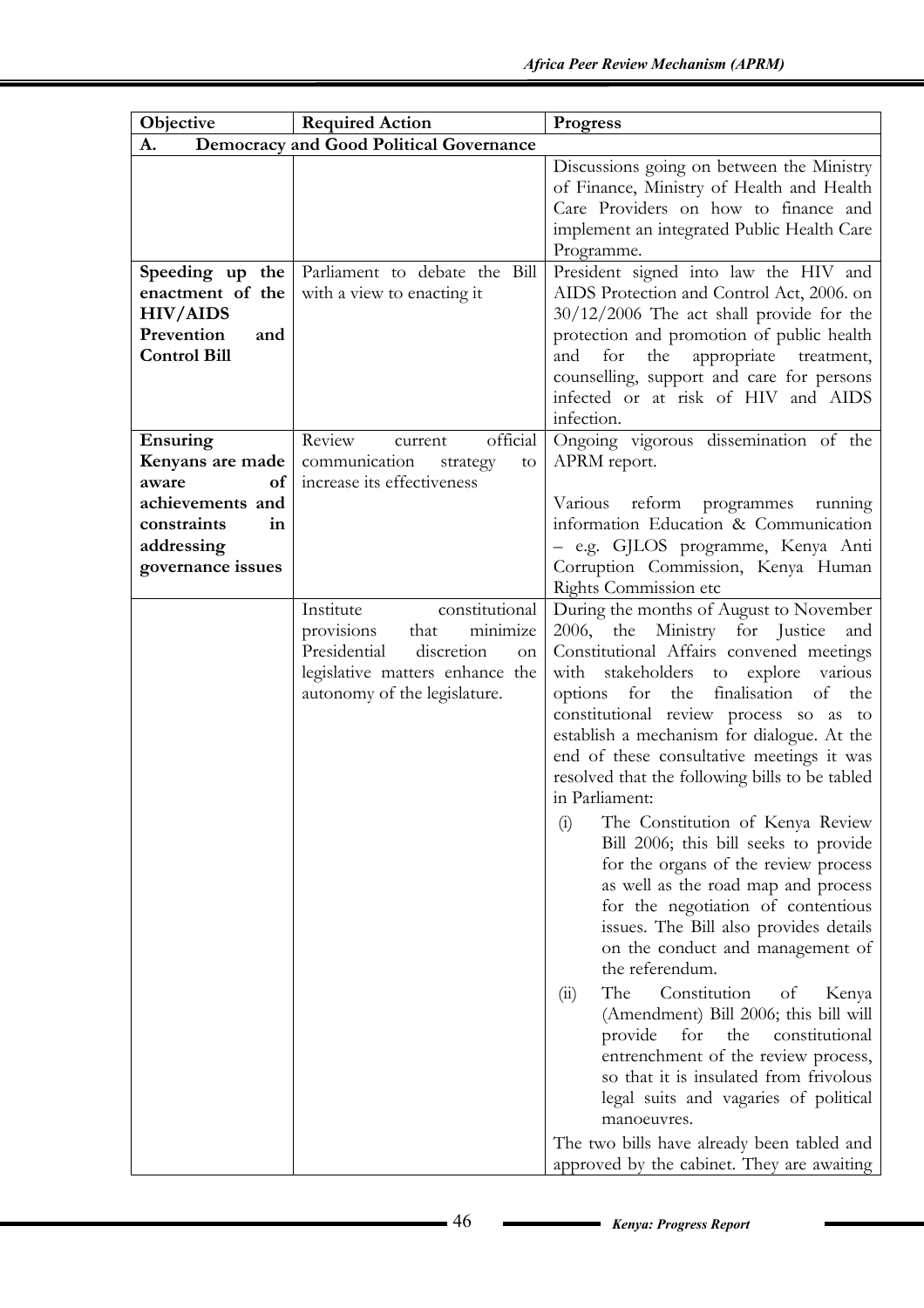| Objective | Required Action | Progress |
|---|---|---|
| **A. Democracy and Good Political Governance** | | |
| | | Discussions going on between the Ministry of Finance, Ministry of Health and Health Care Providers on how to finance and implement an integrated Public Health Care Programme. |
| **Speeding up the enactment of the HIV/AIDS Prevention and Control Bill** | Parliament to debate the Bill with a view to enacting it | President signed into law the HIV and AIDS Protection and Control Act, 2006. on 30/12/2006 The act shall provide for the protection and promotion of public health and for the appropriate treatment, counselling, support and care for persons infected or at risk of HIV and AIDS infection. |
| **Ensuring Kenyans are made aware of achievements and constraints in addressing governance issues** | Review current official communication strategy to increase its effectiveness | Ongoing vigorous dissemination of the APRM report.<br><br>Various reform programmes running information Education & Communication – e.g. GJLOS programme, Kenya Anti Corruption Commission, Kenya Human Rights Commission etc |
| | Institute constitutional provisions that minimize Presidential discretion on legislative matters enhance the autonomy of the legislature. | During the months of August to November 2006, the Ministry for Justice and Constitutional Affairs convened meetings with stakeholders to explore various options for the finalisation of the constitutional review process so as to establish a mechanism for dialogue. At the end of these consultative meetings it was resolved that the following bills to be tabled in Parliament:<br><br>(i) The Constitution of Kenya Review Bill 2006; this bill seeks to provide for the organs of the review process as well as the road map and process for the negotiation of contentious issues. The Bill also provides details on the conduct and management of the referendum.<br><br>(ii) The Constitution of Kenya (Amendment) Bill 2006; this bill will provide for the constitutional entrenchment of the review process, so that it is insulated from frivolous legal suits and vagaries of political manoeuvres.<br><br>The two bills have already been tabled and approved by the cabinet. They are awaiting |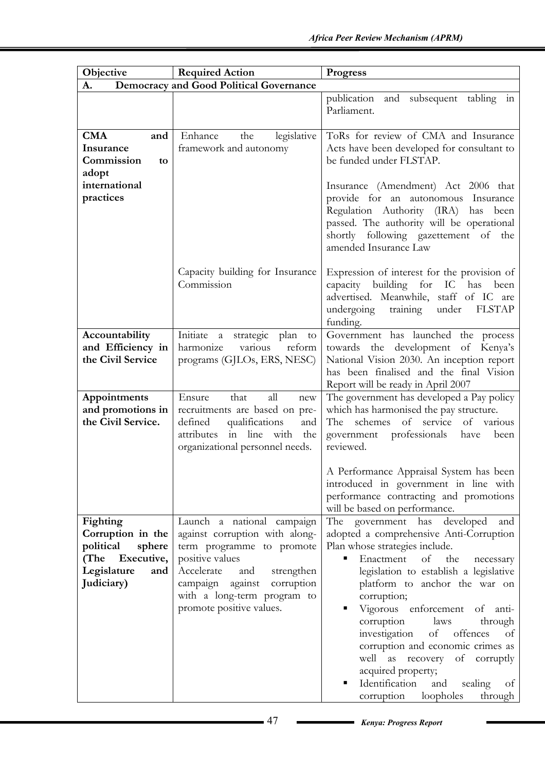| Objective | Required Action | Progress |
|---|---|---|
| **A. Democracy and Good Political Governance** | | |
| | | publication and subsequent tabling in Parliament. |
| **CMA and Insurance Commission to adopt international practices** | Enhance the legislative framework and autonomy | ToRs for review of CMA and Insurance Acts have been developed for consultant to be funded under FLSTAP.<br><br>Insurance (Amendment) Act 2006 that provide for an autonomous Insurance Regulation Authority (IRA) has been passed. The authority will be operational shortly following gazettement of the amended Insurance Law |
| | Capacity building for Insurance Commission | Expression of interest for the provision of capacity building for IC has been advertised. Meanwhile, staff of IC are undergoing training under FLSTAP funding. |
| **Accountability and Efficiency in the Civil Service** | Initiate a strategic plan to harmonize various reform programs (GJLOs, ERS, NESC) | Government has launched the process towards the development of Kenya's National Vision 2030. An inception report has been finalised and the final Vision Report will be ready in April 2007 |
| **Appointments and promotions in the Civil Service.** | Ensure that all new recruitments are based on pre-defined qualifications and attributes in line with the organizational personnel needs. | The government has developed a Pay policy which has harmonised the pay structure.<br>The schemes of service of various government professionals have been reviewed.<br><br>A Performance Appraisal System has been introduced in government in line with performance contracting and promotions will be based on performance. |
| **Fighting Corruption in the political sphere (The Executive, Legislature and Judiciary)** | Launch a national campaign against corruption with along-term programme to promote positive values<br>Accelerate and strengthen campaign against corruption with a long-term program to promote positive values. | The government has developed and adopted a comprehensive Anti-Corruption Plan whose strategies include.<br>▪ Enactment of the necessary legislation to establish a legislative platform to anchor the war on corruption;<br>▪ Vigorous enforcement of anti-corruption laws through investigation of offences of corruption and economic crimes as well as recovery of corruptly acquired property;<br>▪ Identification and sealing of corruption loopholes through |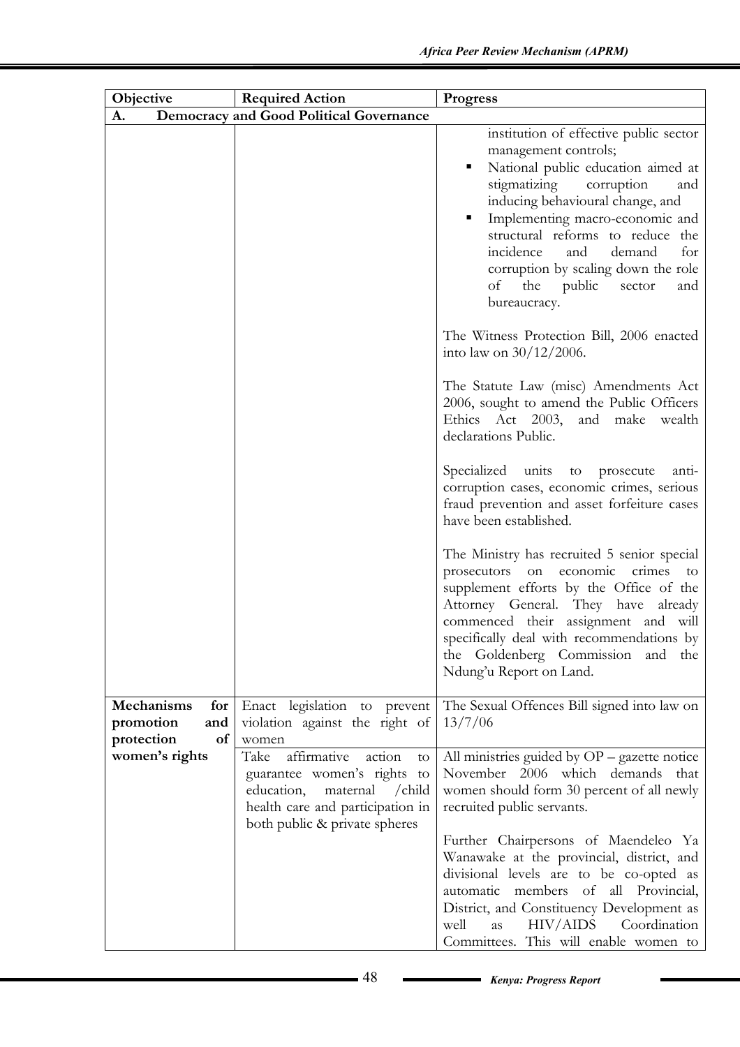| Objective | Required Action | Progress |
|---|---|---|
| **A. Democracy and Good Political Governance** | | |
| | | institution of effective public sector management controls;<br>▪ National public education aimed at stigmatizing corruption and inducing behavioural change, and<br>▪ Implementing macro-economic and structural reforms to reduce the incidence and demand for corruption by scaling down the role of the public sector and bureaucracy.<br><br>The Witness Protection Bill, 2006 enacted into law on 30/12/2006.<br><br>The Statute Law (misc) Amendments Act 2006, sought to amend the Public Officers Ethics Act 2003, and make wealth declarations Public.<br><br>Specialized units to prosecute anti-corruption cases, economic crimes, serious fraud prevention and asset forfeiture cases have been established.<br><br>The Ministry has recruited 5 senior special prosecutors on economic crimes to supplement efforts by the Office of the Attorney General. They have already commenced their assignment and will specifically deal with recommendations by the Goldenberg Commission and the Ndung'u Report on Land. |
| **Mechanisms for promotion and protection of women's rights** | Enact legislation to prevent violation against the right of women | The Sexual Offences Bill signed into law on 13/7/06 |
| | Take affirmative action to guarantee women's rights to education, maternal /child health care and participation in both public & private spheres | All ministries guided by OP – gazette notice November 2006 which demands that women should form 30 percent of all newly recruited public servants.<br><br>Further Chairpersons of Maendeleo Ya Wanawake at the provincial, district, and divisional levels are to be co-opted as automatic members of all Provincial, District, and Constituency Development as well as HIV/AIDS Coordination Committees. This will enable women to |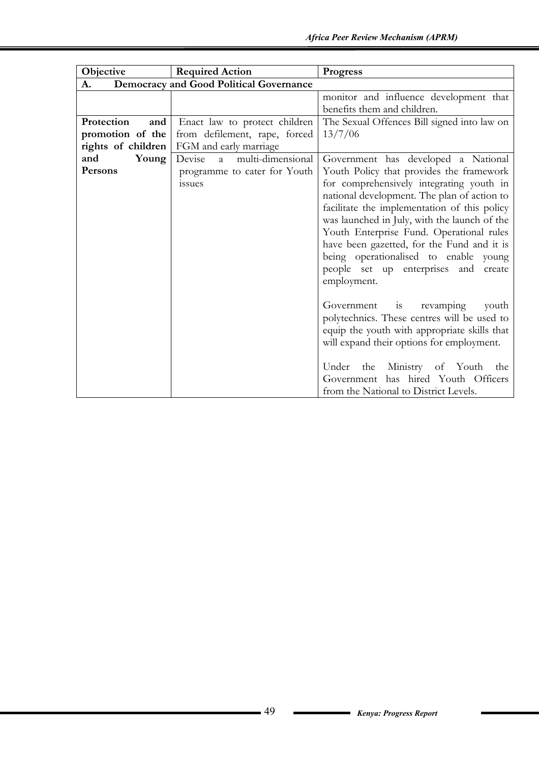| Objective | Required Action | Progress |
|---|---|---|
| **A. Democracy and Good Political Governance** | | |
| | | monitor and influence development that benefits them and children. |
| **Protection and promotion of the rights of children and Young Persons** | Enact law to protect children from defilement, rape, forced FGM and early marriage | The Sexual Offences Bill signed into law on 13/7/06 |
| | Devise a multi-dimensional programme to cater for Youth issues | Government has developed a National Youth Policy that provides the framework for comprehensively integrating youth in national development. The plan of action to facilitate the implementation of this policy was launched in July, with the launch of the Youth Enterprise Fund. Operational rules have been gazetted, for the Fund and it is being operationalised to enable young people set up enterprises and create employment.<br><br>Government is revamping youth polytechnics. These centres will be used to equip the youth with appropriate skills that will expand their options for employment.<br><br>Under the Ministry of Youth the Government has hired Youth Officers from the National to District Levels. |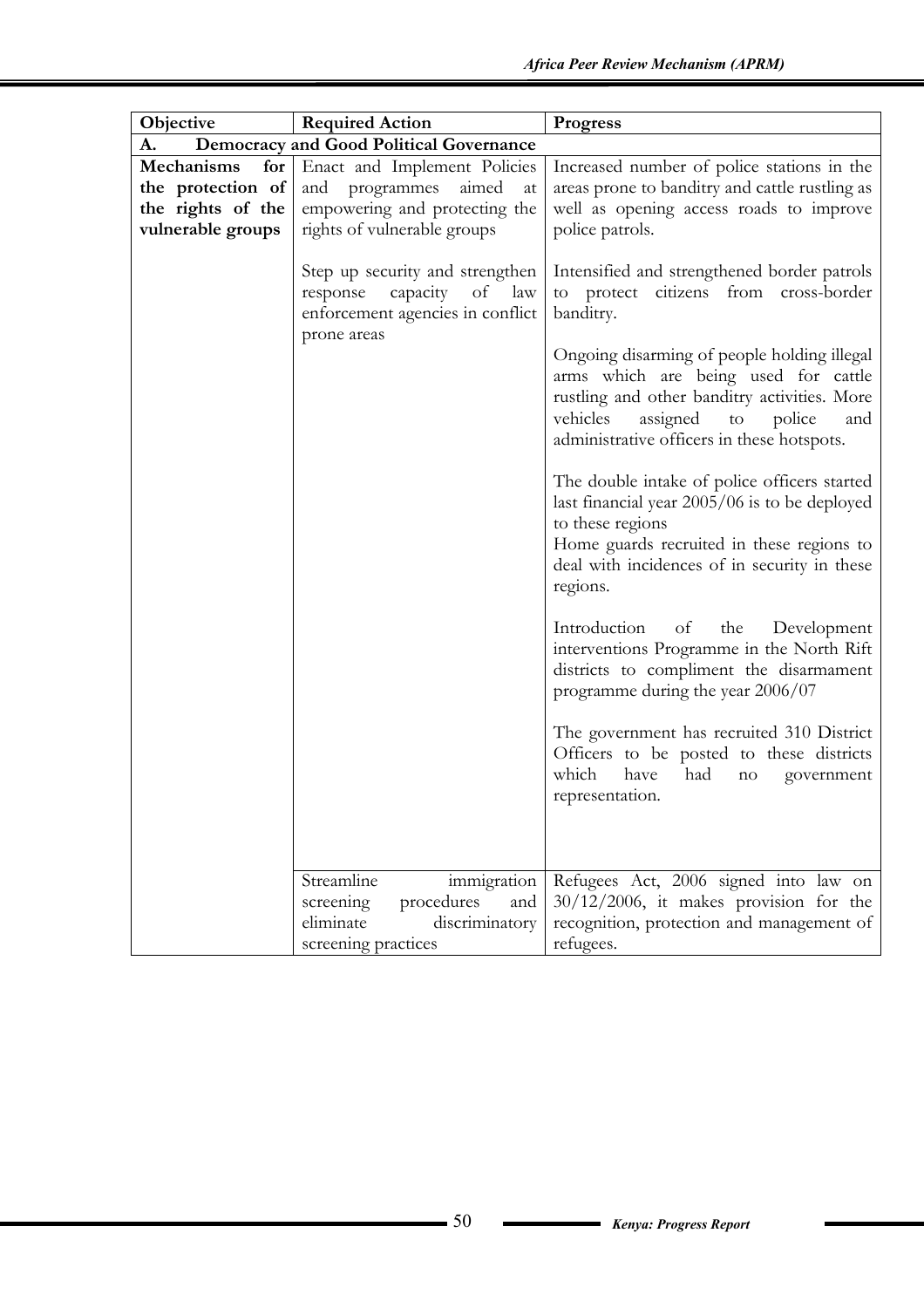| Objective | Required Action | Progress |
|---|---|---|
| **A. Democracy and Good Political Governance** | | |
| **Mechanisms for the protection of the rights of the vulnerable groups** | Enact and Implement Policies and programmes aimed at empowering and protecting the rights of vulnerable groups | Increased number of police stations in the areas prone to banditry and cattle rustling as well as opening access roads to improve police patrols. |
| | Step up security and strengthen response capacity of law enforcement agencies in conflict prone areas | Intensified and strengthened border patrols to protect citizens from cross-border banditry.<br><br>Ongoing disarming of people holding illegal arms which are being used for cattle rustling and other banditry activities. More vehicles assigned to police and administrative officers in these hotspots.<br><br>The double intake of police officers started last financial year 2005/06 is to be deployed to these regions<br>Home guards recruited in these regions to deal with incidences of in security in these regions.<br><br>Introduction of the Development interventions Programme in the North Rift districts to compliment the disarmament programme during the year 2006/07<br><br>The government has recruited 310 District Officers to be posted to these districts which have had no government representation. |
| | Streamline immigration screening procedures and eliminate discriminatory screening practices | Refugees Act, 2006 signed into law on 30/12/2006, it makes provision for the recognition, protection and management of refugees. |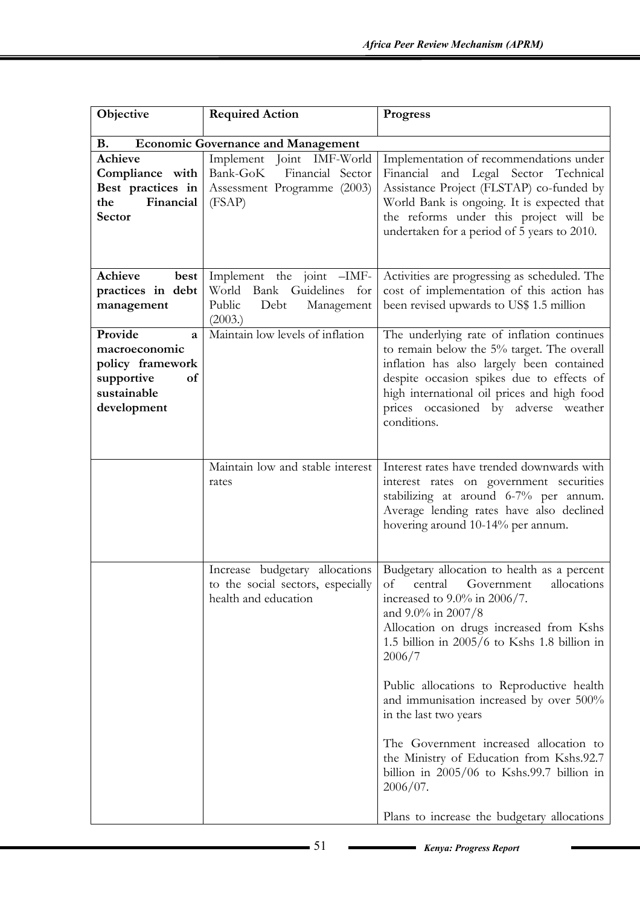| Objective | Required Action | Progress |
|---|---|---|
| **B. Economic Governance and Management** | | |
| **Achieve Compliance with Best practices in the Financial Sector** | Implement Joint IMF-World Bank-GoK Financial Sector Assessment Programme (2003) (FSAP) | Implementation of recommendations under Financial and Legal Sector Technical Assistance Project (FLSTAP) co-funded by World Bank is ongoing. It is expected that the reforms under this project will be undertaken for a period of 5 years to 2010. |
| **Achieve best practices in debt management** | Implement the joint –IMF-World Bank Guidelines for Public Debt Management (2003.) | Activities are progressing as scheduled. The cost of implementation of this action has been revised upwards to US$ 1.5 million |
| **Provide a macroeconomic policy framework supportive of sustainable development** | Maintain low levels of inflation | The underlying rate of inflation continues to remain below the 5% target. The overall inflation has also largely been contained despite occasion spikes due to effects of high international oil prices and high food prices occasioned by adverse weather conditions. |
| | Maintain low and stable interest rates | Interest rates have trended downwards with interest rates on government securities stabilizing at around 6-7% per annum. Average lending rates have also declined hovering around 10-14% per annum. |
| | Increase budgetary allocations to the social sectors, especially health and education | Budgetary allocation to health as a percent of central Government allocations increased to 9.0% in 2006/7. and 9.0% in 2007/8<br>Allocation on drugs increased from Kshs 1.5 billion in 2005/6 to Kshs 1.8 billion in 2006/7<br><br>Public allocations to Reproductive health and immunisation increased by over 500% in the last two years<br><br>The Government increased allocation to the Ministry of Education from Kshs.92.7 billion in 2005/06 to Kshs.99.7 billion in 2006/07.<br><br>Plans to increase the budgetary allocations |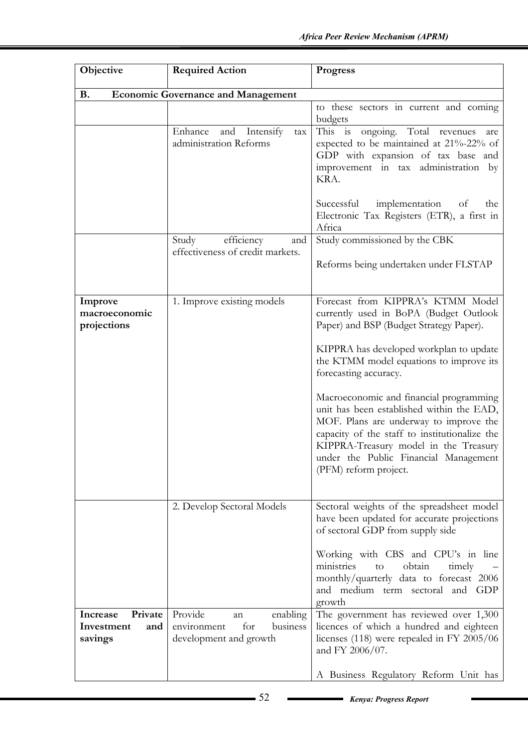| Objective | Required Action | Progress |
|---|---|---|
| **B. Economic Governance and Management** | | |
| | | to these sectors in current and coming budgets |
| | Enhance and Intensify tax administration Reforms | This is ongoing. Total revenues are expected to be maintained at 21%-22% of GDP with expansion of tax base and improvement in tax administration by KRA.<br><br>Successful implementation of the Electronic Tax Registers (ETR), a first in Africa |
| | Study efficiency and effectiveness of credit markets. | Study commissioned by the CBK<br><br>Reforms being undertaken under FLSTAP |
| **Improve macroeconomic projections** | 1. Improve existing models | Forecast from KIPPRA's KTMM Model currently used in BoPA (Budget Outlook Paper) and BSP (Budget Strategy Paper).<br><br>KIPPRA has developed workplan to update the KTMM model equations to improve its forecasting accuracy.<br><br>Macroeconomic and financial programming unit has been established within the EAD, MOF. Plans are underway to improve the capacity of the staff to institutionalize the KIPPRA-Treasury model in the Treasury under the Public Financial Management (PFM) reform project. |
| | 2. Develop Sectoral Models | Sectoral weights of the spreadsheet model have been updated for accurate projections of sectoral GDP from supply side<br><br>Working with CBS and CPU's in line ministries to obtain timely – monthly/quarterly data to forecast 2006 and medium term sectoral and GDP growth |
| **Increase Private Investment and savings** | Provide an enabling environment for business development and growth | The government has reviewed over 1,300 licences of which a hundred and eighteen licenses (118) were repealed in FY 2005/06 and FY 2006/07.<br><br>A Business Regulatory Reform Unit has |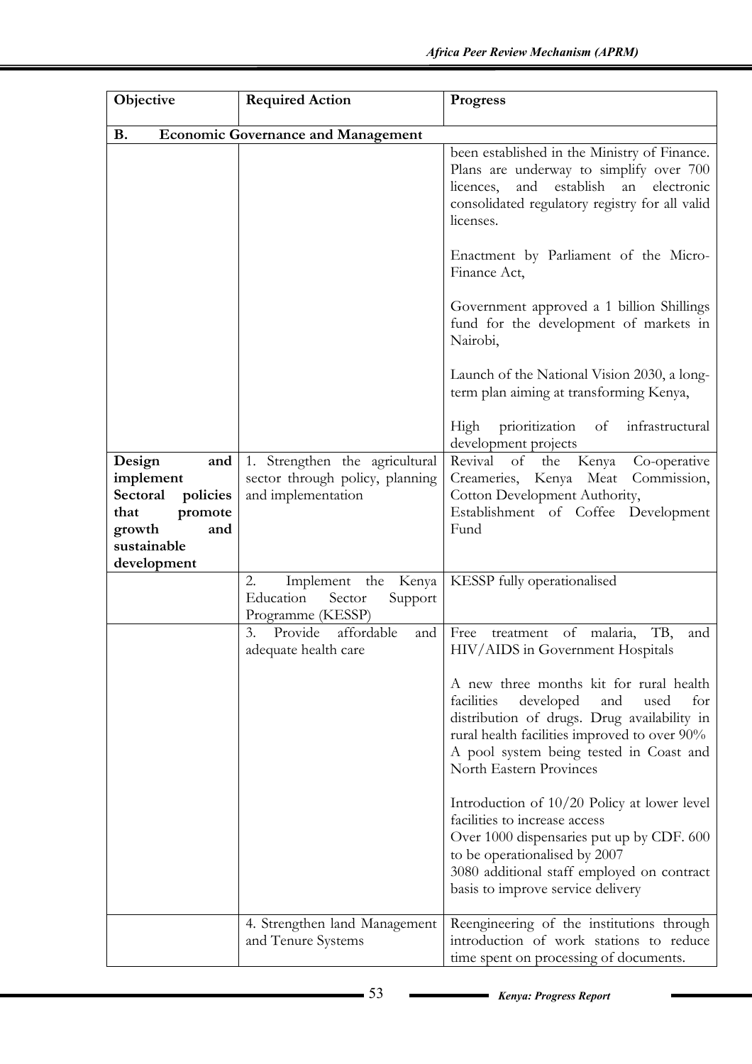| Objective | Required Action | Progress |
|---|---|---|
| **B. Economic Governance and Management** | | |
| | | been established in the Ministry of Finance. Plans are underway to simplify over 700 licences, and establish an electronic consolidated regulatory registry for all valid licenses.<br><br>Enactment by Parliament of the Micro-Finance Act,<br><br>Government approved a 1 billion Shillings fund for the development of markets in Nairobi,<br><br>Launch of the National Vision 2030, a long-term plan aiming at transforming Kenya,<br><br>High prioritization of infrastructural development projects |
| **Design and implement Sectoral policies that promote growth and sustainable development** | 1. Strengthen the agricultural sector through policy, planning and implementation | Revival of the Kenya Co-operative Creameries, Kenya Meat Commission, Cotton Development Authority,<br>Establishment of Coffee Development Fund |
| | 2. Implement the Kenya Education Sector Support Programme (KESSP) | KESSP fully operationalised |
| | 3. Provide affordable and adequate health care | Free treatment of malaria, TB, and HIV/AIDS in Government Hospitals<br><br>A new three months kit for rural health facilities developed and used for distribution of drugs. Drug availability in rural health facilities improved to over 90%<br>A pool system being tested in Coast and North Eastern Provinces<br><br>Introduction of 10/20 Policy at lower level facilities to increase access<br>Over 1000 dispensaries put up by CDF. 600 to be operationalised by 2007<br>3080 additional staff employed on contract basis to improve service delivery |
| | 4. Strengthen land Management and Tenure Systems | Reengineering of the institutions through introduction of work stations to reduce time spent on processing of documents. |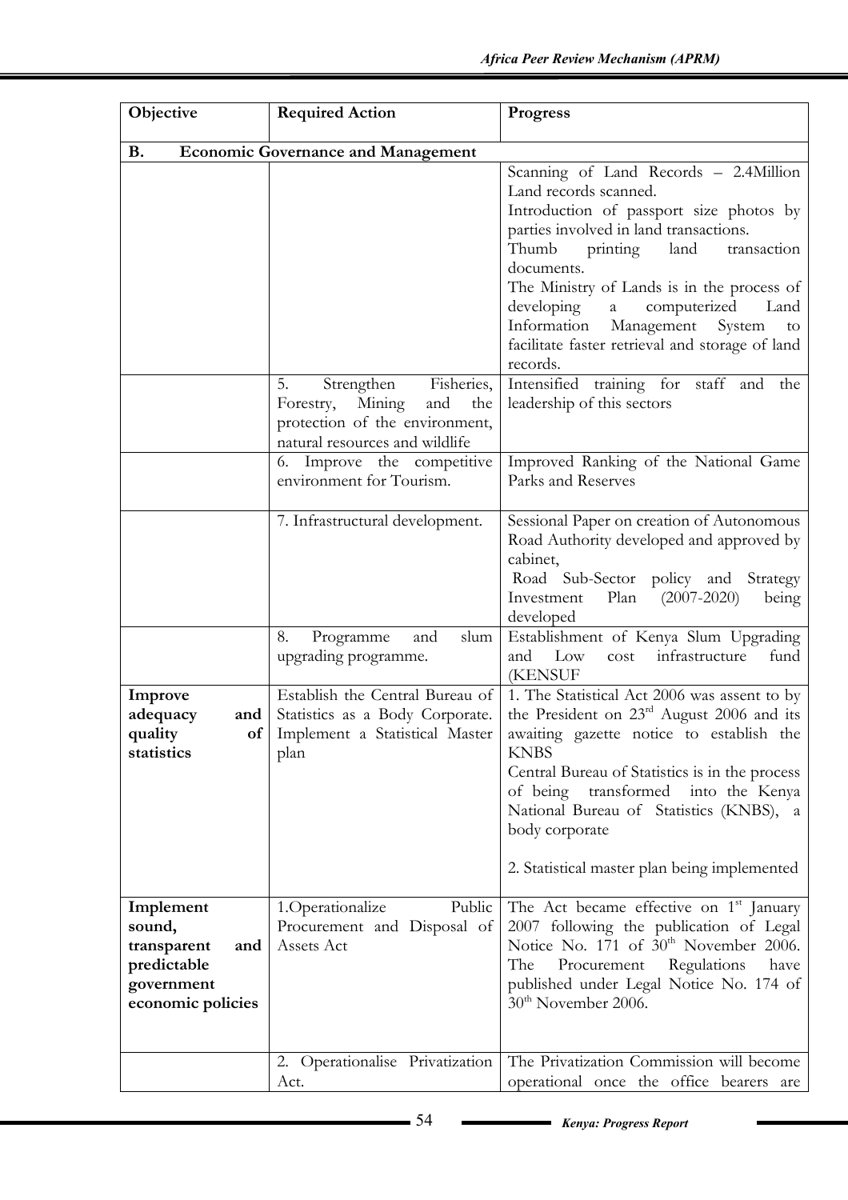| Objective | Required Action | Progress |
|---|---|---|
| **B. Economic Governance and Management** | | |
| | | Scanning of Land Records – 2.4Million Land records scanned.<br>Introduction of passport size photos by parties involved in land transactions.<br>Thumb printing land transaction documents.<br>The Ministry of Lands is in the process of developing a computerized Land Information Management System to facilitate faster retrieval and storage of land records. |
| | 5. Strengthen Fisheries, Forestry, Mining and the protection of the environment, natural resources and wildlife | Intensified training for staff and the leadership of this sectors |
| | 6. Improve the competitive environment for Tourism. | Improved Ranking of the National Game Parks and Reserves |
| | 7. Infrastructural development. | Sessional Paper on creation of Autonomous Road Authority developed and approved by cabinet,<br>Road Sub-Sector policy and Strategy Investment Plan (2007-2020) being developed |
| | 8. Programme and slum upgrading programme. | Establishment of Kenya Slum Upgrading and Low cost infrastructure fund (KENSUF |
| **Improve adequacy and quality of statistics** | Establish the Central Bureau of Statistics as a Body Corporate. Implement a Statistical Master plan | 1. The Statistical Act 2006 was assent to by the President on 23rd August 2006 and its awaiting gazette notice to establish the KNBS<br>Central Bureau of Statistics is in the process of being transformed into the Kenya National Bureau of Statistics (KNBS), a body corporate<br><br>2. Statistical master plan being implemented |
| **Implement sound, transparent and predictable government economic policies** | 1.Operationalize Public Procurement and Disposal of Assets Act | The Act became effective on 1st January 2007 following the publication of Legal Notice No. 171 of 30th November 2006. The Procurement Regulations have published under Legal Notice No. 174 of 30th November 2006. |
| | 2. Operationalise Privatization Act. | The Privatization Commission will become operational once the office bearers are |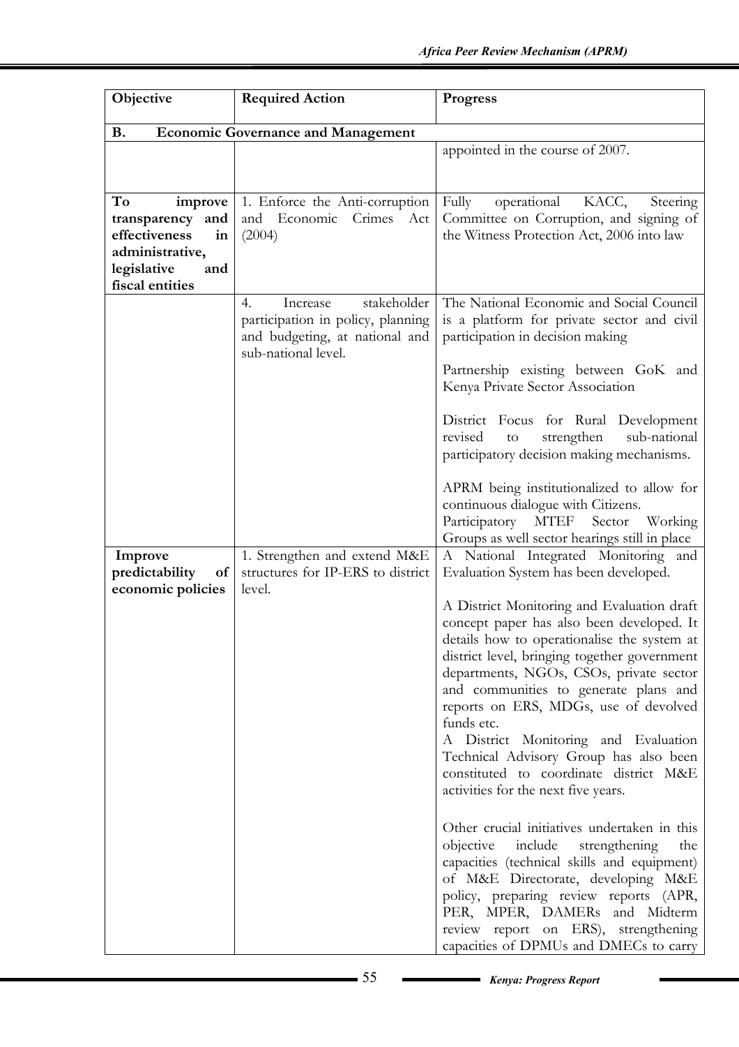| Objective | Required Action | Progress |
|---|---|---|
| **B. Economic Governance and Management** | | |
| | | appointed in the course of 2007. |
| **To improve transparency and effectiveness in administrative, legislative and fiscal entities** | 1. Enforce the Anti-corruption and Economic Crimes Act (2004) | Fully operational KACC, Steering Committee on Corruption, and signing of the Witness Protection Act, 2006 into law |
| | 4. Increase stakeholder participation in policy, planning and budgeting, at national and sub-national level. | The National Economic and Social Council is a platform for private sector and civil participation in decision making<br><br>Partnership existing between GoK and Kenya Private Sector Association<br><br>District Focus for Rural Development revised to strengthen sub-national participatory decision making mechanisms.<br><br>APRM being institutionalized to allow for continuous dialogue with Citizens.<br>Participatory MTEF Sector Working Groups as well sector hearings still in place |
| **Improve predictability of economic policies** | 1. Strengthen and extend M&E structures for IP-ERS to district level. | A National Integrated Monitoring and Evaluation System has been developed.<br><br>A District Monitoring and Evaluation draft concept paper has also been developed. It details how to operationalise the system at district level, bringing together government departments, NGOs, CSOs, private sector and communities to generate plans and reports on ERS, MDGs, use of devolved funds etc.<br>A District Monitoring and Evaluation Technical Advisory Group has also been constituted to coordinate district M&E activities for the next five years.<br><br>Other crucial initiatives undertaken in this objective include strengthening the capacities (technical skills and equipment) of M&E Directorate, developing M&E policy, preparing review reports (APR, PER, MPER, DAMERs and Midterm review report on ERS), strengthening capacities of DPMUs and DMECs to carry |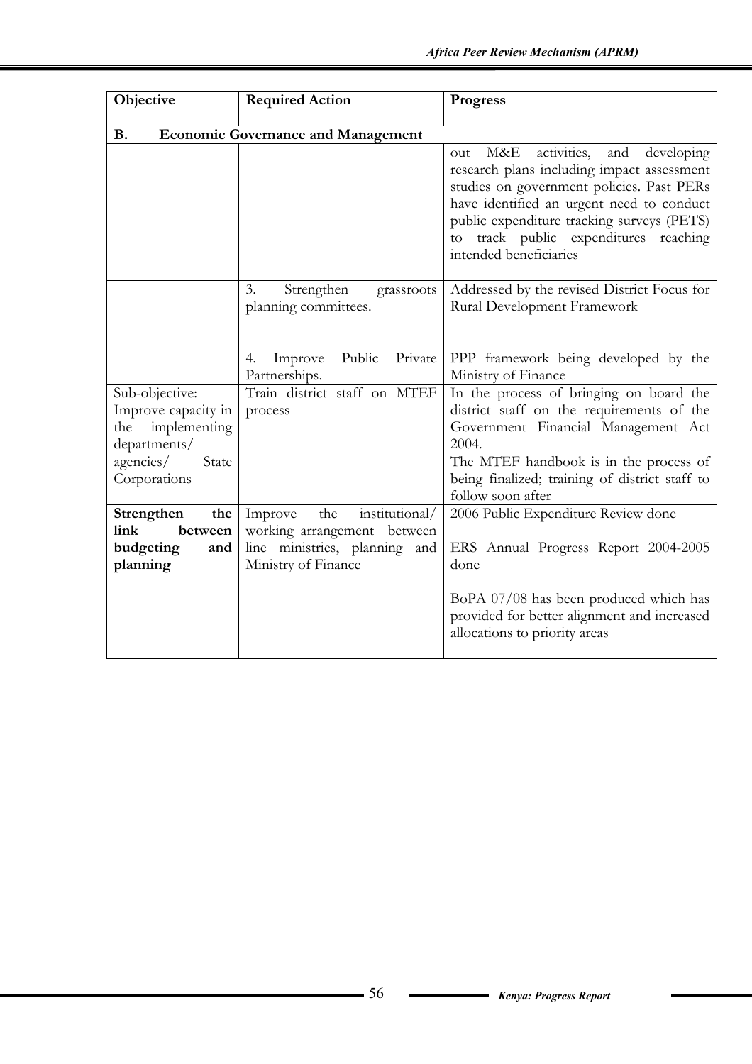| Objective | Required Action | Progress |
|---|---|---|
| **B. Economic Governance and Management** | | |
| | | out M&E activities, and developing research plans including impact assessment studies on government policies. Past PERs have identified an urgent need to conduct public expenditure tracking surveys (PETS) to track public expenditures reaching intended beneficiaries |
| | 3. Strengthen grassroots planning committees. | Addressed by the revised District Focus for Rural Development Framework |
| | 4. Improve Public Private Partnerships. | PPP framework being developed by the Ministry of Finance |
| Sub-objective: Improve capacity in the implementing departments/ agencies/ State Corporations | Train district staff on MTEF process | In the process of bringing on board the district staff on the requirements of the Government Financial Management Act 2004.<br>The MTEF handbook is in the process of being finalized; training of district staff to follow soon after |
| **Strengthen the link between budgeting and planning** | Improve the institutional/ working arrangement between line ministries, planning and Ministry of Finance | 2006 Public Expenditure Review done<br><br>ERS Annual Progress Report 2004-2005 done<br><br>BoPA 07/08 has been produced which has provided for better alignment and increased allocations to priority areas |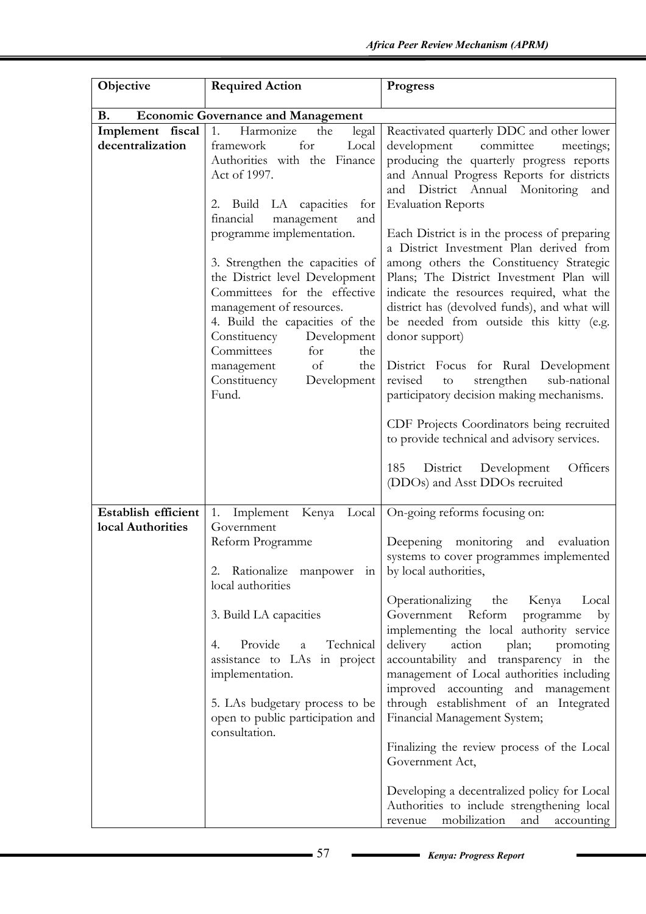| Objective | Required Action | Progress |
|---|---|---|
| **B. Economic Governance and Management** | | |
| **Implement fiscal decentralization** | 1. Harmonize the legal framework for Local Authorities with the Finance Act of 1997.<br><br>2. Build LA capacities for financial management and programme implementation.<br><br>3. Strengthen the capacities of the District level Development Committees for the effective management of resources.<br>4. Build the capacities of the Constituency Development Committees for the management of the Constituency Development Fund. | Reactivated quarterly DDC and other lower development committee meetings; producing the quarterly progress reports and Annual Progress Reports for districts and District Annual Monitoring and Evaluation Reports<br><br>Each District is in the process of preparing a District Investment Plan derived from among others the Constituency Strategic Plans; The District Investment Plan will indicate the resources required, what the district has (devolved funds), and what will be needed from outside this kitty (e.g. donor support)<br><br>District Focus for Rural Development revised to strengthen sub-national participatory decision making mechanisms.<br><br>CDF Projects Coordinators being recruited to provide technical and advisory services.<br><br>185 District Development Officers (DDOs) and Asst DDOs recruited |
| **Establish efficient local Authorities** | 1. Implement Kenya Local Government Reform Programme<br><br>2. Rationalize manpower in local authorities<br><br>3. Build LA capacities<br><br>4. Provide a Technical assistance to LAs in project implementation.<br><br>5. LAs budgetary process to be open to public participation and consultation. | On-going reforms focusing on:<br><br>Deepening monitoring and evaluation systems to cover programmes implemented by local authorities,<br><br>Operationalizing the Kenya Local Government Reform programme by implementing the local authority service delivery action plan; promoting accountability and transparency in the management of Local authorities including improved accounting and management through establishment of an Integrated Financial Management System;<br><br>Finalizing the review process of the Local Government Act,<br><br>Developing a decentralized policy for Local Authorities to include strengthening local revenue mobilization and accounting |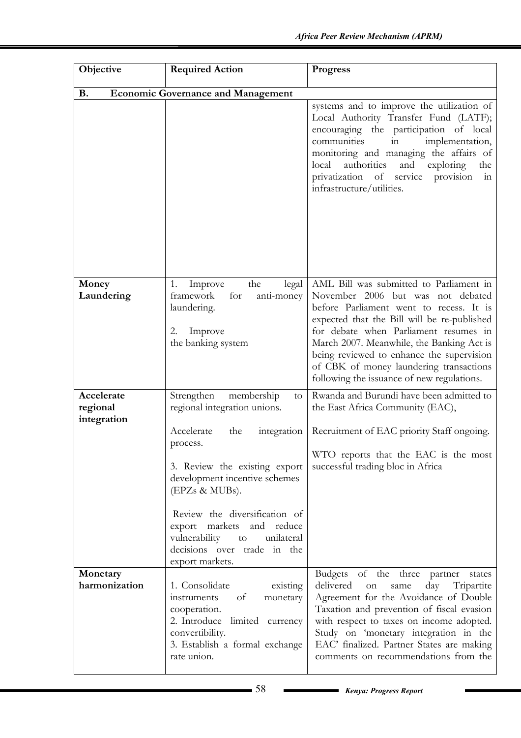| Objective | Required Action | Progress |
|---|---|---|
| **B. Economic Governance and Management** | | |
| | | systems and to improve the utilization of Local Authority Transfer Fund (LATF); encouraging the participation of local communities in implementation, monitoring and managing the affairs of local authorities and exploring the privatization of service provision in infrastructure/utilities. |
| **Money Laundering** | 1. Improve the legal framework for anti-money laundering.<br><br>2. Improve the banking system | AML Bill was submitted to Parliament in November 2006 but was not debated before Parliament went to recess. It is expected that the Bill will be re-published for debate when Parliament resumes in March 2007. Meanwhile, the Banking Act is being reviewed to enhance the supervision of CBK of money laundering transactions following the issuance of new regulations. |
| **Accelerate regional integration** | Strengthen membership to regional integration unions.<br><br>Accelerate the integration process.<br><br>3. Review the existing export development incentive schemes (EPZs & MUBs).<br><br>Review the diversification of export markets and reduce vulnerability to unilateral decisions over trade in the export markets. | Rwanda and Burundi have been admitted to the East Africa Community (EAC),<br><br>Recruitment of EAC priority Staff ongoing.<br><br>WTO reports that the EAC is the most successful trading bloc in Africa |
| **Monetary harmonization** | 1. Consolidate existing instruments of monetary cooperation.<br>2. Introduce limited currency convertibility.<br>3. Establish a formal exchange rate union. | Budgets of the three partner states delivered on same day Tripartite Agreement for the Avoidance of Double Taxation and prevention of fiscal evasion with respect to taxes on income adopted. Study on 'monetary integration in the EAC' finalized. Partner States are making comments on recommendations from the |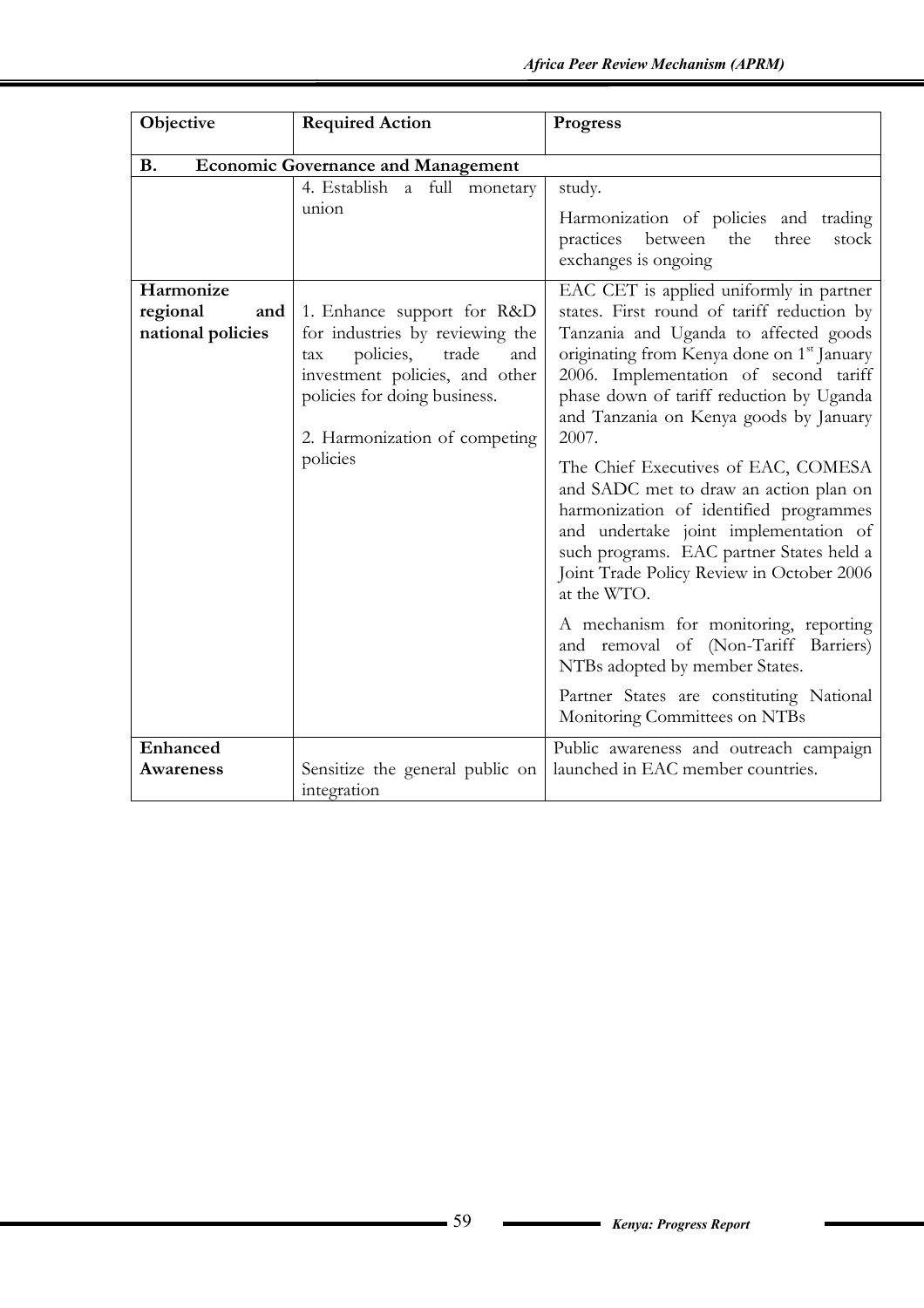| Objective | Required Action | Progress |
|---|---|---|
| **B. Economic Governance and Management** | | |
| | 4. Establish a full monetary union | study.<br><br>Harmonization of policies and trading practices between the three stock exchanges is ongoing |
| **Harmonize regional and national policies** | 1. Enhance support for R&D for industries by reviewing the tax policies, trade and investment policies, and other policies for doing business.<br><br>2. Harmonization of competing policies | EAC CET is applied uniformly in partner states. First round of tariff reduction by Tanzania and Uganda to affected goods originating from Kenya done on 1st January 2006. Implementation of second tariff phase down of tariff reduction by Uganda and Tanzania on Kenya goods by January 2007.<br><br>The Chief Executives of EAC, COMESA and SADC met to draw an action plan on harmonization of identified programmes and undertake joint implementation of such programs. EAC partner States held a Joint Trade Policy Review in October 2006 at the WTO.<br><br>A mechanism for monitoring, reporting and removal of (Non-Tariff Barriers) NTBs adopted by member States.<br><br>Partner States are constituting National Monitoring Committees on NTBs |
| **Enhanced Awareness** | Sensitize the general public on integration | Public awareness and outreach campaign launched in EAC member countries. |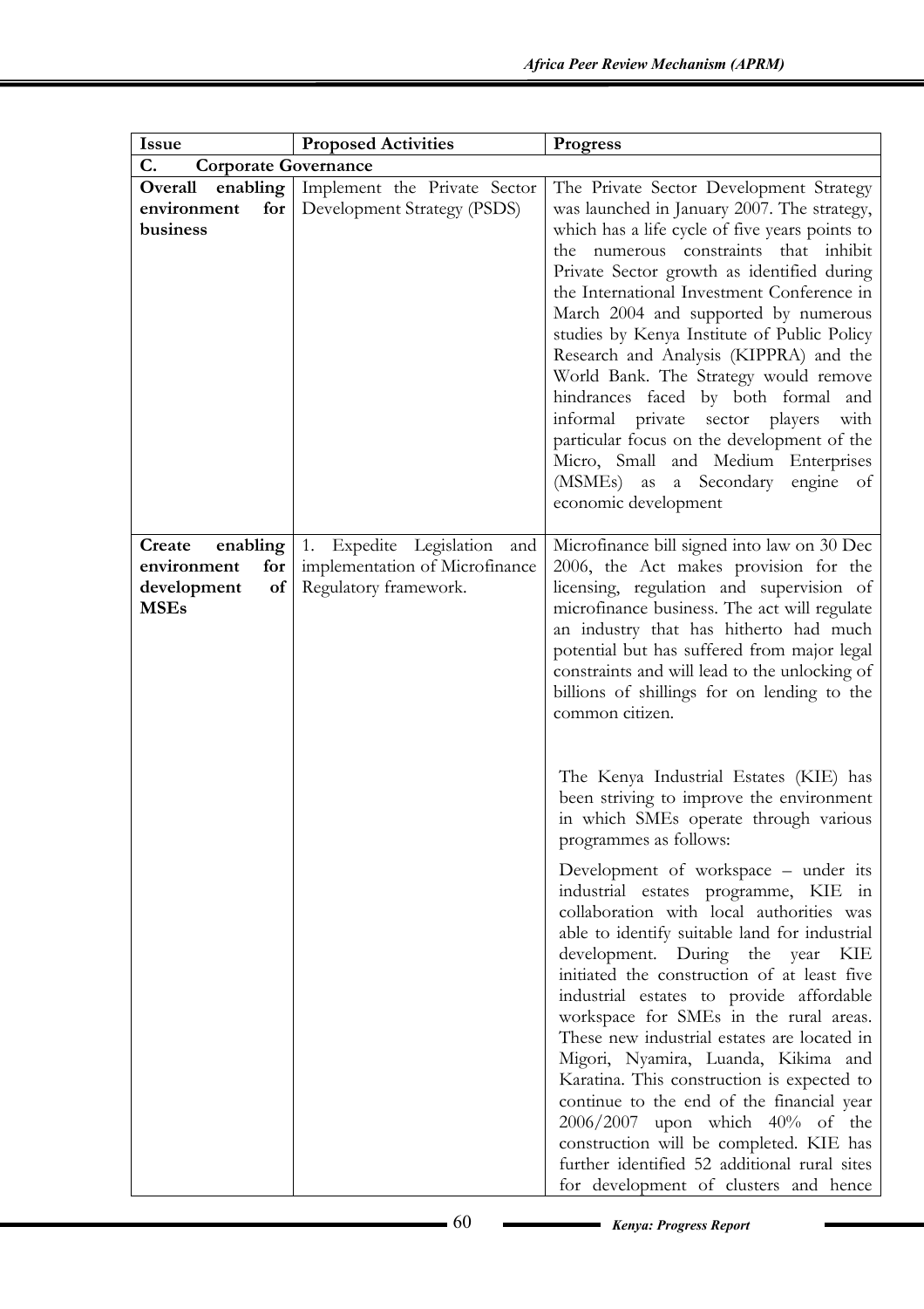| Issue | Proposed Activities | Progress |
|---|---|---|
| **C. Corporate Governance** | | |
| **Overall enabling environment for business** | Implement the Private Sector Development Strategy (PSDS) | The Private Sector Development Strategy was launched in January 2007. The strategy, which has a life cycle of five years points to the numerous constraints that inhibit Private Sector growth as identified during the International Investment Conference in March 2004 and supported by numerous studies by Kenya Institute of Public Policy Research and Analysis (KIPPRA) and the World Bank. The Strategy would remove hindrances faced by both formal and informal private sector players with particular focus on the development of the Micro, Small and Medium Enterprises (MSMEs) as a Secondary engine of economic development |
| **Create enabling environment for development of MSEs** | 1. Expedite Legislation and implementation of Microfinance Regulatory framework. | Microfinance bill signed into law on 30 Dec 2006, the Act makes provision for the licensing, regulation and supervision of microfinance business. The act will regulate an industry that has hitherto had much potential but has suffered from major legal constraints and will lead to the unlocking of billions of shillings for on lending to the common citizen.<br><br>The Kenya Industrial Estates (KIE) has been striving to improve the environment in which SMEs operate through various programmes as follows:<br><br>Development of workspace – under its industrial estates programme, KIE in collaboration with local authorities was able to identify suitable land for industrial development. During the year KIE initiated the construction of at least five industrial estates to provide affordable workspace for SMEs in the rural areas. These new industrial estates are located in Migori, Nyamira, Luanda, Kikima and Karatina. This construction is expected to continue to the end of the financial year 2006/2007 upon which 40% of the construction will be completed. KIE has further identified 52 additional rural sites for development of clusters and hence |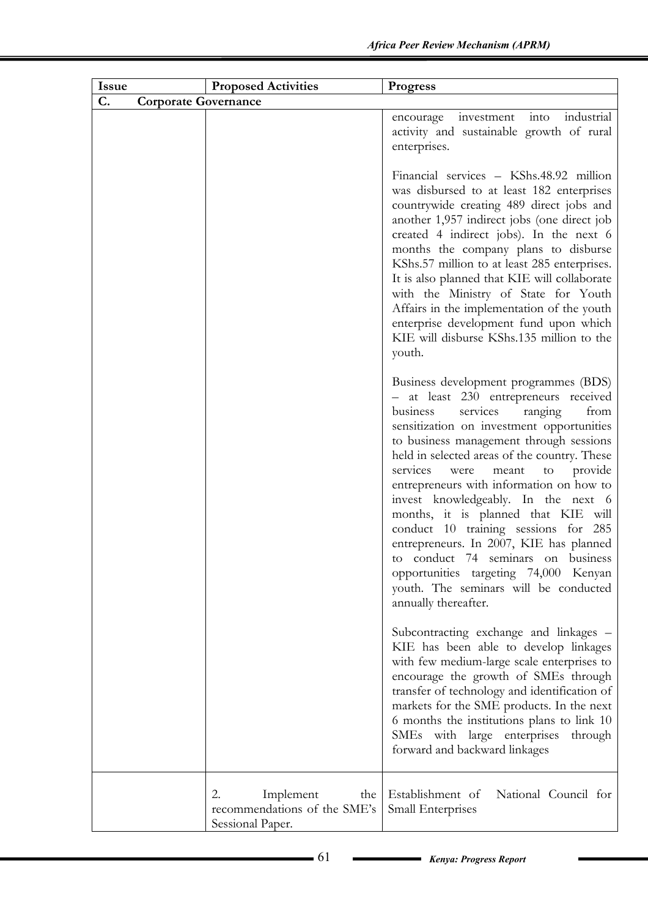| Issue | Proposed Activities | Progress |
|---|---|---|
| **C. Corporate Governance** | | |
| | | encourage investment into industrial activity and sustainable growth of rural enterprises.<br><br>Financial services – KShs.48.92 million was disbursed to at least 182 enterprises countrywide creating 489 direct jobs and another 1,957 indirect jobs (one direct job created 4 indirect jobs). In the next 6 months the company plans to disburse KShs.57 million to at least 285 enterprises. It is also planned that KIE will collaborate with the Ministry of State for Youth Affairs in the implementation of the youth enterprise development fund upon which KIE will disburse KShs.135 million to the youth.<br><br>Business development programmes (BDS) – at least 230 entrepreneurs received business services ranging from sensitization on investment opportunities to business management through sessions held in selected areas of the country. These services were meant to provide entrepreneurs with information on how to invest knowledgeably. In the next 6 months, it is planned that KIE will conduct 10 training sessions for 285 entrepreneurs. In 2007, KIE has planned to conduct 74 seminars on business opportunities targeting 74,000 Kenyan youth. The seminars will be conducted annually thereafter.<br><br>Subcontracting exchange and linkages – KIE has been able to develop linkages with few medium-large scale enterprises to encourage the growth of SMEs through transfer of technology and identification of markets for the SME products. In the next 6 months the institutions plans to link 10 SMEs with large enterprises through forward and backward linkages |
| | 2. Implement the recommendations of the SME's Sessional Paper. | Establishment of National Council for Small Enterprises |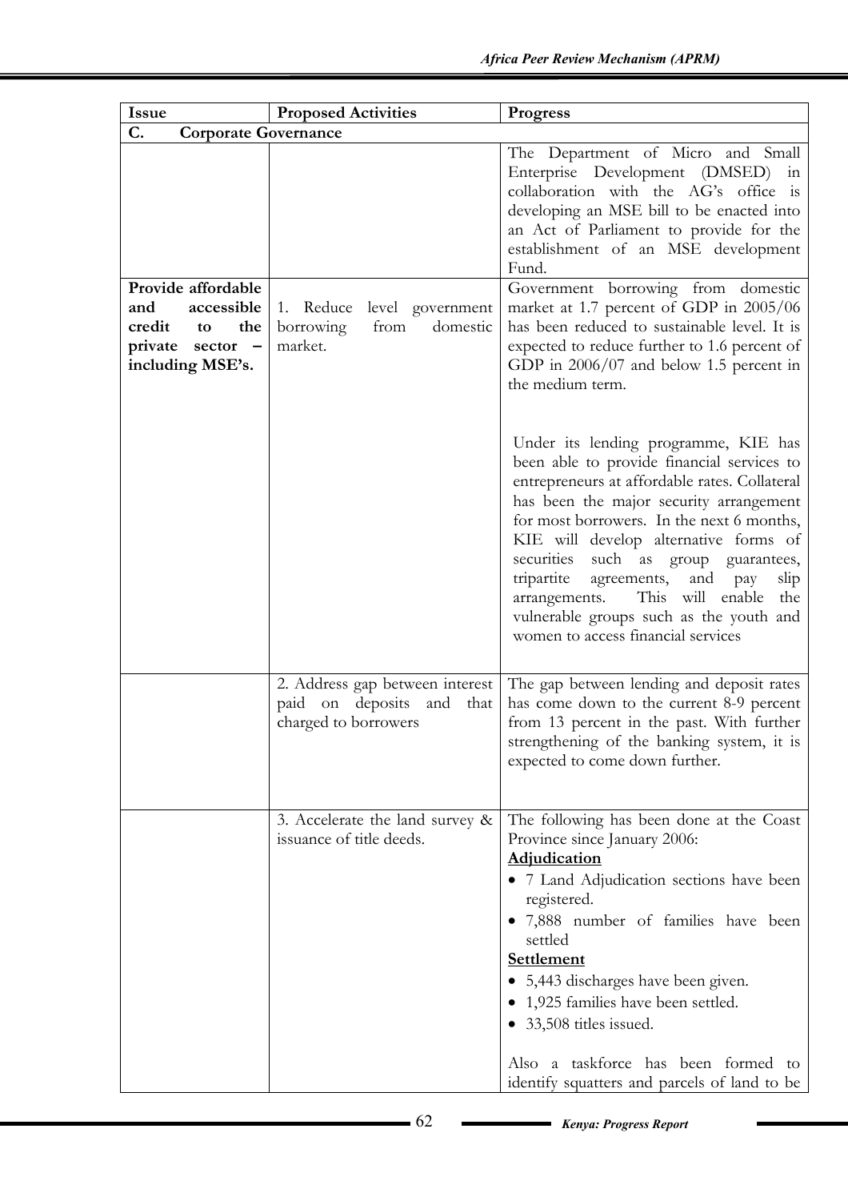| Issue | Proposed Activities | Progress |
|---|---|---|
| **C. Corporate Governance** | | |
| | | The Department of Micro and Small Enterprise Development (DMSED) in collaboration with the AG's office is developing an MSE bill to be enacted into an Act of Parliament to provide for the establishment of an MSE development Fund. |
| **Provide affordable and accessible credit to the private sector – including MSE's.** | 1. Reduce level government borrowing from domestic market. | Government borrowing from domestic market at 1.7 percent of GDP in 2005/06 has been reduced to sustainable level. It is expected to reduce further to 1.6 percent of GDP in 2006/07 and below 1.5 percent in the medium term.<br><br>Under its lending programme, KIE has been able to provide financial services to entrepreneurs at affordable rates. Collateral has been the major security arrangement for most borrowers. In the next 6 months, KIE will develop alternative forms of securities such as group guarantees, tripartite agreements, and pay slip arrangements. This will enable the vulnerable groups such as the youth and women to access financial services |
| | 2. Address gap between interest paid on deposits and that charged to borrowers | The gap between lending and deposit rates has come down to the current 8-9 percent from 13 percent in the past. With further strengthening of the banking system, it is expected to come down further. |
| | 3. Accelerate the land survey & issuance of title deeds. | The following has been done at the Coast Province since January 2006:<br>**Adjudication**<br>• 7 Land Adjudication sections have been registered.<br>• 7,888 number of families have been settled<br>**Settlement**<br>• 5,443 discharges have been given.<br>• 1,925 families have been settled.<br>• 33,508 titles issued.<br><br>Also a taskforce has been formed to identify squatters and parcels of land to be |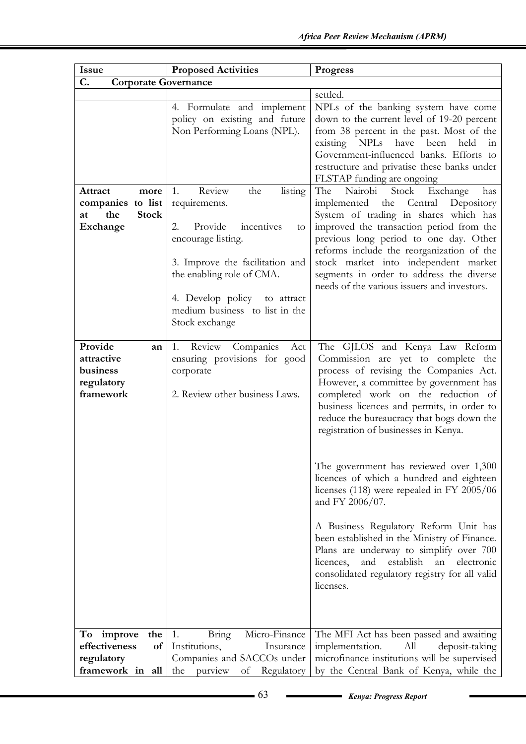| Issue | Proposed Activities | Progress |
|---|---|---|
| **C. Corporate Governance** | | |
| | | settled. |
| | 4. Formulate and implement policy on existing and future Non Performing Loans (NPL). | NPLs of the banking system have come down to the current level of 19-20 percent from 38 percent in the past. Most of the existing NPLs have been held in Government-influenced banks. Efforts to restructure and privatise these banks under FLSTAP funding are ongoing |
| **Attract more companies to list at the Stock Exchange** | 1. Review the listing requirements.<br><br>2. Provide incentives to encourage listing.<br><br>3. Improve the facilitation and the enabling role of CMA.<br><br>4. Develop policy to attract medium business to list in the Stock exchange | The Nairobi Stock Exchange has implemented the Central Depository System of trading in shares which has improved the transaction period from the previous long period to one day. Other reforms include the reorganization of the stock market into independent market segments in order to address the diverse needs of the various issuers and investors. |
| **Provide an attractive business regulatory framework** | 1. Review Companies Act ensuring provisions for good corporate<br><br>2. Review other business Laws. | The GJLOS and Kenya Law Reform Commission are yet to complete the process of revising the Companies Act. However, a committee by government has completed work on the reduction of business licences and permits, in order to reduce the bureaucracy that bogs down the registration of businesses in Kenya.<br><br>The government has reviewed over 1,300 licences of which a hundred and eighteen licenses (118) were repealed in FY 2005/06 and FY 2006/07.<br><br>A Business Regulatory Reform Unit has been established in the Ministry of Finance. Plans are underway to simplify over 700 licences, and establish an electronic consolidated regulatory registry for all valid licenses. |
| **To improve the effectiveness of regulatory framework in all** | 1. Bring Micro-Finance Institutions, Insurance Companies and SACCOs under the purview of Regulatory | The MFI Act has been passed and awaiting implementation. All deposit-taking microfinance institutions will be supervised by the Central Bank of Kenya, while the |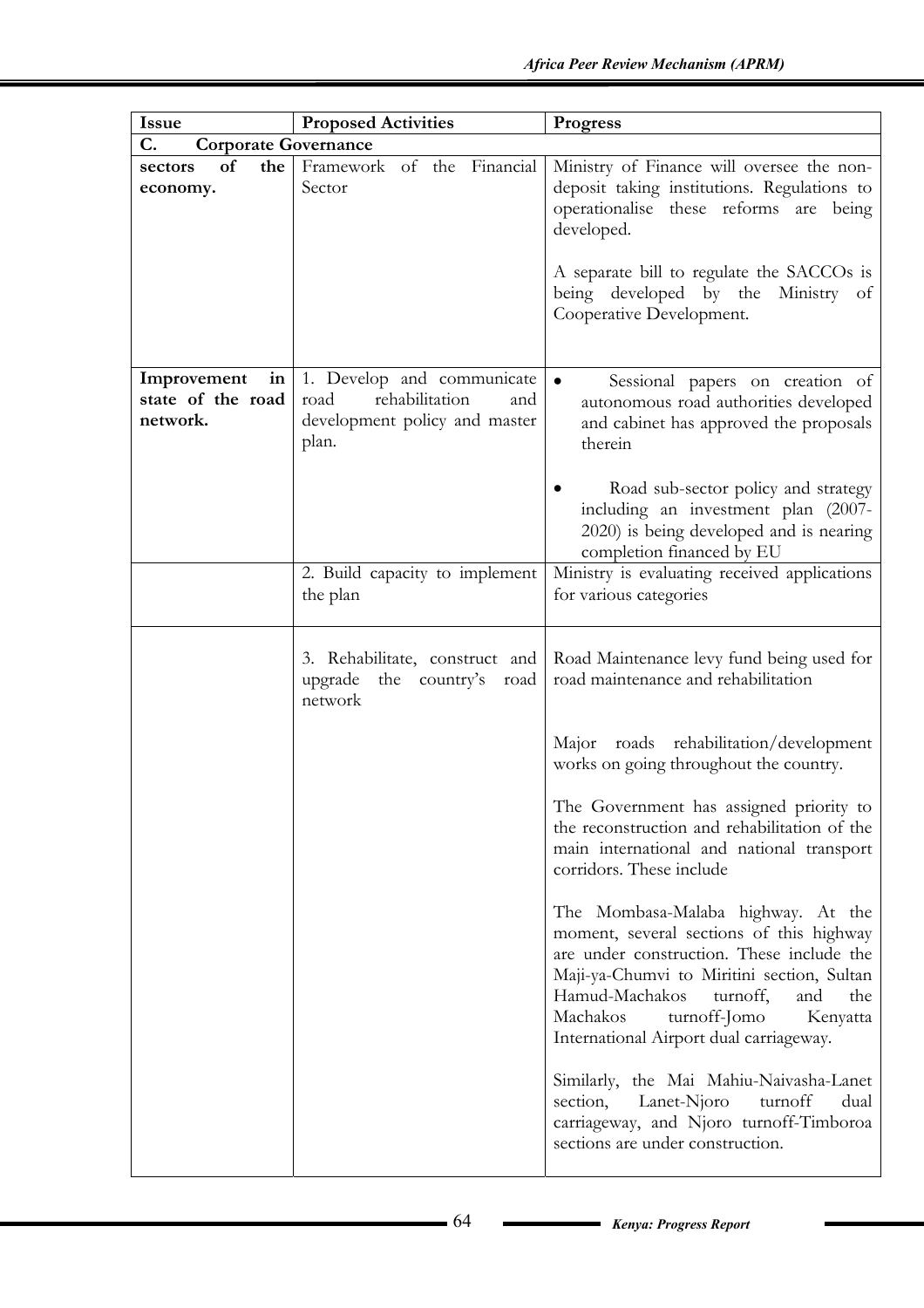| Issue | Proposed Activities | Progress |
|---|---|---|
| **C. Corporate Governance** | | |
| **sectors of the economy.** | Framework of the Financial Sector | Ministry of Finance will oversee the non-deposit taking institutions. Regulations to operationalise these reforms are being developed.<br><br>A separate bill to regulate the SACCOs is being developed by the Ministry of Cooperative Development. |
| **Improvement in state of the road network.** | 1. Develop and communicate road rehabilitation and development policy and master plan. | • Sessional papers on creation of autonomous road authorities developed and cabinet has approved the proposals therein<br><br>• Road sub-sector policy and strategy including an investment plan (2007-2020) is being developed and is nearing completion financed by EU |
| | 2. Build capacity to implement the plan | Ministry is evaluating received applications for various categories |
| | 3. Rehabilitate, construct and upgrade the country's road network | Road Maintenance levy fund being used for road maintenance and rehabilitation<br><br>Major roads rehabilitation/development works on going throughout the country.<br><br>The Government has assigned priority to the reconstruction and rehabilitation of the main international and national transport corridors. These include<br><br>The Mombasa-Malaba highway. At the moment, several sections of this highway are under construction. These include the Maji-ya-Chumvi to Miritini section, Sultan Hamud-Machakos turnoff, and the Machakos turnoff-Jomo Kenyatta International Airport dual carriageway.<br><br>Similarly, the Mai Mahiu-Naivasha-Lanet section, Lanet-Njoro turnoff dual carriageway, and Njoro turnoff-Timboroa sections are under construction. |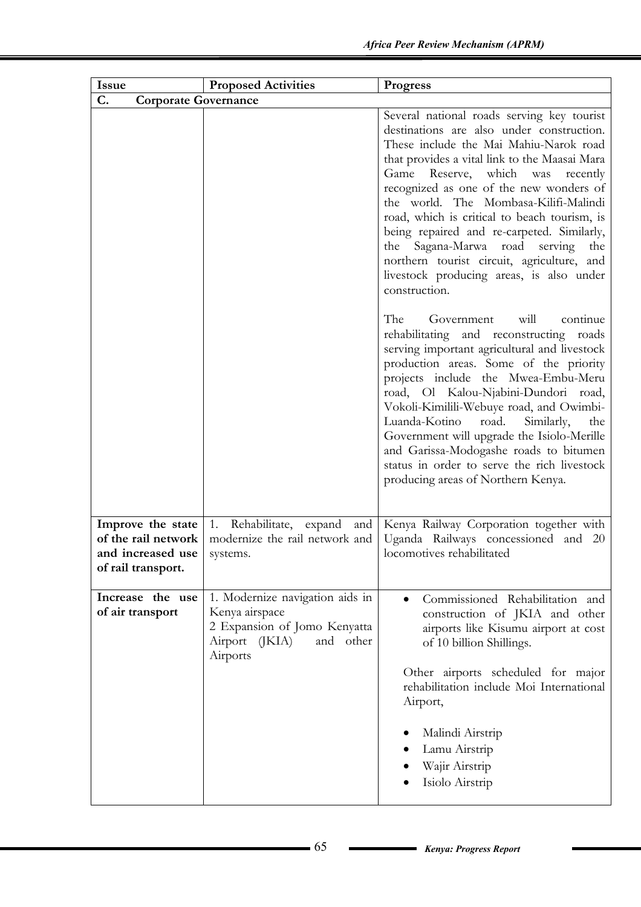| Issue | Proposed Activities | Progress |
|---|---|---|
| **C. Corporate Governance** | | |
| | | Several national roads serving key tourist destinations are also under construction. These include the Mai Mahiu-Narok road that provides a vital link to the Maasai Mara Game Reserve, which was recently recognized as one of the new wonders of the world. The Mombasa-Kilifi-Malindi road, which is critical to beach tourism, is being repaired and re-carpeted. Similarly, the Sagana-Marwa road serving the northern tourist circuit, agriculture, and livestock producing areas, is also under construction.<br><br>The Government will continue rehabilitating and reconstructing roads serving important agricultural and livestock production areas. Some of the priority projects include the Mwea-Embu-Meru road, Ol Kalou-Njabini-Dundori road, Vokoli-Kimilili-Webuye road, and Owimbi-Luanda-Kotino road. Similarly, the Government will upgrade the Isiolo-Merille and Garissa-Modogashe roads to bitumen status in order to serve the rich livestock producing areas of Northern Kenya. |
| **Improve the state of the rail network and increased use of rail transport.** | 1. Rehabilitate, expand and modernize the rail network and systems. | Kenya Railway Corporation together with Uganda Railways concessioned and 20 locomotives rehabilitated |
| **Increase the use of air transport** | 1. Modernize navigation aids in Kenya airspace<br>2 Expansion of Jomo Kenyatta Airport (JKIA) and other Airports | • Commissioned Rehabilitation and construction of JKIA and other airports like Kisumu airport at cost of 10 billion Shillings.<br><br>Other airports scheduled for major rehabilitation include Moi International Airport,<br><br>• Malindi Airstrip<br>• Lamu Airstrip<br>• Wajir Airstrip<br>• Isiolo Airstrip |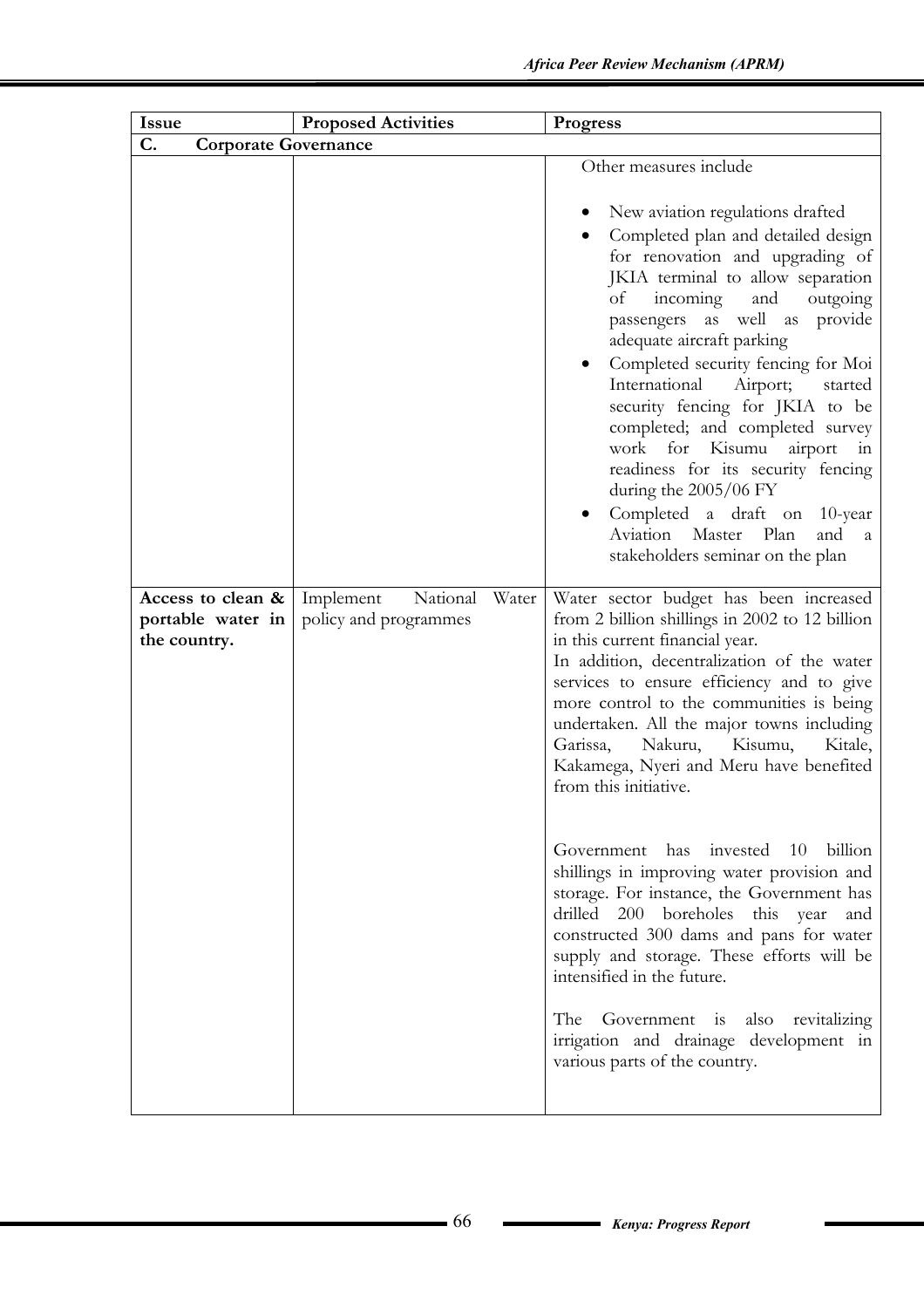| Issue | Proposed Activities | Progress |
|---|---|---|
| **C. Corporate Governance** | | |
| | | Other measures include<br>• New aviation regulations drafted<br>• Completed plan and detailed design for renovation and upgrading of JKIA terminal to allow separation of incoming and outgoing passengers as well as provide adequate aircraft parking<br>• Completed security fencing for Moi International Airport; started security fencing for JKIA to be completed; and completed survey work for Kisumu airport in readiness for its security fencing during the 2005/06 FY<br>• Completed a draft on 10-year Aviation Master Plan and a stakeholders seminar on the plan |
| **Access to clean & portable water in the country.** | Implement National Water policy and programmes | Water sector budget has been increased from 2 billion shillings in 2002 to 12 billion in this current financial year.<br>In addition, decentralization of the water services to ensure efficiency and to give more control to the communities is being undertaken. All the major towns including Garissa, Nakuru, Kisumu, Kitale, Kakamega, Nyeri and Meru have benefited from this initiative.<br><br>Government has invested 10 billion shillings in improving water provision and storage. For instance, the Government has drilled 200 boreholes this year and constructed 300 dams and pans for water supply and storage. These efforts will be intensified in the future.<br><br>The Government is also revitalizing irrigation and drainage development in various parts of the country. |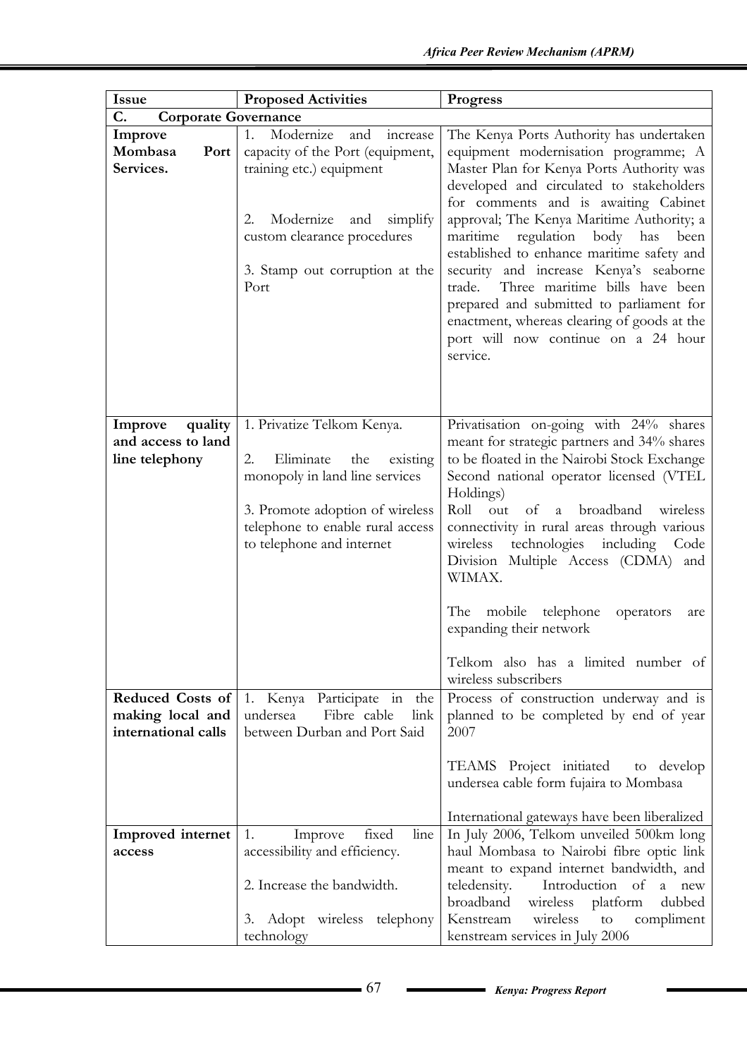| Issue | Proposed Activities | Progress |
|---|---|---|
| **C. Corporate Governance** | | |
| **Improve Mombasa Port Services.** | 1. Modernize and increase capacity of the Port (equipment, training etc.) equipment<br><br>2. Modernize and simplify custom clearance procedures<br><br>3. Stamp out corruption at the Port | The Kenya Ports Authority has undertaken equipment modernisation programme; A Master Plan for Kenya Ports Authority was developed and circulated to stakeholders for comments and is awaiting Cabinet approval; The Kenya Maritime Authority; a maritime regulation body has been established to enhance maritime safety and security and increase Kenya's seaborne trade. Three maritime bills have been prepared and submitted to parliament for enactment, whereas clearing of goods at the port will now continue on a 24 hour service. |
| **Improve quality and access to land line telephony** | 1. Privatize Telkom Kenya.<br><br>2. Eliminate the existing monopoly in land line services<br><br>3. Promote adoption of wireless telephone to enable rural access to telephone and internet | Privatisation on-going with 24% shares meant for strategic partners and 34% shares to be floated in the Nairobi Stock Exchange Second national operator licensed (VTEL Holdings)<br>Roll out of a broadband wireless connectivity in rural areas through various wireless technologies including Code Division Multiple Access (CDMA) and WIMAX.<br><br>The mobile telephone operators are expanding their network<br><br>Telkom also has a limited number of wireless subscribers |
| **Reduced Costs of making local and international calls** | 1. Kenya Participate in the undersea Fibre cable link between Durban and Port Said | Process of construction underway and is planned to be completed by end of year 2007<br><br>TEAMS Project initiated to develop undersea cable form fujaira to Mombasa<br><br>International gateways have been liberalized |
| **Improved internet access** | 1. Improve fixed line accessibility and efficiency.<br><br>2. Increase the bandwidth.<br><br>3. Adopt wireless telephony technology | In July 2006, Telkom unveiled 500km long haul Mombasa to Nairobi fibre optic link meant to expand internet bandwidth, and teledensity. Introduction of a new broadband wireless platform dubbed Kenstream wireless to compliment kenstream services in July 2006 |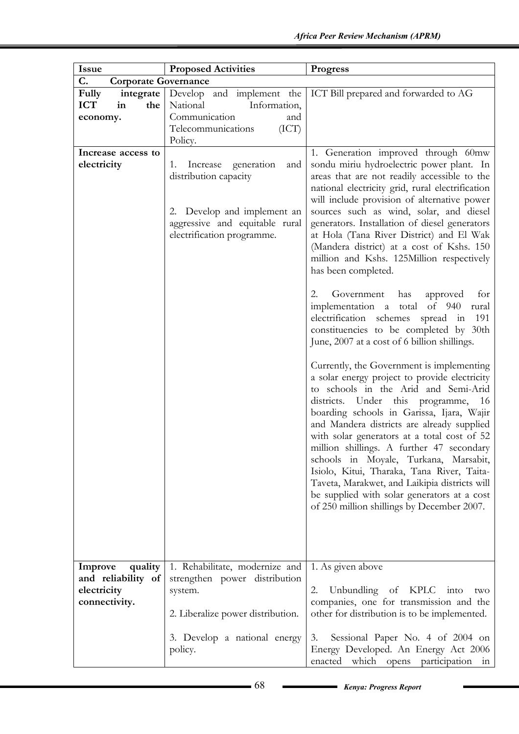| Issue | Proposed Activities | Progress |
|---|---|---|
| **C. Corporate Governance** | | |
| **Fully integrate ICT in the economy.** | Develop and implement the National Information, Communication and Telecommunications (ICT) Policy. | ICT Bill prepared and forwarded to AG |
| **Increase access to electricity** | 1. Increase generation and distribution capacity<br><br>2. Develop and implement an aggressive and equitable rural electrification programme. | 1. Generation improved through 60mw sondu miriu hydroelectric power plant. In areas that are not readily accessible to the national electricity grid, rural electrification will include provision of alternative power sources such as wind, solar, and diesel generators. Installation of diesel generators at Hola (Tana River District) and El Wak (Mandera district) at a cost of Kshs. 150 million and Kshs. 125Million respectively has been completed.<br><br>2. Government has approved for implementation a total of 940 rural electrification schemes spread in 191 constituencies to be completed by 30th June, 2007 at a cost of 6 billion shillings.<br><br>Currently, the Government is implementing a solar energy project to provide electricity to schools in the Arid and Semi-Arid districts. Under this programme, 16 boarding schools in Garissa, Ijara, Wajir and Mandera districts are already supplied with solar generators at a total cost of 52 million shillings. A further 47 secondary schools in Moyale, Turkana, Marsabit, Isiolo, Kitui, Tharaka, Tana River, Taita-Taveta, Marakwet, and Laikipia districts will be supplied with solar generators at a cost of 250 million shillings by December 2007. |
| **Improve quality and reliability of electricity connectivity.** | 1. Rehabilitate, modernize and strengthen power distribution system.<br><br>2. Liberalize power distribution.<br><br>3. Develop a national energy policy. | 1. As given above<br><br>2. Unbundling of KPLC into two companies, one for transmission and the other for distribution is to be implemented.<br><br>3. Sessional Paper No. 4 of 2004 on Energy Developed. An Energy Act 2006 enacted which opens participation in |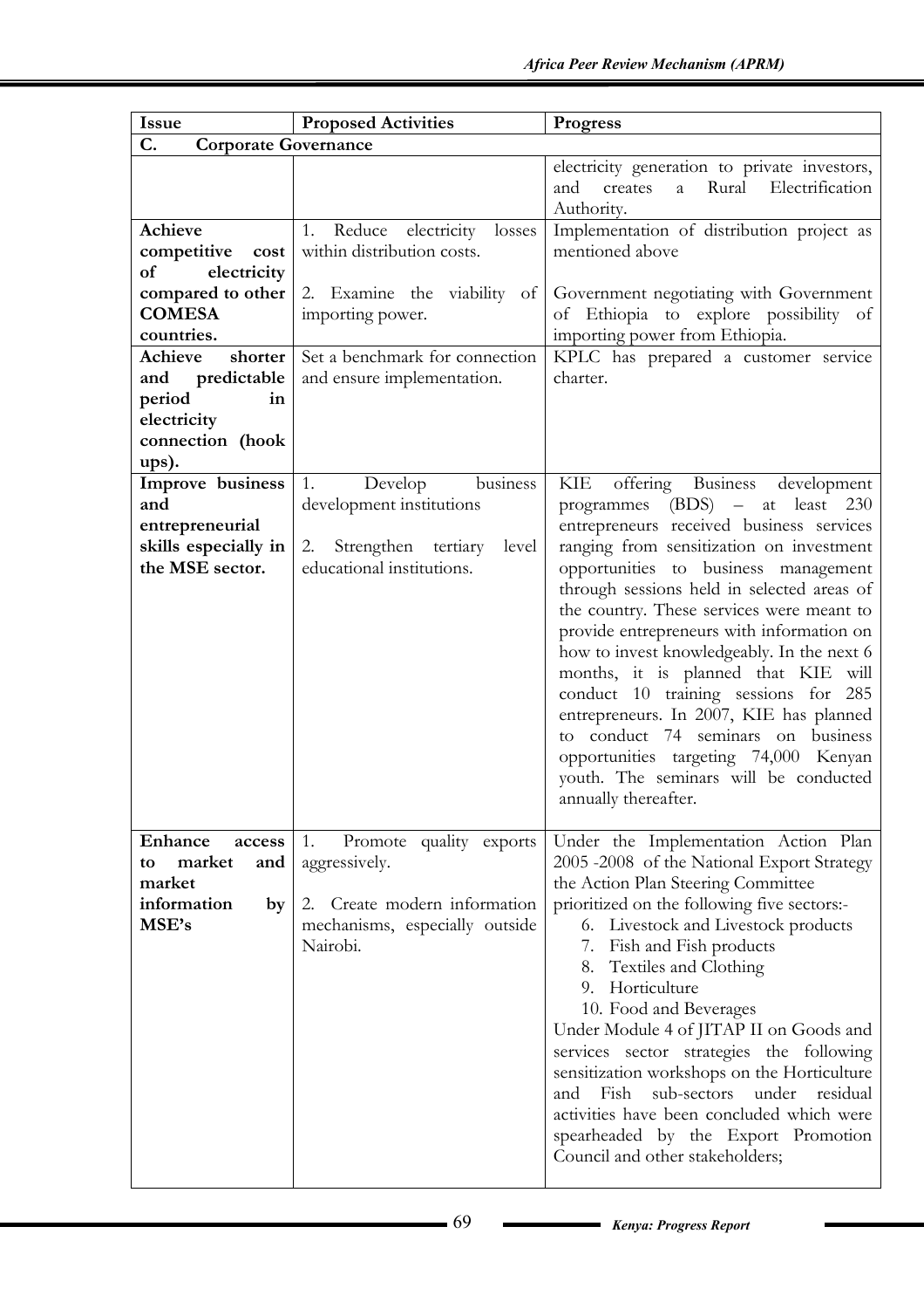| Issue | Proposed Activities | Progress |
|---|---|---|
| **C. Corporate Governance** | | |
| | | electricity generation to private investors, and creates a Rural Electrification Authority. |
| **Achieve competitive cost of electricity compared to other COMESA countries.** | 1. Reduce electricity losses within distribution costs.<br><br>2. Examine the viability of importing power. | Implementation of distribution project as mentioned above<br><br>Government negotiating with Government of Ethiopia to explore possibility of importing power from Ethiopia. |
| **Achieve shorter and predictable period in electricity connection (hook ups).** | Set a benchmark for connection and ensure implementation. | KPLC has prepared a customer service charter. |
| **Improve business and entrepreneurial skills especially in the MSE sector.** | 1. Develop business development institutions<br><br>2. Strengthen tertiary level educational institutions. | KIE offering Business development programmes (BDS) – at least 230 entrepreneurs received business services ranging from sensitization on investment opportunities to business management through sessions held in selected areas of the country. These services were meant to provide entrepreneurs with information on how to invest knowledgeably. In the next 6 months, it is planned that KIE will conduct 10 training sessions for 285 entrepreneurs. In 2007, KIE has planned to conduct 74 seminars on business opportunities targeting 74,000 Kenyan youth. The seminars will be conducted annually thereafter. |
| **Enhance access to market and market information by MSE's** | 1. Promote quality exports aggressively.<br><br>2. Create modern information mechanisms, especially outside Nairobi. | Under the Implementation Action Plan 2005 -2008 of the National Export Strategy the Action Plan Steering Committee prioritized on the following five sectors:-<br>6. Livestock and Livestock products<br>7. Fish and Fish products<br>8. Textiles and Clothing<br>9. Horticulture<br>10. Food and Beverages<br>Under Module 4 of JITAP II on Goods and services sector strategies the following sensitization workshops on the Horticulture and Fish sub-sectors under residual activities have been concluded which were spearheaded by the Export Promotion Council and other stakeholders; |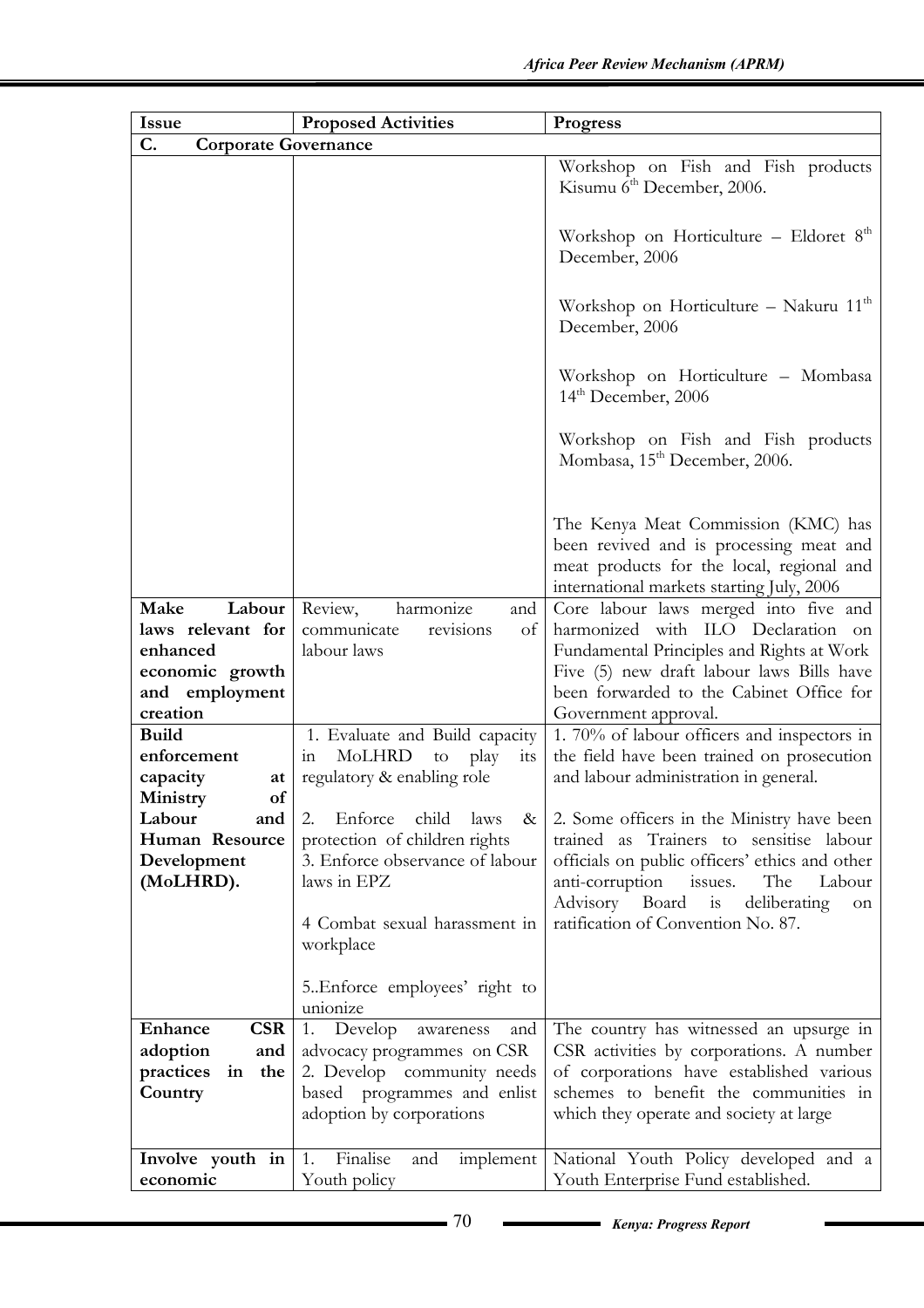| Issue | Proposed Activities | Progress |
|---|---|---|
| **C. Corporate Governance** | | |
| | | Workshop on Fish and Fish products Kisumu 6th December, 2006.<br><br>Workshop on Horticulture – Eldoret 8th December, 2006<br><br>Workshop on Horticulture – Nakuru 11th December, 2006<br><br>Workshop on Horticulture – Mombasa 14th December, 2006<br><br>Workshop on Fish and Fish products Mombasa, 15th December, 2006.<br><br>The Kenya Meat Commission (KMC) has been revived and is processing meat and meat products for the local, regional and international markets starting July, 2006 |
| **Make Labour laws relevant for enhanced economic growth and employment creation** | Review, harmonize and communicate revisions of labour laws | Core labour laws merged into five and harmonized with ILO Declaration on Fundamental Principles and Rights at Work Five (5) new draft labour laws Bills have been forwarded to the Cabinet Office for Government approval. |
| **Build enforcement capacity at Ministry of Labour and Human Resource Development (MoLHRD).** | 1. Evaluate and Build capacity in MoLHRD to play its regulatory & enabling role<br><br>2. Enforce child laws & protection of children rights<br>3. Enforce observance of labour laws in EPZ<br><br>4 Combat sexual harassment in workplace<br><br>5..Enforce employees' right to unionize | 1. 70% of labour officers and inspectors in the field have been trained on prosecution and labour administration in general.<br><br>2. Some officers in the Ministry have been trained as Trainers to sensitise labour officials on public officers' ethics and other anti-corruption issues. The Labour Advisory Board is deliberating on ratification of Convention No. 87. |
| **Enhance CSR adoption and practices in the Country** | 1. Develop awareness and advocacy programmes on CSR<br>2. Develop community needs based programmes and enlist adoption by corporations | The country has witnessed an upsurge in CSR activities by corporations. A number of corporations have established various schemes to benefit the communities in which they operate and society at large |
| **Involve youth in economic** | 1. Finalise and implement Youth policy | National Youth Policy developed and a Youth Enterprise Fund established. |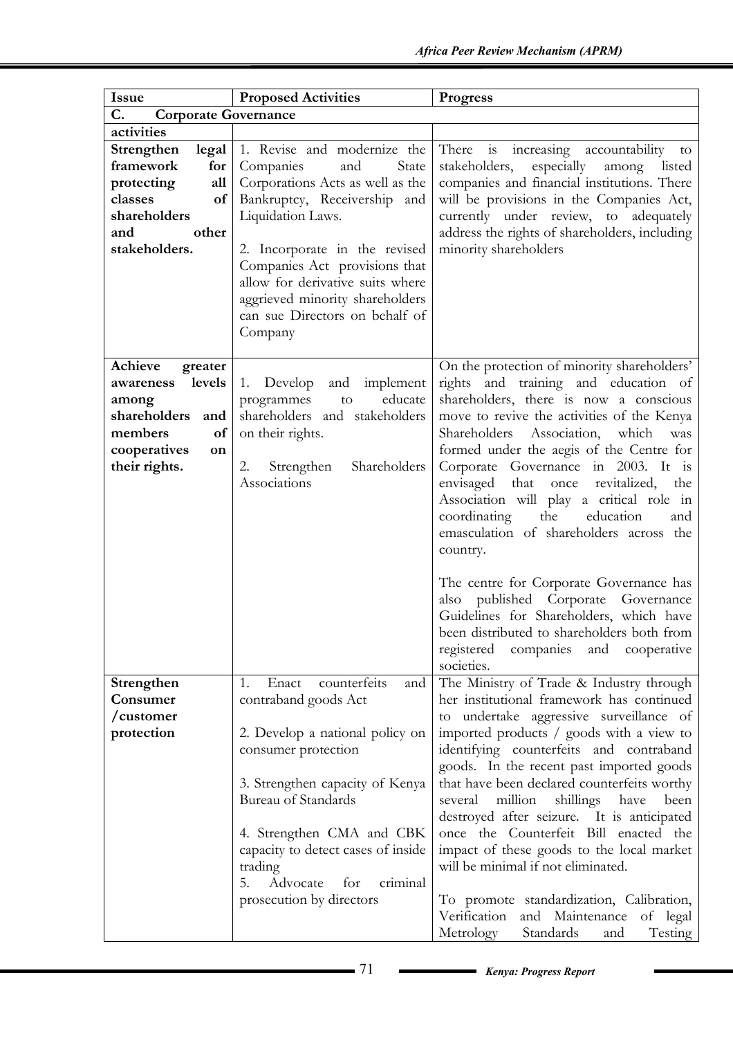| Issue | Proposed Activities | Progress |
|---|---|---|
| **C. Corporate Governance** | | |
| **activities** | | |
| **Strengthen legal framework for protecting all classes of shareholders and other stakeholders.** | 1. Revise and modernize the Companies and State Corporations Acts as well as the Bankruptcy, Receivership and Liquidation Laws.<br><br>2. Incorporate in the revised Companies Act provisions that allow for derivative suits where aggrieved minority shareholders can sue Directors on behalf of Company | There is increasing accountability to stakeholders, especially among listed companies and financial institutions. There will be provisions in the Companies Act, currently under review, to adequately address the rights of shareholders, including minority shareholders |
| **Achieve greater awareness levels among shareholders and members of cooperatives on their rights.** | 1. Develop and implement programmes to educate shareholders and stakeholders on their rights.<br><br>2. Strengthen Shareholders Associations | On the protection of minority shareholders' rights and training and education of shareholders, there is now a conscious move to revive the activities of the Kenya Shareholders Association, which was formed under the aegis of the Centre for Corporate Governance in 2003. It is envisaged that once revitalized, the Association will play a critical role in coordinating the education and emasculation of shareholders across the country.<br><br>The centre for Corporate Governance has also published Corporate Governance Guidelines for Shareholders, which have been distributed to shareholders both from registered companies and cooperative societies. |
| **Strengthen Consumer /customer protection** | 1. Enact counterfeits and contraband goods Act<br><br>2. Develop a national policy on consumer protection<br><br>3. Strengthen capacity of Kenya Bureau of Standards<br><br>4. Strengthen CMA and CBK capacity to detect cases of inside trading<br>5. Advocate for criminal prosecution by directors | The Ministry of Trade & Industry through her institutional framework has continued to undertake aggressive surveillance of imported products / goods with a view to identifying counterfeits and contraband goods. In the recent past imported goods that have been declared counterfeits worthy several million shillings have been destroyed after seizure. It is anticipated once the Counterfeit Bill enacted the impact of these goods to the local market will be minimal if not eliminated.<br><br>To promote standardization, Calibration, Verification and Maintenance of legal Metrology Standards and Testing |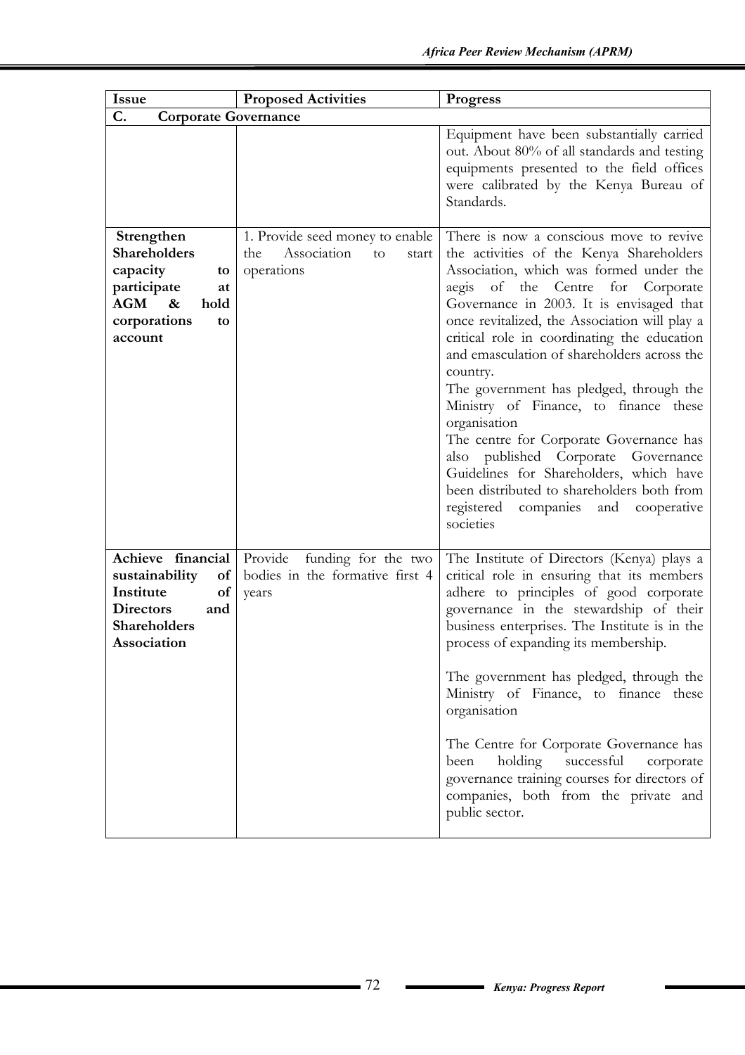| Issue | Proposed Activities | Progress |
| --- | --- | --- |
| **C. Corporate Governance** | | |
| | | Equipment have been substantially carried out. About 80% of all standards and testing equipments presented to the field offices were calibrated by the Kenya Bureau of Standards. |
| **Strengthen Shareholders capacity to participate at AGM & hold corporations to account** | 1. Provide seed money to enable the Association to start operations | There is now a conscious move to revive the activities of the Kenya Shareholders Association, which was formed under the aegis of the Centre for Corporate Governance in 2003. It is envisaged that once revitalized, the Association will play a critical role in coordinating the education and emasculation of shareholders across the country.<br>The government has pledged, through the Ministry of Finance, to finance these organisation<br>The centre for Corporate Governance has also published Corporate Governance Guidelines for Shareholders, which have been distributed to shareholders both from registered companies and cooperative societies |
| **Achieve financial sustainability of Institute of Directors and Shareholders Association** | Provide funding for the two bodies in the formative first 4 years | The Institute of Directors (Kenya) plays a critical role in ensuring that its members adhere to principles of good corporate governance in the stewardship of their business enterprises. The Institute is in the process of expanding its membership.<br><br>The government has pledged, through the Ministry of Finance, to finance these organisation<br><br>The Centre for Corporate Governance has been holding successful corporate governance training courses for directors of companies, both from the private and public sector. |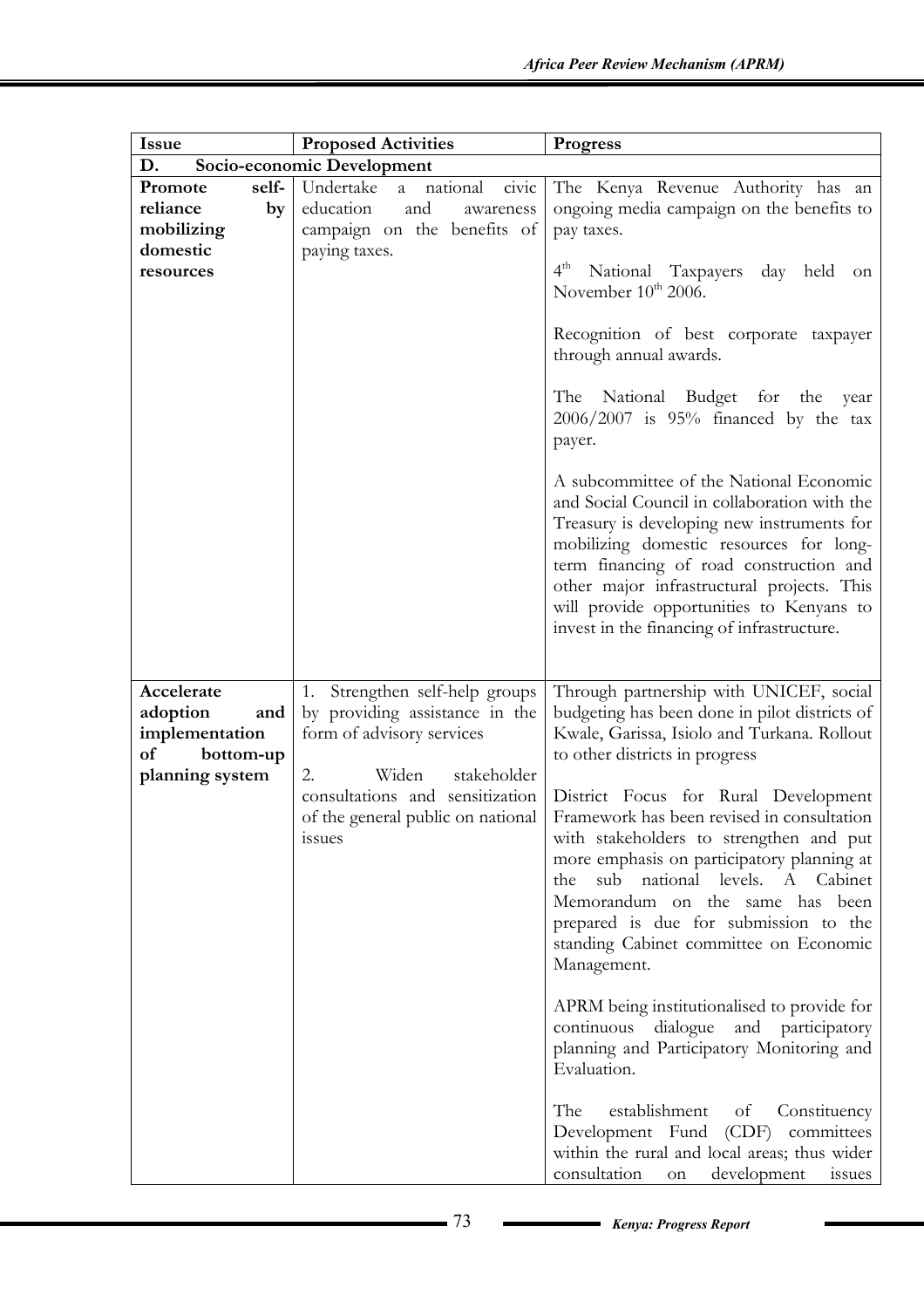| Issue | Proposed Activities | Progress |
|---|---|---|
| **D. Socio-economic Development** | | |
| **Promote self-reliance by mobilizing domestic resources** | Undertake a national civic education and awareness campaign on the benefits of paying taxes. | The Kenya Revenue Authority has an ongoing media campaign on the benefits to pay taxes.<br><br>4th National Taxpayers day held on November 10th 2006.<br><br>Recognition of best corporate taxpayer through annual awards.<br><br>The National Budget for the year 2006/2007 is 95% financed by the tax payer.<br><br>A subcommittee of the National Economic and Social Council in collaboration with the Treasury is developing new instruments for mobilizing domestic resources for long-term financing of road construction and other major infrastructural projects. This will provide opportunities to Kenyans to invest in the financing of infrastructure. |
| **Accelerate adoption and implementation of bottom-up planning system** | 1. Strengthen self-help groups by providing assistance in the form of advisory services<br><br>2. Widen stakeholder consultations and sensitization of the general public on national issues | Through partnership with UNICEF, social budgeting has been done in pilot districts of Kwale, Garissa, Isiolo and Turkana. Rollout to other districts in progress<br><br>District Focus for Rural Development Framework has been revised in consultation with stakeholders to strengthen and put more emphasis on participatory planning at the sub national levels. A Cabinet Memorandum on the same has been prepared is due for submission to the standing Cabinet committee on Economic Management.<br><br>APRM being institutionalised to provide for continuous dialogue and participatory planning and Participatory Monitoring and Evaluation.<br><br>The establishment of Constituency Development Fund (CDF) committees within the rural and local areas; thus wider consultation on development issues |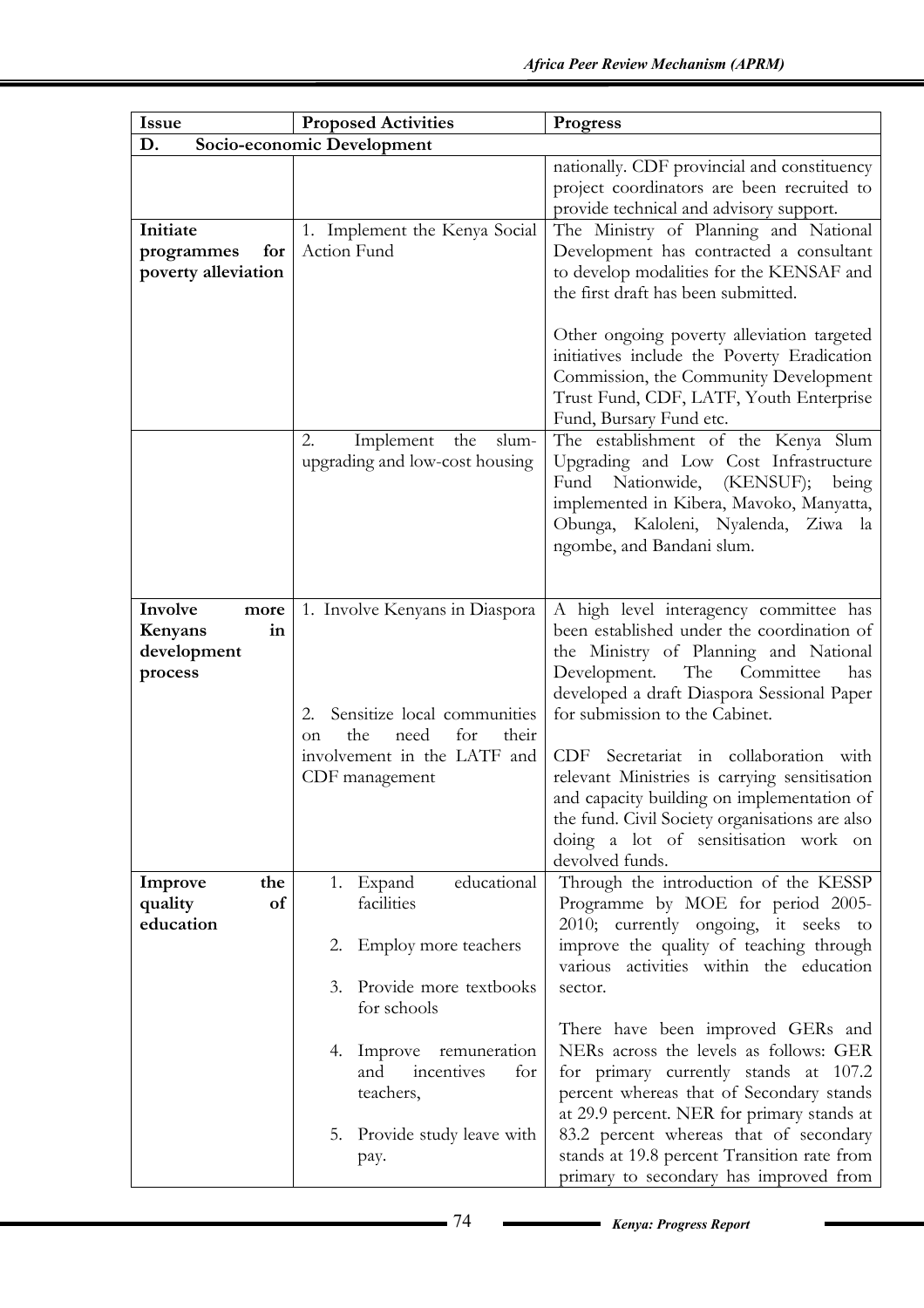| Issue | Proposed Activities | Progress |
|---|---|---|
| **D. Socio-economic Development** | | |
| | | nationally. CDF provincial and constituency project coordinators are been recruited to provide technical and advisory support. |
| **Initiate programmes for poverty alleviation** | 1. Implement the Kenya Social Action Fund | The Ministry of Planning and National Development has contracted a consultant to develop modalities for the KENSAF and the first draft has been submitted.<br><br>Other ongoing poverty alleviation targeted initiatives include the Poverty Eradication Commission, the Community Development Trust Fund, CDF, LATF, Youth Enterprise Fund, Bursary Fund etc. |
| | 2. Implement the slum-upgrading and low-cost housing | The establishment of the Kenya Slum Upgrading and Low Cost Infrastructure Fund Nationwide, (KENSUF); being implemented in Kibera, Mavoko, Manyatta, Obunga, Kaloleni, Nyalenda, Ziwa la ngombe, and Bandani slum. |
| **Involve more Kenyans in development process** | 1. Involve Kenyans in Diaspora<br><br>2. Sensitize local communities on the need for their involvement in the LATF and CDF management | A high level interagency committee has been established under the coordination of the Ministry of Planning and National Development. The Committee has developed a draft Diaspora Sessional Paper for submission to the Cabinet.<br><br>CDF Secretariat in collaboration with relevant Ministries is carrying sensitisation and capacity building on implementation of the fund. Civil Society organisations are also doing a lot of sensitisation work on devolved funds. |
| **Improve the quality of education** | 1. Expand educational facilities<br><br>2. Employ more teachers<br><br>3. Provide more textbooks for schools<br><br>4. Improve remuneration and incentives for teachers,<br><br>5. Provide study leave with pay. | Through the introduction of the KESSP Programme by MOE for period 2005-2010; currently ongoing, it seeks to improve the quality of teaching through various activities within the education sector.<br><br>There have been improved GERs and NERs across the levels as follows: GER for primary currently stands at 107.2 percent whereas that of Secondary stands at 29.9 percent. NER for primary stands at 83.2 percent whereas that of secondary stands at 19.8 percent Transition rate from primary to secondary has improved from |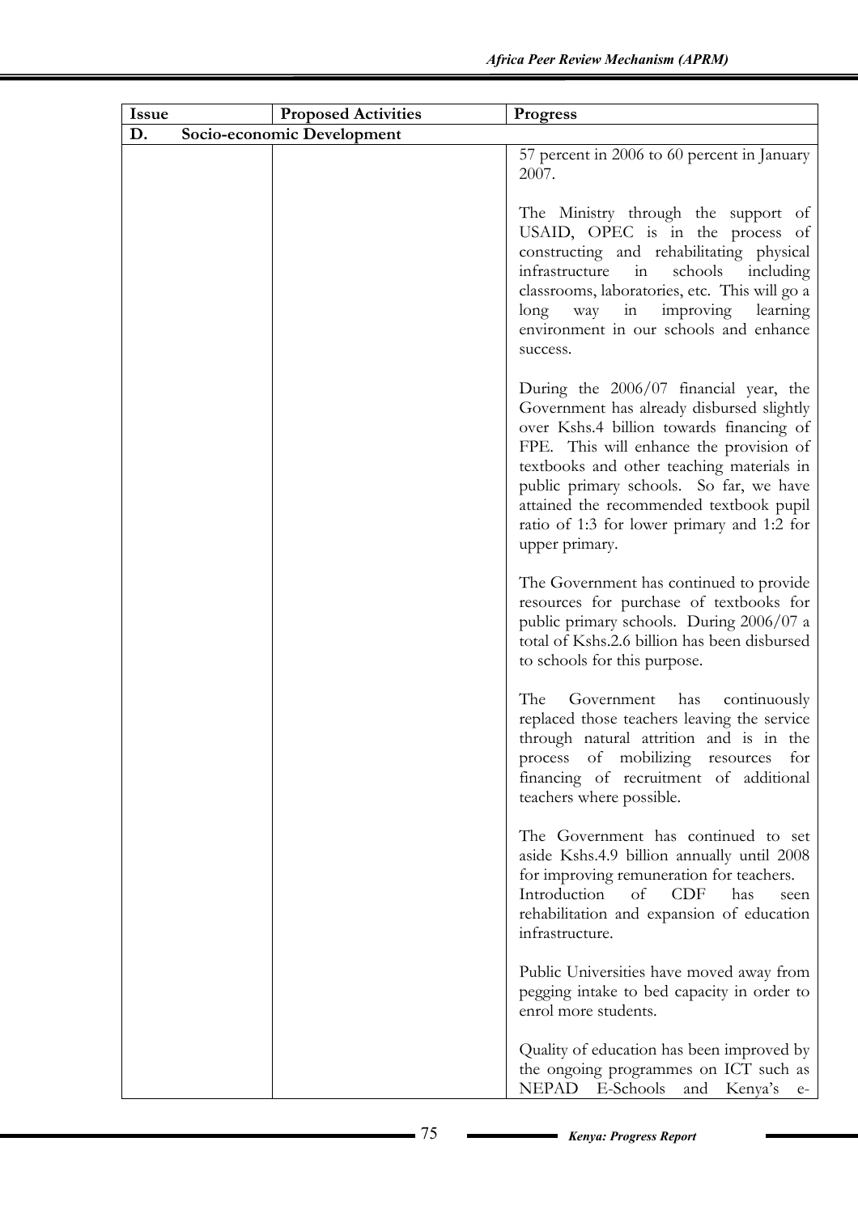| Issue | Proposed Activities | Progress |
|---|---|---|
| **D. Socio-economic Development** | | |
| | | 57 percent in 2006 to 60 percent in January 2007.<br><br>The Ministry through the support of USAID, OPEC is in the process of constructing and rehabilitating physical infrastructure in schools including classrooms, laboratories, etc. This will go a long way in improving learning environment in our schools and enhance success.<br><br>During the 2006/07 financial year, the Government has already disbursed slightly over Kshs.4 billion towards financing of FPE. This will enhance the provision of textbooks and other teaching materials in public primary schools. So far, we have attained the recommended textbook pupil ratio of 1:3 for lower primary and 1:2 for upper primary.<br><br>The Government has continued to provide resources for purchase of textbooks for public primary schools. During 2006/07 a total of Kshs.2.6 billion has been disbursed to schools for this purpose.<br><br>The Government has continuously replaced those teachers leaving the service through natural attrition and is in the process of mobilizing resources for financing of recruitment of additional teachers where possible.<br><br>The Government has continued to set aside Kshs.4.9 billion annually until 2008 for improving remuneration for teachers.<br>Introduction of CDF has seen rehabilitation and expansion of education infrastructure.<br><br>Public Universities have moved away from pegging intake to bed capacity in order to enrol more students.<br><br>Quality of education has been improved by the ongoing programmes on ICT such as NEPAD E-Schools and Kenya's e- |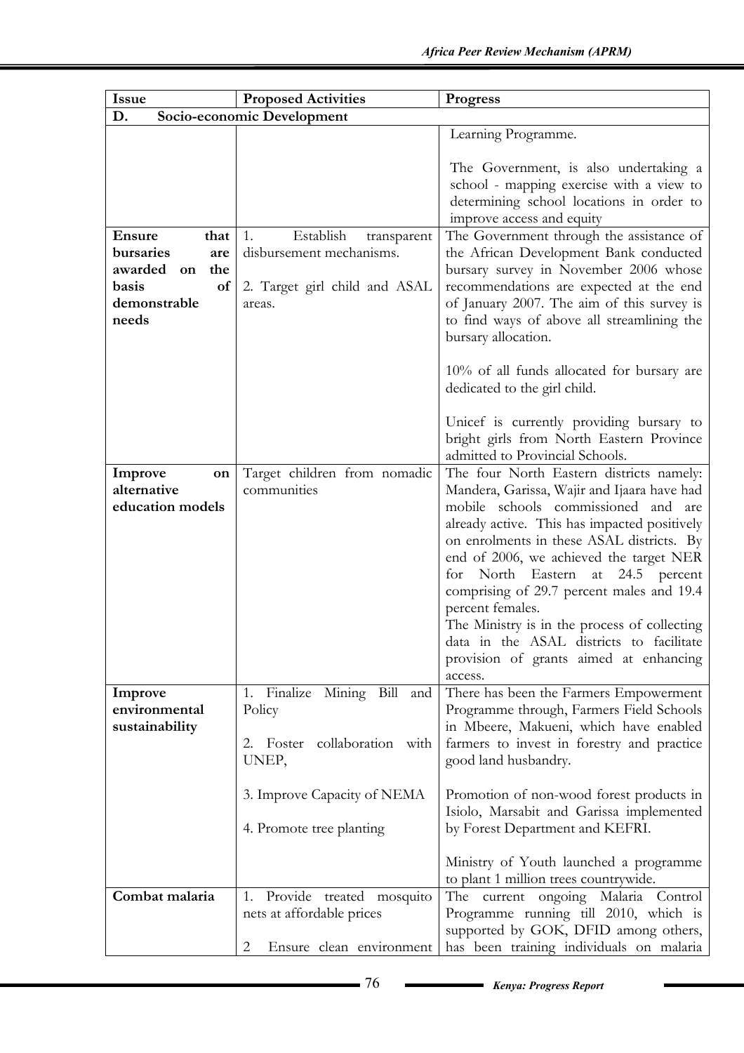| Issue | Proposed Activities | Progress |
|---|---|---|
| **D. Socio-economic Development** | | |
| | | Learning Programme.<br><br>The Government, is also undertaking a school - mapping exercise with a view to determining school locations in order to improve access and equity |
| **Ensure that bursaries are awarded on the basis of demonstrable needs** | 1. Establish transparent disbursement mechanisms.<br><br>2. Target girl child and ASAL areas. | The Government through the assistance of the African Development Bank conducted bursary survey in November 2006 whose recommendations are expected at the end of January 2007. The aim of this survey is to find ways of above all streamlining the bursary allocation.<br><br>10% of all funds allocated for bursary are dedicated to the girl child.<br><br>Unicef is currently providing bursary to bright girls from North Eastern Province admitted to Provincial Schools. |
| **Improve on alternative education models** | Target children from nomadic communities | The four North Eastern districts namely: Mandera, Garissa, Wajir and Ijaara have had mobile schools commissioned and are already active. This has impacted positively on enrolments in these ASAL districts. By end of 2006, we achieved the target NER for North Eastern at 24.5 percent comprising of 29.7 percent males and 19.4 percent females.<br>The Ministry is in the process of collecting data in the ASAL districts to facilitate provision of grants aimed at enhancing access. |
| **Improve environmental sustainability** | 1. Finalize Mining Bill and Policy<br><br>2. Foster collaboration with UNEP,<br><br>3. Improve Capacity of NEMA<br><br>4. Promote tree planting | There has been the Farmers Empowerment Programme through, Farmers Field Schools in Mbeere, Makueni, which have enabled farmers to invest in forestry and practice good land husbandry.<br><br>Promotion of non-wood forest products in Isiolo, Marsabit and Garissa implemented by Forest Department and KEFRI.<br><br>Ministry of Youth launched a programme to plant 1 million trees countrywide. |
| **Combat malaria** | 1. Provide treated mosquito nets at affordable prices<br><br>2 Ensure clean environment | The current ongoing Malaria Control Programme running till 2010, which is supported by GOK, DFID among others, has been training individuals on malaria |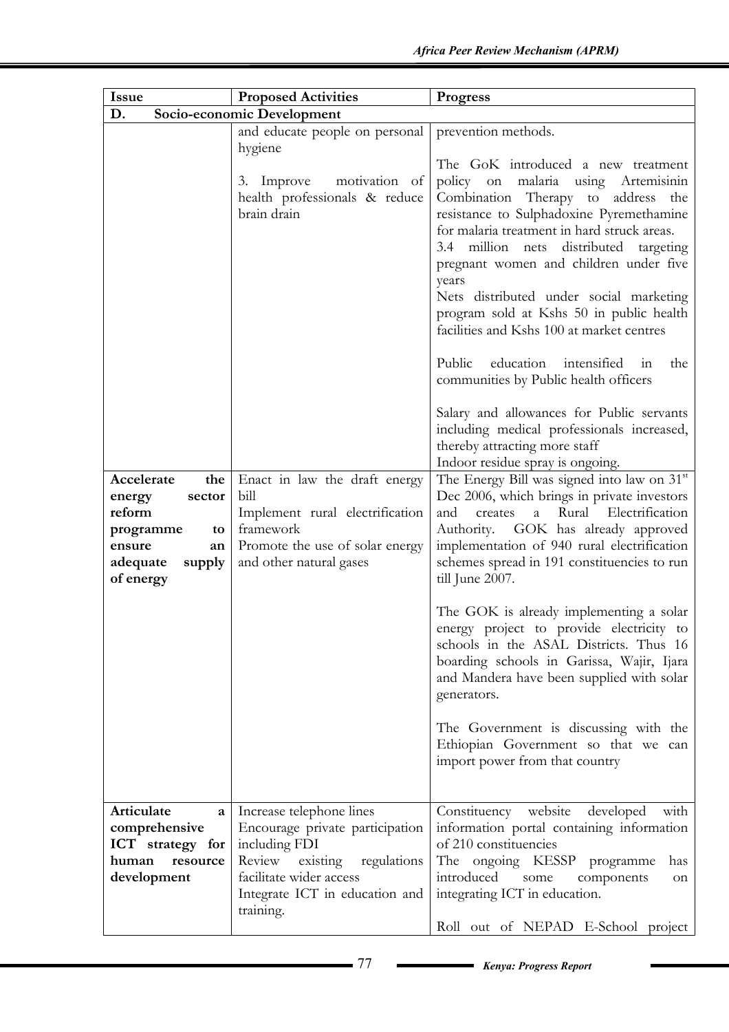| Issue | Proposed Activities | Progress |
|---|---|---|
| **D. Socio-economic Development** | | |
| | and educate people on personal hygiene<br><br>3. Improve motivation of health professionals & reduce brain drain | prevention methods.<br><br>The GoK introduced a new treatment policy on malaria using Artemisinin Combination Therapy to address the resistance to Sulphadoxine Pyremethamine for malaria treatment in hard struck areas.<br>3.4 million nets distributed targeting pregnant women and children under five years<br>Nets distributed under social marketing program sold at Kshs 50 in public health facilities and Kshs 100 at market centres<br><br>Public education intensified in the communities by Public health officers<br><br>Salary and allowances for Public servants including medical professionals increased, thereby attracting more staff<br>Indoor residue spray is ongoing. |
| **Accelerate the energy sector reform programme to ensure an adequate supply of energy** | Enact in law the draft energy bill<br>Implement rural electrification framework<br>Promote the use of solar energy and other natural gases | The Energy Bill was signed into law on 31st Dec 2006, which brings in private investors and creates a Rural Electrification Authority. GOK has already approved implementation of 940 rural electrification schemes spread in 191 constituencies to run till June 2007.<br><br>The GOK is already implementing a solar energy project to provide electricity to schools in the ASAL Districts. Thus 16 boarding schools in Garissa, Wajir, Ijara and Mandera have been supplied with solar generators.<br><br>The Government is discussing with the Ethiopian Government so that we can import power from that country |
| **Articulate a comprehensive ICT strategy for human resource development** | Increase telephone lines<br>Encourage private participation including FDI<br>Review existing regulations facilitate wider access<br>Integrate ICT in education and training. | Constituency website developed with information portal containing information of 210 constituencies<br>The ongoing KESSP programme has introduced some components on integrating ICT in education.<br><br>Roll out of NEPAD E-School project |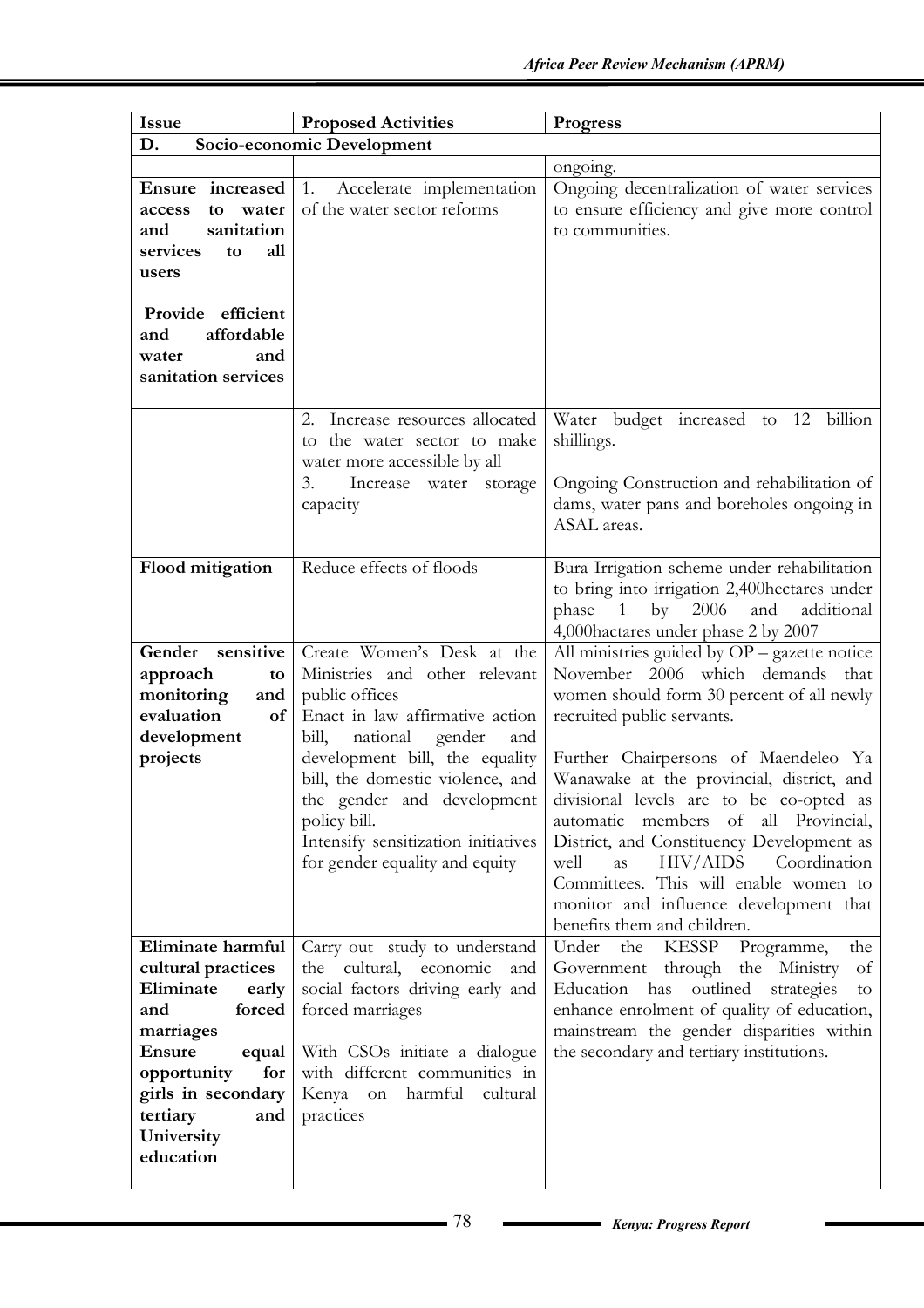| Issue | Proposed Activities | Progress |
|---|---|---|
| **D. Socio-economic Development** | | |
| | | ongoing. |
| **Ensure increased access to water and sanitation services to all users**<br><br>**Provide efficient and affordable water and sanitation services** | 1. Accelerate implementation of the water sector reforms | Ongoing decentralization of water services to ensure efficiency and give more control to communities. |
| | 2. Increase resources allocated to the water sector to make water more accessible by all | Water budget increased to 12 billion shillings. |
| | 3. Increase water storage capacity | Ongoing Construction and rehabilitation of dams, water pans and boreholes ongoing in ASAL areas. |
| **Flood mitigation** | Reduce effects of floods | Bura Irrigation scheme under rehabilitation to bring into irrigation 2,400hectares under phase 1 by 2006 and additional 4,000hactares under phase 2 by 2007 |
| **Gender sensitive approach to monitoring and evaluation of development projects** | Create Women's Desk at the Ministries and other relevant public offices<br>Enact in law affirmative action bill, national gender and development bill, the equality bill, the domestic violence, and the gender and development policy bill.<br>Intensify sensitization initiatives for gender equality and equity | All ministries guided by OP – gazette notice November 2006 which demands that women should form 30 percent of all newly recruited public servants.<br><br>Further Chairpersons of Maendeleo Ya Wanawake at the provincial, district, and divisional levels are to be co-opted as automatic members of all Provincial, District, and Constituency Development as well as HIV/AIDS Coordination Committees. This will enable women to monitor and influence development that benefits them and children. |
| **Eliminate harmful cultural practices**<br>**Eliminate early and forced marriages**<br>**Ensure equal opportunity for girls in secondary tertiary and University education** | Carry out study to understand the cultural, economic and social factors driving early and forced marriages<br><br>With CSOs initiate a dialogue with different communities in Kenya on harmful cultural practices | Under the KESSP Programme, the Government through the Ministry of Education has outlined strategies to enhance enrolment of quality of education, mainstream the gender disparities within the secondary and tertiary institutions. |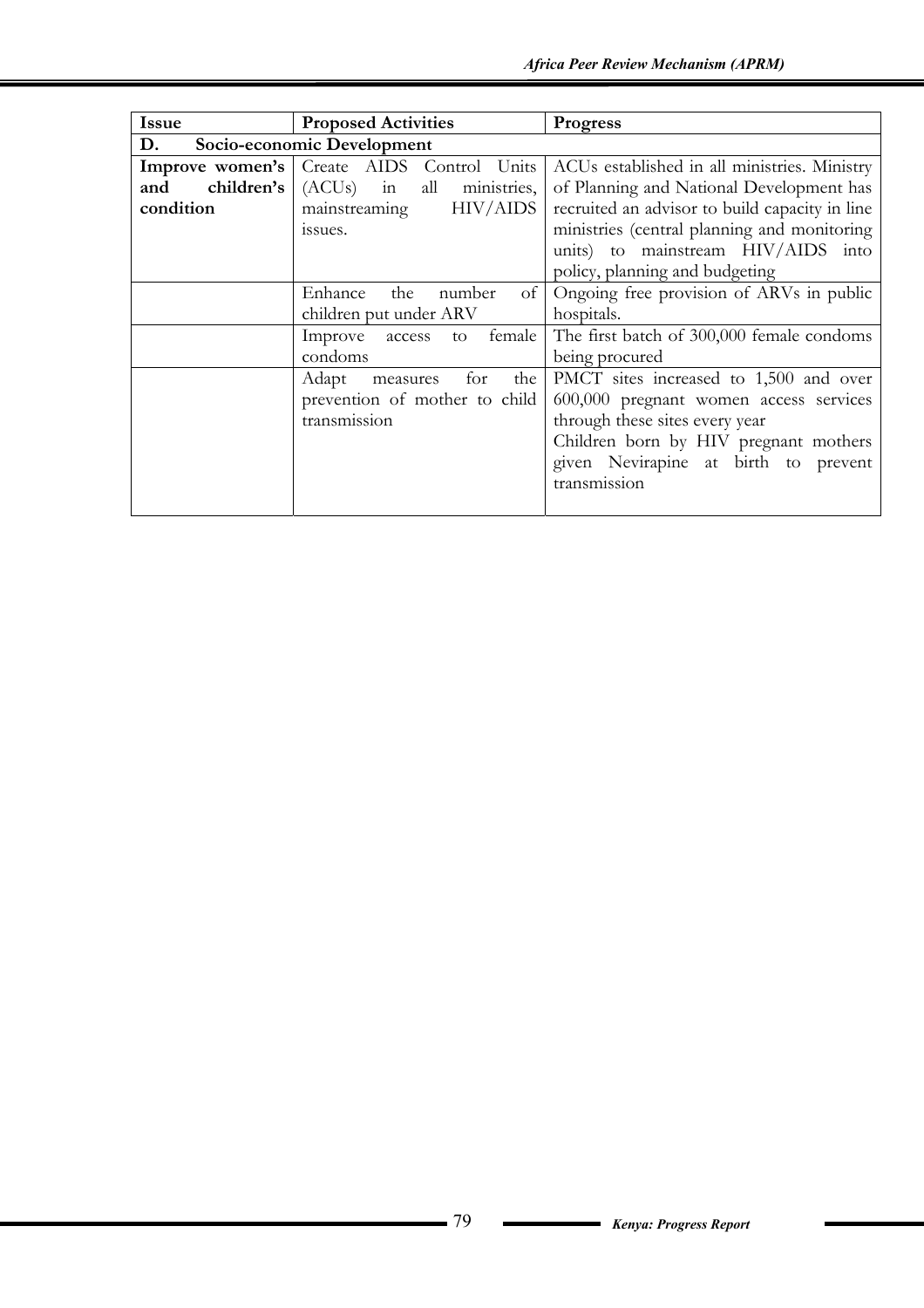| Issue | Proposed Activities | Progress |
|---|---|---|
| **D. Socio-economic Development** | | |
| **Improve women's and children's condition** | Create AIDS Control Units (ACUs) in all ministries, mainstreaming HIV/AIDS issues. | ACUs established in all ministries. Ministry of Planning and National Development has recruited an advisor to build capacity in line ministries (central planning and monitoring units) to mainstream HIV/AIDS into policy, planning and budgeting |
| | Enhance the number of children put under ARV | Ongoing free provision of ARVs in public hospitals. |
| | Improve access to female condoms | The first batch of 300,000 female condoms being procured |
| | Adapt measures for the prevention of mother to child transmission | PMCT sites increased to 1,500 and over 600,000 pregnant women access services through these sites every year<br>Children born by HIV pregnant mothers given Nevirapine at birth to prevent transmission |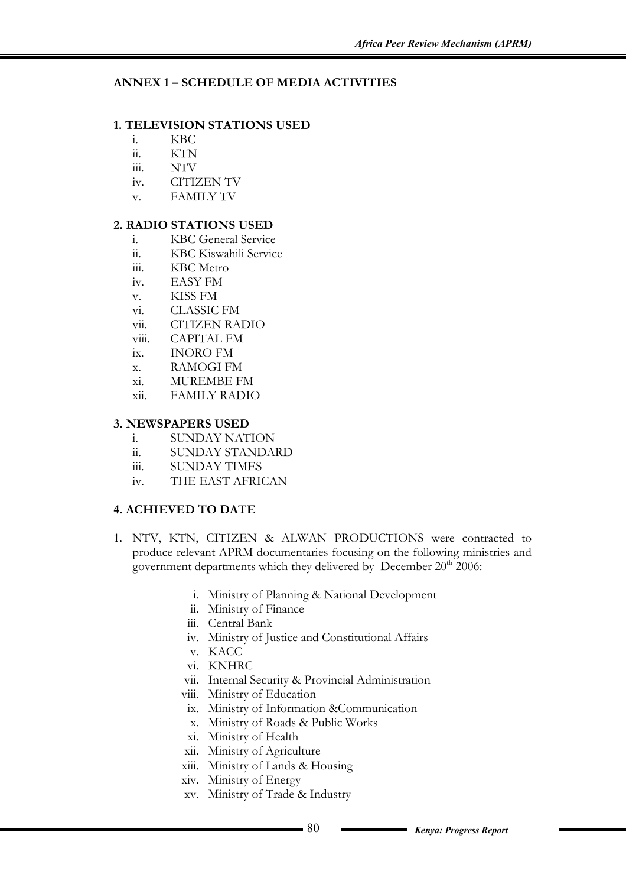## ANNEX 1 – SCHEDULE OF MEDIA ACTIVITIES

### 1. TELEVISION STATIONS USED

i. KBC
ii. KTN
iii. NTV
iv. CITIZEN TV
v. FAMILY TV

### 2. RADIO STATIONS USED

i. KBC General Service
ii. KBC Kiswahili Service
iii. KBC Metro
iv. EASY FM
v. KISS FM
vi. CLASSIC FM
vii. CITIZEN RADIO
viii. CAPITAL FM
ix. INORO FM
x. RAMOGI FM
xi. MUREMBE FM
xii. FAMILY RADIO

### 3. NEWSPAPERS USED

i. SUNDAY NATION
ii. SUNDAY STANDARD
iii. SUNDAY TIMES
iv. THE EAST AFRICAN

### 4. ACHIEVED TO DATE

1. NTV, KTN, CITIZEN & ALWAN PRODUCTIONS were contracted to produce relevant APRM documentaries focusing on the following ministries and government departments which they delivered by December 20th 2006:

    i. Ministry of Planning & National Development
    ii. Ministry of Finance
    iii. Central Bank
    iv. Ministry of Justice and Constitutional Affairs
    v. KACC
    vi. KNHRC
    vii. Internal Security & Provincial Administration
    viii. Ministry of Education
    ix. Ministry of Information &Communication
    x. Ministry of Roads & Public Works
    xi. Ministry of Health
    xii. Ministry of Agriculture
    xiii. Ministry of Lands & Housing
    xiv. Ministry of Energy
    xv. Ministry of Trade & Industry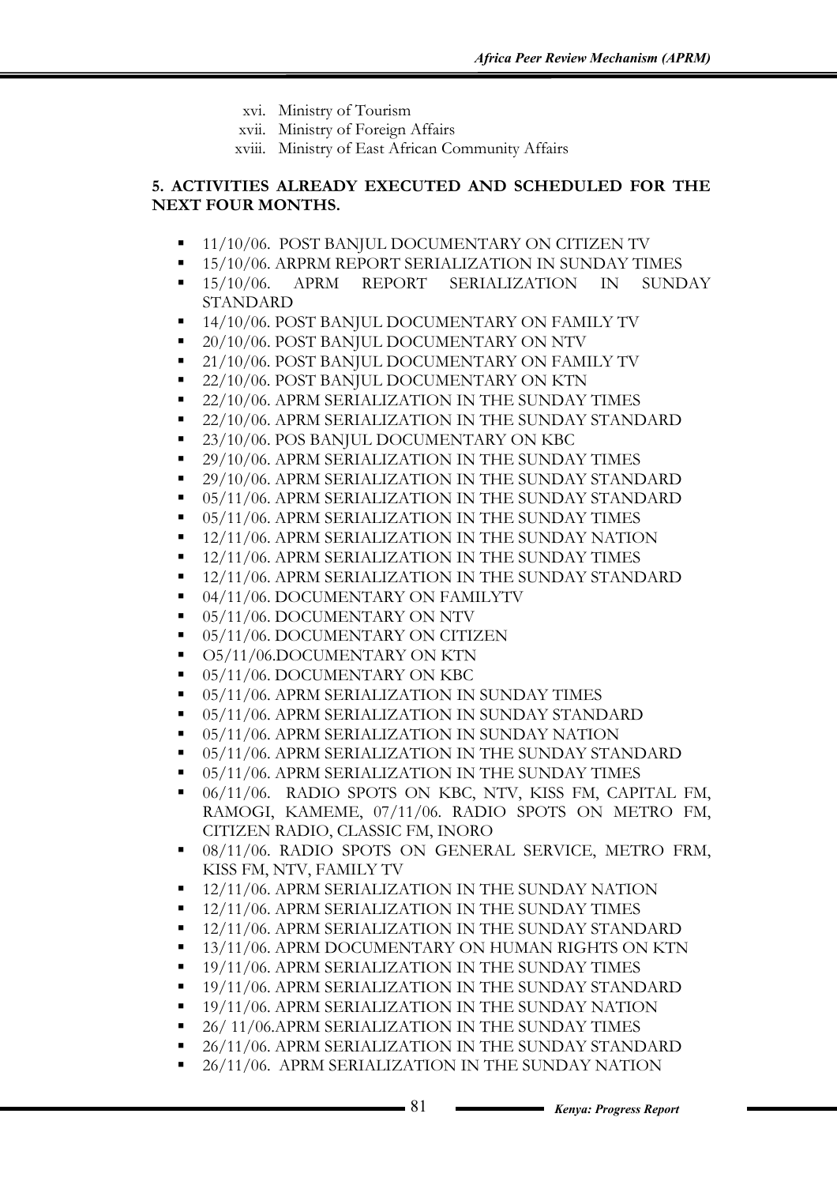xvi. Ministry of Tourism
xvii. Ministry of Foreign Affairs
xviii. Ministry of East African Community Affairs

**5. ACTIVITIES ALREADY EXECUTED AND SCHEDULED FOR THE NEXT FOUR MONTHS.**

- 11/10/06. POST BANJUL DOCUMENTARY ON CITIZEN TV
- 15/10/06. ARPRM REPORT SERIALIZATION IN SUNDAY TIMES
- 15/10/06. APRM REPORT SERIALIZATION IN SUNDAY STANDARD
- 14/10/06. POST BANJUL DOCUMENTARY ON FAMILY TV
- 20/10/06. POST BANJUL DOCUMENTARY ON NTV
- 21/10/06. POST BANJUL DOCUMENTARY ON FAMILY TV
- 22/10/06. POST BANJUL DOCUMENTARY ON KTN
- 22/10/06. APRM SERIALIZATION IN THE SUNDAY TIMES
- 22/10/06. APRM SERIALIZATION IN THE SUNDAY STANDARD
- 23/10/06. POS BANJUL DOCUMENTARY ON KBC
- 29/10/06. APRM SERIALIZATION IN THE SUNDAY TIMES
- 29/10/06. APRM SERIALIZATION IN THE SUNDAY STANDARD
- 05/11/06. APRM SERIALIZATION IN THE SUNDAY STANDARD
- 05/11/06. APRM SERIALIZATION IN THE SUNDAY TIMES
- 12/11/06. APRM SERIALIZATION IN THE SUNDAY NATION
- 12/11/06. APRM SERIALIZATION IN THE SUNDAY TIMES
- 12/11/06. APRM SERIALIZATION IN THE SUNDAY STANDARD
- 04/11/06. DOCUMENTARY ON FAMILYTV
- 05/11/06. DOCUMENTARY ON NTV
- 05/11/06. DOCUMENTARY ON CITIZEN
- O5/11/06.DOCUMENTARY ON KTN
- 05/11/06. DOCUMENTARY ON KBC
- 05/11/06. APRM SERIALIZATION IN SUNDAY TIMES
- 05/11/06. APRM SERIALIZATION IN SUNDAY STANDARD
- 05/11/06. APRM SERIALIZATION IN SUNDAY NATION
- 05/11/06. APRM SERIALIZATION IN THE SUNDAY STANDARD
- 05/11/06. APRM SERIALIZATION IN THE SUNDAY TIMES
- 06/11/06. RADIO SPOTS ON KBC, NTV, KISS FM, CAPITAL FM, RAMOGI, KAMEME, 07/11/06. RADIO SPOTS ON METRO FM, CITIZEN RADIO, CLASSIC FM, INORO
- 08/11/06. RADIO SPOTS ON GENERAL SERVICE, METRO FRM, KISS FM, NTV, FAMILY TV
- 12/11/06. APRM SERIALIZATION IN THE SUNDAY NATION
- 12/11/06. APRM SERIALIZATION IN THE SUNDAY TIMES
- 12/11/06. APRM SERIALIZATION IN THE SUNDAY STANDARD
- 13/11/06. APRM DOCUMENTARY ON HUMAN RIGHTS ON KTN
- 19/11/06. APRM SERIALIZATION IN THE SUNDAY TIMES
- 19/11/06. APRM SERIALIZATION IN THE SUNDAY STANDARD
- 19/11/06. APRM SERIALIZATION IN THE SUNDAY NATION
- 26/ 11/06.APRM SERIALIZATION IN THE SUNDAY TIMES
- 26/11/06. APRM SERIALIZATION IN THE SUNDAY STANDARD
- 26/11/06. APRM SERIALIZATION IN THE SUNDAY NATION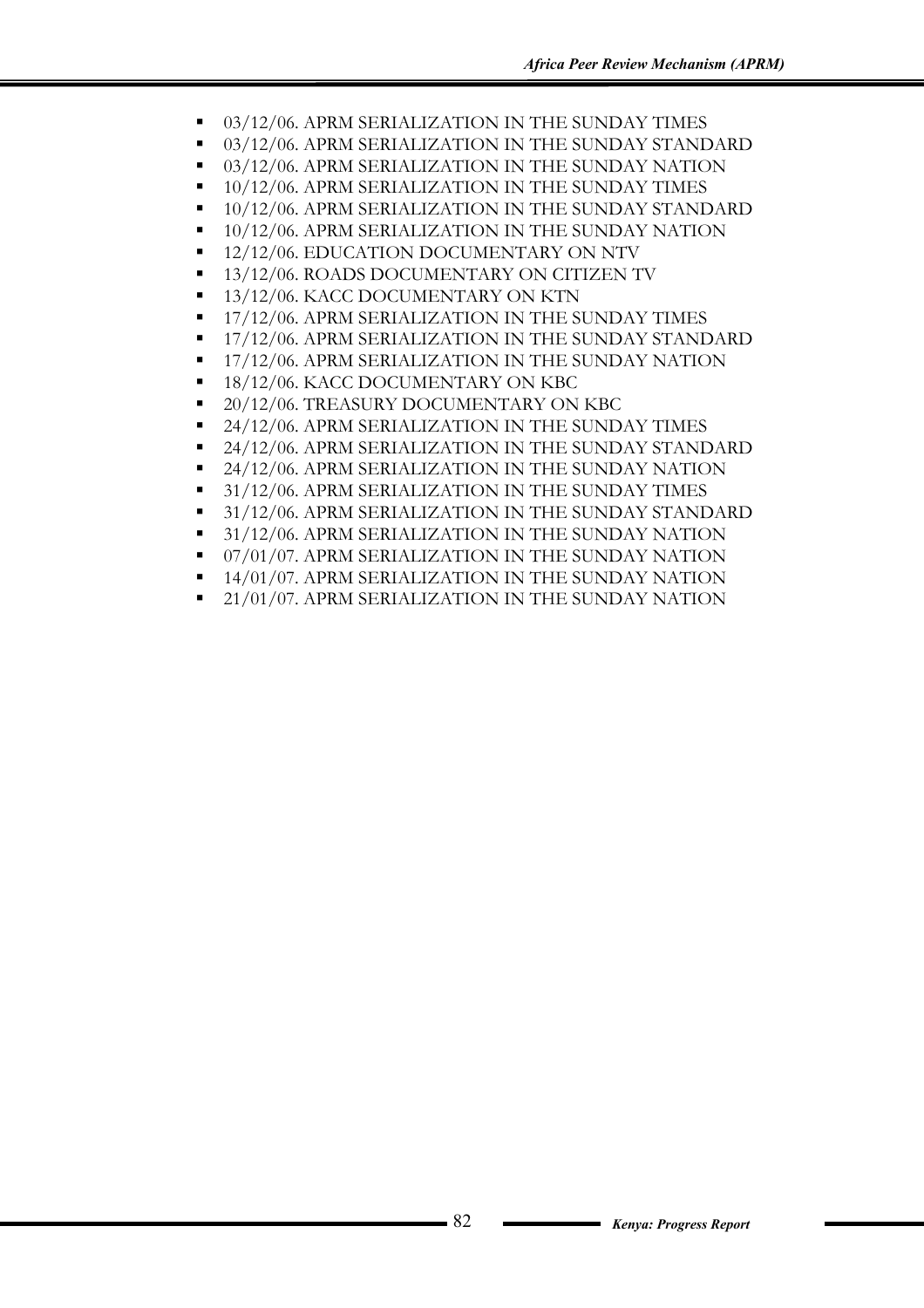- 03/12/06. APRM SERIALIZATION IN THE SUNDAY TIMES
- 03/12/06. APRM SERIALIZATION IN THE SUNDAY STANDARD
- 03/12/06. APRM SERIALIZATION IN THE SUNDAY NATION
- 10/12/06. APRM SERIALIZATION IN THE SUNDAY TIMES
- 10/12/06. APRM SERIALIZATION IN THE SUNDAY STANDARD
- 10/12/06. APRM SERIALIZATION IN THE SUNDAY NATION
- 12/12/06. EDUCATION DOCUMENTARY ON NTV
- 13/12/06. ROADS DOCUMENTARY ON CITIZEN TV
- 13/12/06. KACC DOCUMENTARY ON KTN
- 17/12/06. APRM SERIALIZATION IN THE SUNDAY TIMES
- 17/12/06. APRM SERIALIZATION IN THE SUNDAY STANDARD
- 17/12/06. APRM SERIALIZATION IN THE SUNDAY NATION
- 18/12/06. KACC DOCUMENTARY ON KBC
- 20/12/06. TREASURY DOCUMENTARY ON KBC
- 24/12/06. APRM SERIALIZATION IN THE SUNDAY TIMES
- 24/12/06. APRM SERIALIZATION IN THE SUNDAY STANDARD
- 24/12/06. APRM SERIALIZATION IN THE SUNDAY NATION
- 31/12/06. APRM SERIALIZATION IN THE SUNDAY TIMES
- 31/12/06. APRM SERIALIZATION IN THE SUNDAY STANDARD
- 31/12/06. APRM SERIALIZATION IN THE SUNDAY NATION
- 07/01/07. APRM SERIALIZATION IN THE SUNDAY NATION
- 14/01/07. APRM SERIALIZATION IN THE SUNDAY NATION
- 21/01/07. APRM SERIALIZATION IN THE SUNDAY NATION